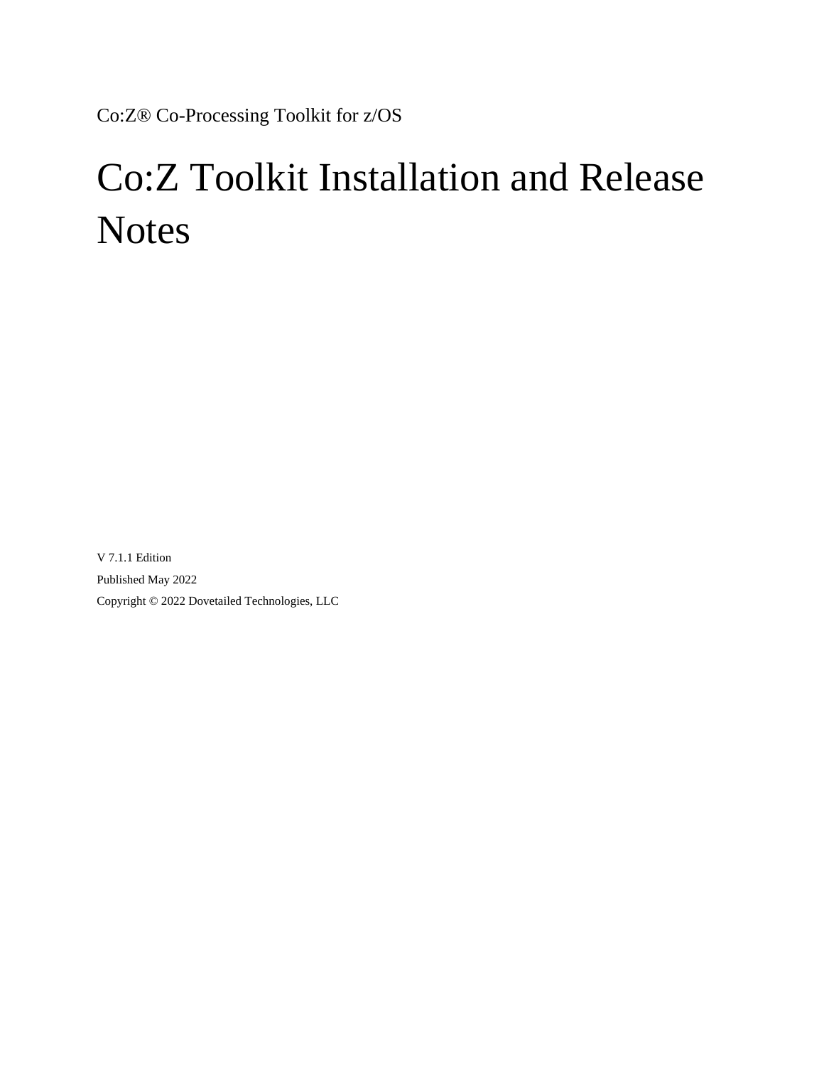Co:Z® Co-Processing Toolkit for z/OS

# Co:Z Toolkit Installation and Release Notes

V 7.1.1 Edition

Published May 2022

Copyright © 2022 Dovetailed Technologies, LLC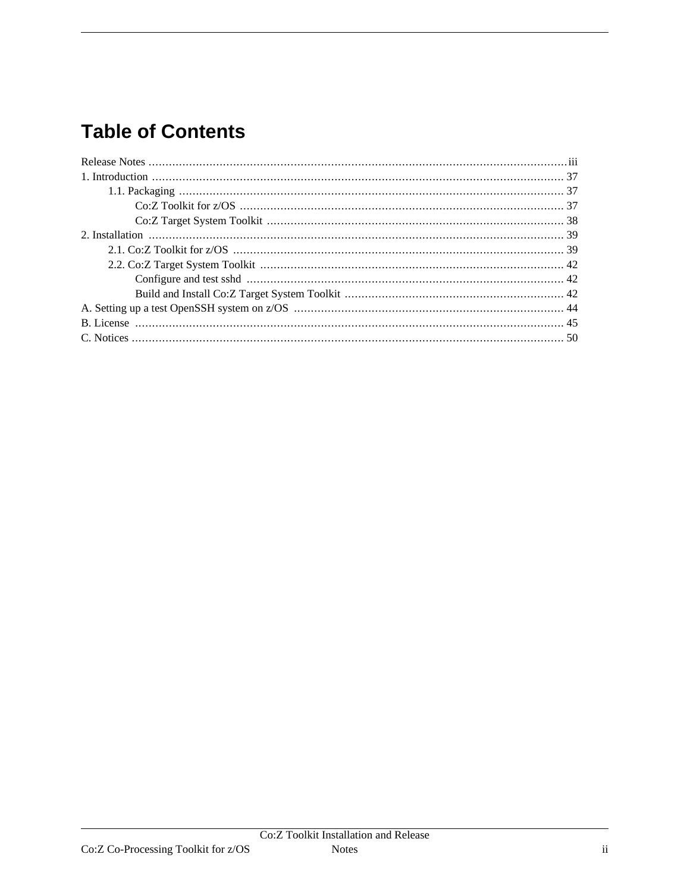# Table of Contents

- Release Notes ... iii
- 1. Introduction ... 37
  - 1.1. Packaging ... 37
    - Co:Z Toolkit for z/OS ... 37
    - Co:Z Target System Toolkit ... 38
- 2. Installation ... 39
  - 2.1. Co:Z Toolkit for z/OS ... 39
  - 2.2. Co:Z Target System Toolkit ... 42
    - Configure and test sshd ... 42
    - Build and Install Co:Z Target System Toolkit ... 42
- A. Setting up a test OpenSSH system on z/OS ... 44
- B. License ... 45
- C. Notices ... 50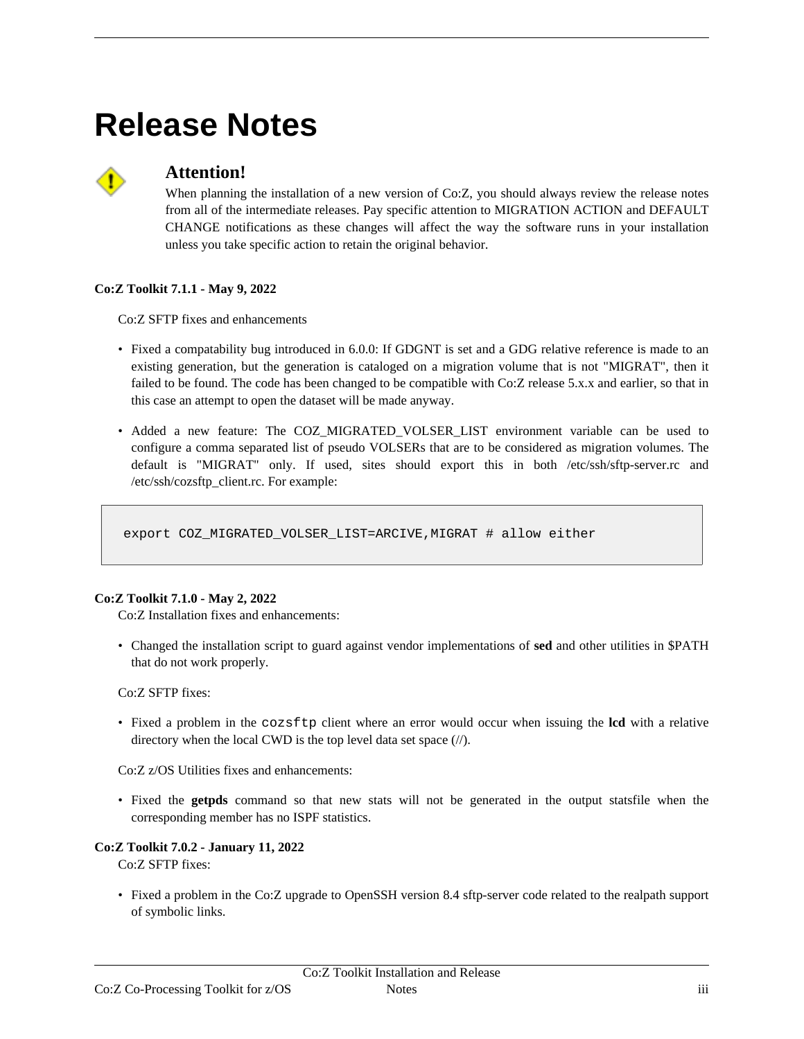# Release Notes

**Attention!**

When planning the installation of a new version of Co:Z, you should always review the release notes from all of the intermediate releases. Pay specific attention to MIGRATION ACTION and DEFAULT CHANGE notifications as these changes will affect the way the software runs in your installation unless you take specific action to retain the original behavior.

**Co:Z Toolkit 7.1.1 - May 9, 2022**

Co:Z SFTP fixes and enhancements

- Fixed a compatability bug introduced in 6.0.0: If GDGNT is set and a GDG relative reference is made to an existing generation, but the generation is cataloged on a migration volume that is not "MIGRAT", then it failed to be found. The code has been changed to be compatible with Co:Z release 5.x.x and earlier, so that in this case an attempt to open the dataset will be made anyway.
- Added a new feature: The COZ_MIGRATED_VOLSER_LIST environment variable can be used to configure a comma separated list of pseudo VOLSERs that are to be considered as migration volumes. The default is "MIGRAT" only. If used, sites should export this in both /etc/ssh/sftp-server.rc and /etc/ssh/cozsftp_client.rc. For example:

```
export COZ_MIGRATED_VOLSER_LIST=ARCIVE,MIGRAT # allow either
```

**Co:Z Toolkit 7.1.0 - May 2, 2022**

Co:Z Installation fixes and enhancements:

- Changed the installation script to guard against vendor implementations of **sed** and other utilities in $PATH that do not work properly.

Co:Z SFTP fixes:

- Fixed a problem in the `cozsftp` client where an error would occur when issuing the **lcd** with a relative directory when the local CWD is the top level data set space (//).

Co:Z z/OS Utilities fixes and enhancements:

- Fixed the **getpds** command so that new stats will not be generated in the output statsfile when the corresponding member has no ISPF statistics.

**Co:Z Toolkit 7.0.2 - January 11, 2022**

Co:Z SFTP fixes:

- Fixed a problem in the Co:Z upgrade to OpenSSH version 8.4 sftp-server code related to the realpath support of symbolic links.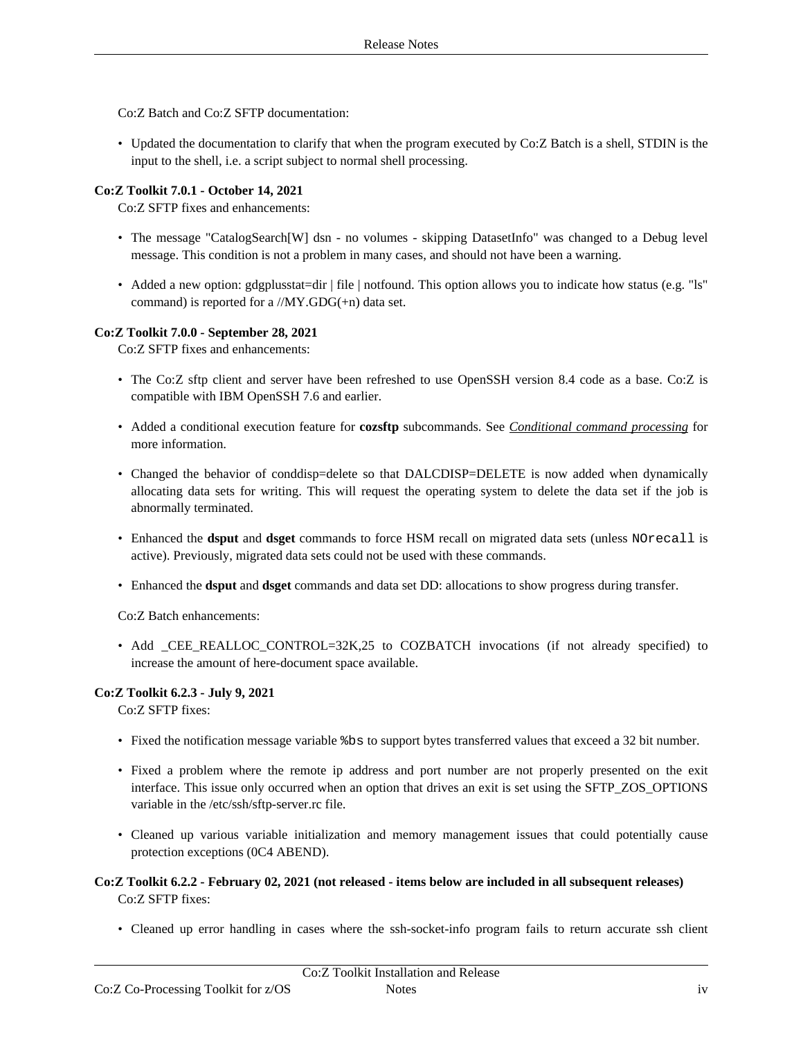Co:Z Batch and Co:Z SFTP documentation:

- Updated the documentation to clarify that when the program executed by Co:Z Batch is a shell, STDIN is the input to the shell, i.e. a script subject to normal shell processing.

**Co:Z Toolkit 7.0.1 - October 14, 2021**

Co:Z SFTP fixes and enhancements:

- The message "CatalogSearch[W] dsn - no volumes - skipping DatasetInfo" was changed to a Debug level message. This condition is not a problem in many cases, and should not have been a warning.
- Added a new option: gdgplusstat=dir | file | notfound. This option allows you to indicate how status (e.g. "ls" command) is reported for a //MY.GDG(+n) data set.

**Co:Z Toolkit 7.0.0 - September 28, 2021**

Co:Z SFTP fixes and enhancements:

- The Co:Z sftp client and server have been refreshed to use OpenSSH version 8.4 code as a base. Co:Z is compatible with IBM OpenSSH 7.6 and earlier.
- Added a conditional execution feature for **cozsftp** subcommands. See *Conditional command processing* for more information.
- Changed the behavior of conddisp=delete so that DALCDISP=DELETE is now added when dynamically allocating data sets for writing. This will request the operating system to delete the data set if the job is abnormally terminated.
- Enhanced the **dsput** and **dsget** commands to force HSM recall on migrated data sets (unless `NOrecall` is active). Previously, migrated data sets could not be used with these commands.
- Enhanced the **dsput** and **dsget** commands and data set DD: allocations to show progress during transfer.

Co:Z Batch enhancements:

- Add _CEE_REALLOC_CONTROL=32K,25 to COZBATCH invocations (if not already specified) to increase the amount of here-document space available.

**Co:Z Toolkit 6.2.3 - July 9, 2021**

Co:Z SFTP fixes:

- Fixed the notification message variable `%bs` to support bytes transferred values that exceed a 32 bit number.
- Fixed a problem where the remote ip address and port number are not properly presented on the exit interface. This issue only occurred when an option that drives an exit is set using the SFTP_ZOS_OPTIONS variable in the /etc/ssh/sftp-server.rc file.
- Cleaned up various variable initialization and memory management issues that could potentially cause protection exceptions (0C4 ABEND).

**Co:Z Toolkit 6.2.2 - February 02, 2021 (not released - items below are included in all subsequent releases)**

Co:Z SFTP fixes:

- Cleaned up error handling in cases where the ssh-socket-info program fails to return accurate ssh client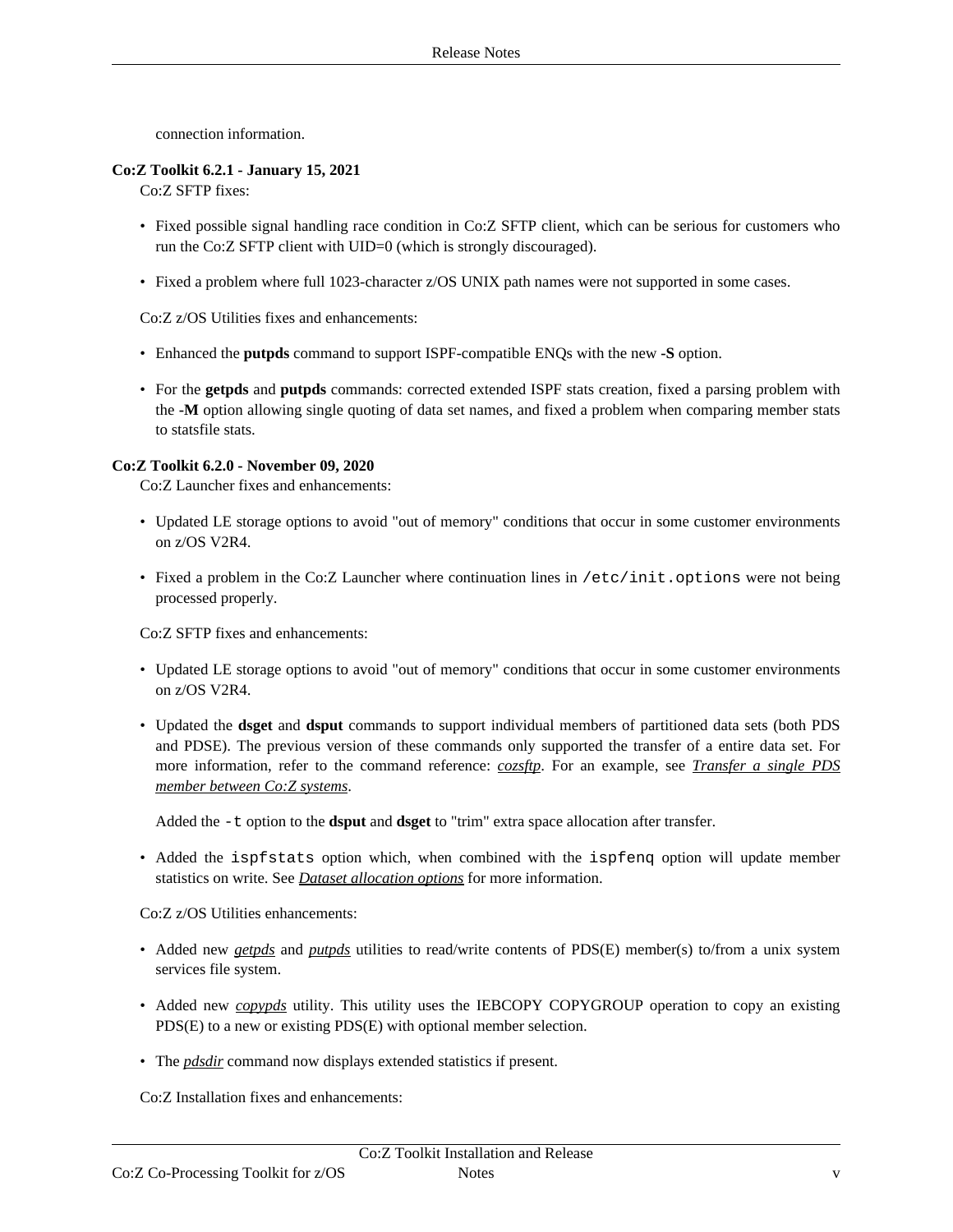connection information.

**Co:Z Toolkit 6.2.1 - January 15, 2021**

Co:Z SFTP fixes:

- Fixed possible signal handling race condition in Co:Z SFTP client, which can be serious for customers who run the Co:Z SFTP client with UID=0 (which is strongly discouraged).
- Fixed a problem where full 1023-character z/OS UNIX path names were not supported in some cases.

Co:Z z/OS Utilities fixes and enhancements:

- Enhanced the **putpds** command to support ISPF-compatible ENQs with the new **-S** option.
- For the **getpds** and **putpds** commands: corrected extended ISPF stats creation, fixed a parsing problem with the **-M** option allowing single quoting of data set names, and fixed a problem when comparing member stats to statsfile stats.

**Co:Z Toolkit 6.2.0 - November 09, 2020**

Co:Z Launcher fixes and enhancements:

- Updated LE storage options to avoid "out of memory" conditions that occur in some customer environments on z/OS V2R4.
- Fixed a problem in the Co:Z Launcher where continuation lines in `/etc/init.options` were not being processed properly.

Co:Z SFTP fixes and enhancements:

- Updated LE storage options to avoid "out of memory" conditions that occur in some customer environments on z/OS V2R4.
- Updated the **dsget** and **dsput** commands to support individual members of partitioned data sets (both PDS and PDSE). The previous version of these commands only supported the transfer of a entire data set. For more information, refer to the command reference: *cozsftp*. For an example, see *Transfer a single PDS member between Co:Z systems*.

  Added the `-t` option to the **dsput** and **dsget** to "trim" extra space allocation after transfer.
- Added the `ispfstats` option which, when combined with the `ispfenq` option will update member statistics on write. See *Dataset allocation options* for more information.

Co:Z z/OS Utilities enhancements:

- Added new *getpds* and *putpds* utilities to read/write contents of PDS(E) member(s) to/from a unix system services file system.
- Added new *copypds* utility. This utility uses the IEBCOPY COPYGROUP operation to copy an existing PDS(E) to a new or existing PDS(E) with optional member selection.
- The *pdsdir* command now displays extended statistics if present.

Co:Z Installation fixes and enhancements: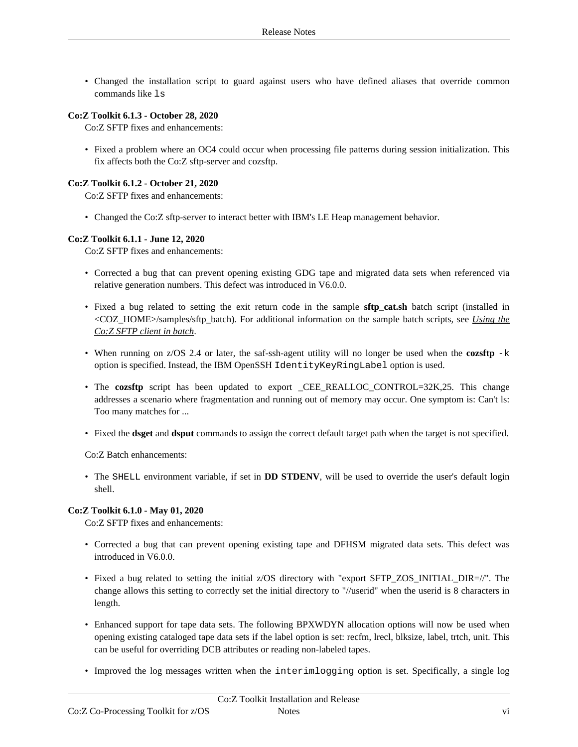- Changed the installation script to guard against users who have defined aliases that override common commands like `ls`

**Co:Z Toolkit 6.1.3 - October 28, 2020**

Co:Z SFTP fixes and enhancements:

- Fixed a problem where an OC4 could occur when processing file patterns during session initialization. This fix affects both the Co:Z sftp-server and cozsftp.

**Co:Z Toolkit 6.1.2 - October 21, 2020**

Co:Z SFTP fixes and enhancements:

- Changed the Co:Z sftp-server to interact better with IBM's LE Heap management behavior.

**Co:Z Toolkit 6.1.1 - June 12, 2020**

Co:Z SFTP fixes and enhancements:

- Corrected a bug that can prevent opening existing GDG tape and migrated data sets when referenced via relative generation numbers. This defect was introduced in V6.0.0.
- Fixed a bug related to setting the exit return code in the sample **sftp_cat.sh** batch script (installed in <COZ_HOME>/samples/sftp_batch). For additional information on the sample batch scripts, see *Using the Co:Z SFTP client in batch*.
- When running on z/OS 2.4 or later, the saf-ssh-agent utility will no longer be used when the **cozsftp** `-k` option is specified. Instead, the IBM OpenSSH `IdentityKeyRingLabel` option is used.
- The **cozsftp** script has been updated to export _CEE_REALLOC_CONTROL=32K,25. This change addresses a scenario where fragmentation and running out of memory may occur. One symptom is: Can't ls: Too many matches for ...
- Fixed the **dsget** and **dsput** commands to assign the correct default target path when the target is not specified.

Co:Z Batch enhancements:

- The `SHELL` environment variable, if set in **DD STDENV**, will be used to override the user's default login shell.

**Co:Z Toolkit 6.1.0 - May 01, 2020**

Co:Z SFTP fixes and enhancements:

- Corrected a bug that can prevent opening existing tape and DFHSM migrated data sets. This defect was introduced in V6.0.0.
- Fixed a bug related to setting the initial z/OS directory with "export SFTP_ZOS_INITIAL_DIR=//". The change allows this setting to correctly set the initial directory to "//userid" when the userid is 8 characters in length.
- Enhanced support for tape data sets. The following BPXWDYN allocation options will now be used when opening existing cataloged tape data sets if the label option is set: recfm, lrecl, blksize, label, trtch, unit. This can be useful for overriding DCB attributes or reading non-labeled tapes.
- Improved the log messages written when the `interimlogging` option is set. Specifically, a single log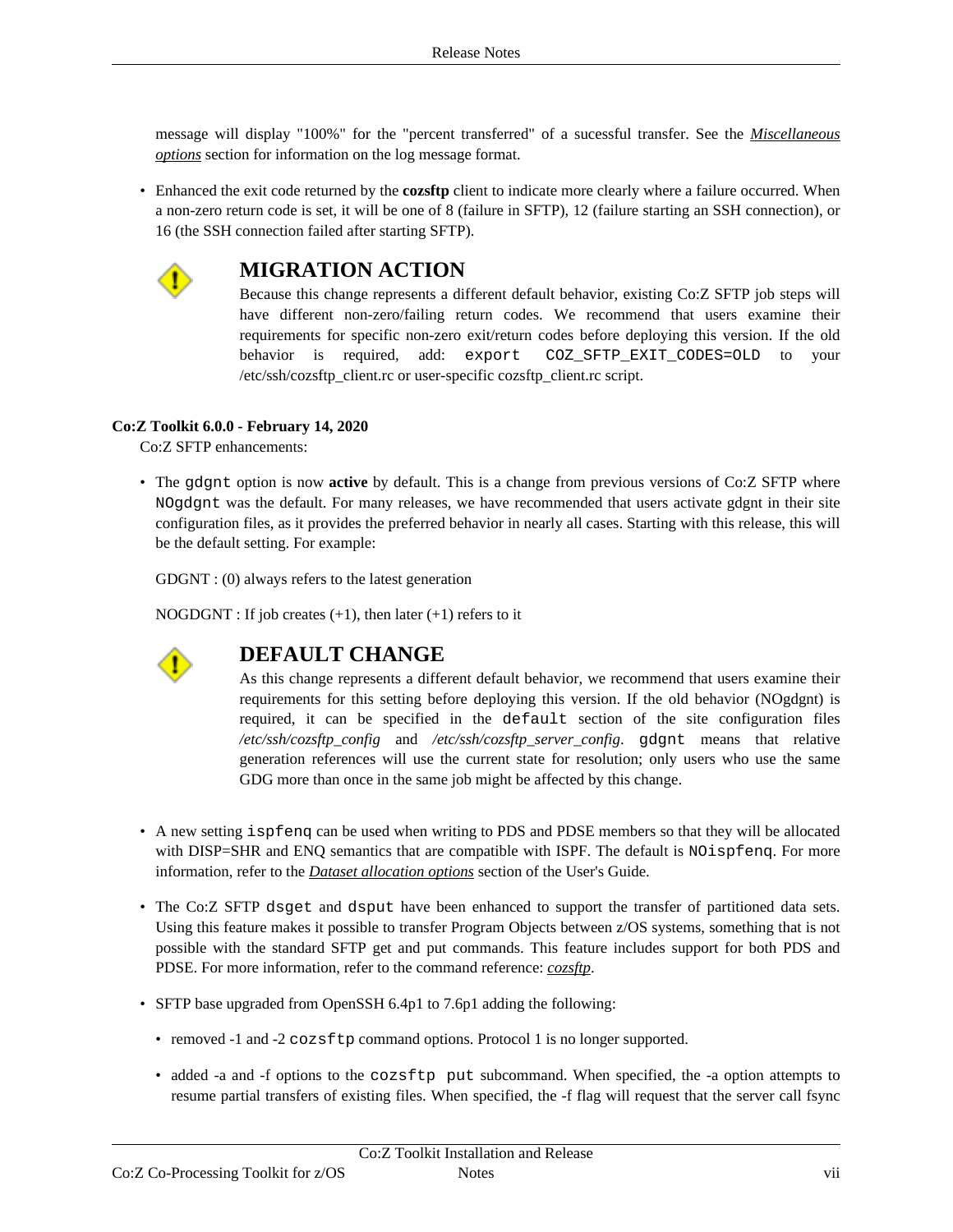message will display "100%" for the "percent transferred" of a sucessful transfer. See the *Miscellaneous options* section for information on the log message format.

- Enhanced the exit code returned by the **cozsftp** client to indicate more clearly where a failure occurred. When a non-zero return code is set, it will be one of 8 (failure in SFTP), 12 (failure starting an SSH connection), or 16 (the SSH connection failed after starting SFTP).

  ### MIGRATION ACTION

  Because this change represents a different default behavior, existing Co:Z SFTP job steps will have different non-zero/failing return codes. We recommend that users examine their requirements for specific non-zero exit/return codes before deploying this version. If the old behavior is required, add: `export COZ_SFTP_EXIT_CODES=OLD` to your /etc/ssh/cozsftp_client.rc or user-specific cozsftp_client.rc script.

**Co:Z Toolkit 6.0.0 - February 14, 2020**

Co:Z SFTP enhancements:

- The `gdgnt` option is now **active** by default. This is a change from previous versions of Co:Z SFTP where `NOgdgnt` was the default. For many releases, we have recommended that users activate gdgnt in their site configuration files, as it provides the preferred behavior in nearly all cases. Starting with this release, this will be the default setting. For example:

  GDGNT : (0) always refers to the latest generation

  NOGDGNT : If job creates (+1), then later (+1) refers to it

  ### DEFAULT CHANGE

  As this change represents a different default behavior, we recommend that users examine their requirements for this setting before deploying this version. If the old behavior (NOgdgnt) is required, it can be specified in the `default` section of the site configuration files */etc/ssh/cozsftp_config* and */etc/ssh/cozsftp_server_config*. `gdgnt` means that relative generation references will use the current state for resolution; only users who use the same GDG more than once in the same job might be affected by this change.

- A new setting `ispfenq` can be used when writing to PDS and PDSE members so that they will be allocated with DISP=SHR and ENQ semantics that are compatible with ISPF. The default is `NOispfenq`. For more information, refer to the *Dataset allocation options* section of the User's Guide.

- The Co:Z SFTP `dsget` and `dsput` have been enhanced to support the transfer of partitioned data sets. Using this feature makes it possible to transfer Program Objects between z/OS systems, something that is not possible with the standard SFTP get and put commands. This feature includes support for both PDS and PDSE. For more information, refer to the command reference: *cozsftp*.

- SFTP base upgraded from OpenSSH 6.4p1 to 7.6p1 adding the following:

  - removed -1 and -2 `cozsftp` command options. Protocol 1 is no longer supported.

  - added -a and -f options to the `cozsftp put` subcommand. When specified, the -a option attempts to resume partial transfers of existing files. When specified, the -f flag will request that the server call fsync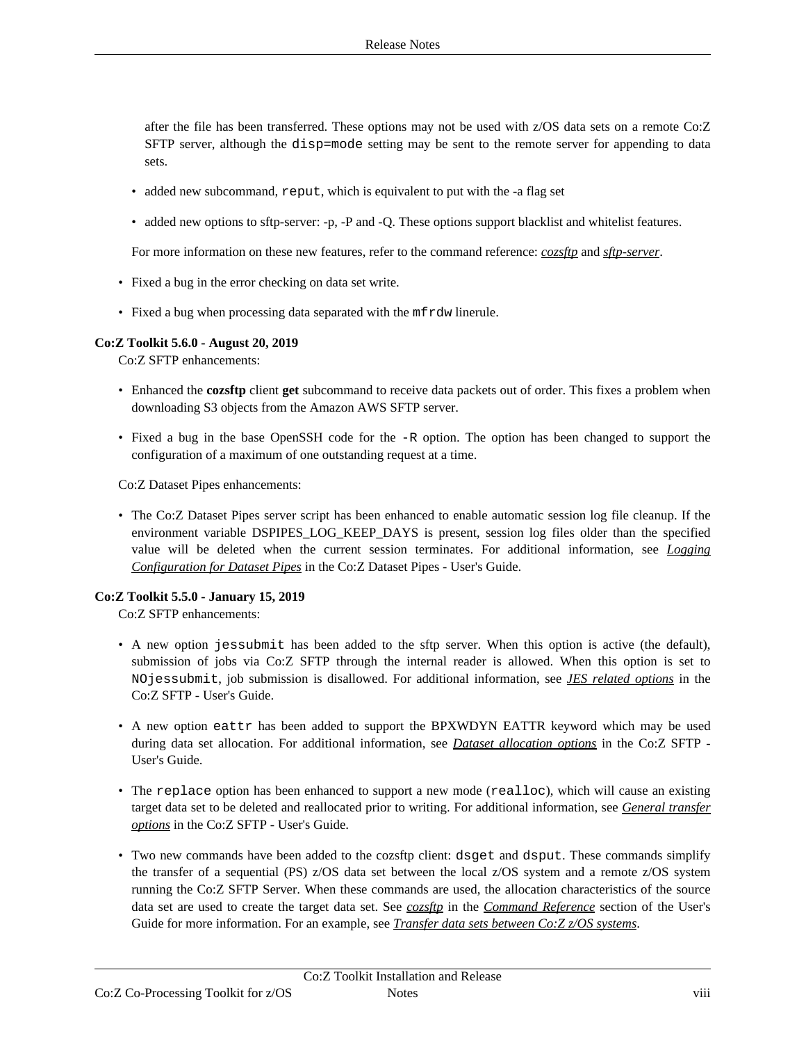after the file has been transferred. These options may not be used with z/OS data sets on a remote Co:Z SFTP server, although the `disp=mode` setting may be sent to the remote server for appending to data sets.

- added new subcommand, `reput`, which is equivalent to put with the -a flag set
- added new options to sftp-server: -p, -P and -Q. These options support blacklist and whitelist features.

For more information on these new features, refer to the command reference: *cozsftp* and *sftp-server*.

- Fixed a bug in the error checking on data set write.
- Fixed a bug when processing data separated with the `mfrdw` linerule.

**Co:Z Toolkit 5.6.0 - August 20, 2019**

Co:Z SFTP enhancements:

- Enhanced the **cozsftp** client **get** subcommand to receive data packets out of order. This fixes a problem when downloading S3 objects from the Amazon AWS SFTP server.
- Fixed a bug in the base OpenSSH code for the `-R` option. The option has been changed to support the configuration of a maximum of one outstanding request at a time.

Co:Z Dataset Pipes enhancements:

- The Co:Z Dataset Pipes server script has been enhanced to enable automatic session log file cleanup. If the environment variable DSPIPES_LOG_KEEP_DAYS is present, session log files older than the specified value will be deleted when the current session terminates. For additional information, see *Logging Configuration for Dataset Pipes* in the Co:Z Dataset Pipes - User's Guide.

**Co:Z Toolkit 5.5.0 - January 15, 2019**

Co:Z SFTP enhancements:

- A new option `jessubmit` has been added to the sftp server. When this option is active (the default), submission of jobs via Co:Z SFTP through the internal reader is allowed. When this option is set to `NOjessubmit`, job submission is disallowed. For additional information, see *JES related options* in the Co:Z SFTP - User's Guide.
- A new option `eattr` has been added to support the BPXWDYN EATTR keyword which may be used during data set allocation. For additional information, see *Dataset allocation options* in the Co:Z SFTP - User's Guide.
- The `replace` option has been enhanced to support a new mode (`realloc`), which will cause an existing target data set to be deleted and reallocated prior to writing. For additional information, see *General transfer options* in the Co:Z SFTP - User's Guide.
- Two new commands have been added to the cozsftp client: `dsget` and `dsput`. These commands simplify the transfer of a sequential (PS) z/OS data set between the local z/OS system and a remote z/OS system running the Co:Z SFTP Server. When these commands are used, the allocation characteristics of the source data set are used to create the target data set. See *cozsftp* in the *Command Reference* section of the User's Guide for more information. For an example, see *Transfer data sets between Co:Z z/OS systems*.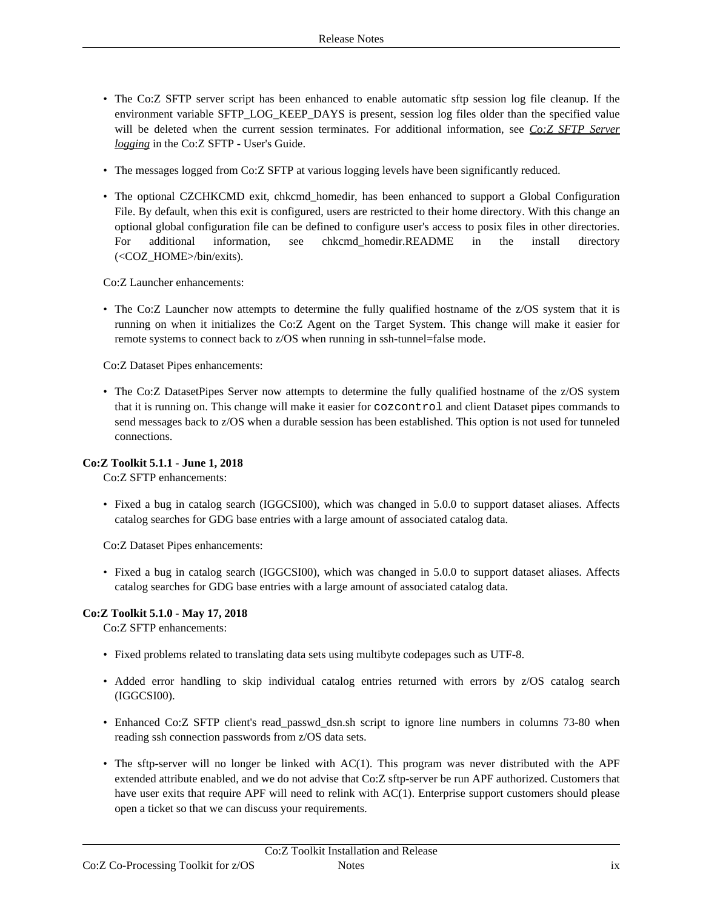- The Co:Z SFTP server script has been enhanced to enable automatic sftp session log file cleanup. If the environment variable SFTP_LOG_KEEP_DAYS is present, session log files older than the specified value will be deleted when the current session terminates. For additional information, see *Co:Z SFTP Server logging* in the Co:Z SFTP - User's Guide.
- The messages logged from Co:Z SFTP at various logging levels have been significantly reduced.
- The optional CZCHKCMD exit, chkcmd_homedir, has been enhanced to support a Global Configuration File. By default, when this exit is configured, users are restricted to their home directory. With this change an optional global configuration file can be defined to configure user's access to posix files in other directories. For additional information, see chkcmd_homedir.README in the install directory (<COZ_HOME>/bin/exits).

Co:Z Launcher enhancements:

- The Co:Z Launcher now attempts to determine the fully qualified hostname of the z/OS system that it is running on when it initializes the Co:Z Agent on the Target System. This change will make it easier for remote systems to connect back to z/OS when running in ssh-tunnel=false mode.

Co:Z Dataset Pipes enhancements:

- The Co:Z DatasetPipes Server now attempts to determine the fully qualified hostname of the z/OS system that it is running on. This change will make it easier for `cozcontrol` and client Dataset pipes commands to send messages back to z/OS when a durable session has been established. This option is not used for tunneled connections.

**Co:Z Toolkit 5.1.1 - June 1, 2018**

Co:Z SFTP enhancements:

- Fixed a bug in catalog search (IGGCSI00), which was changed in 5.0.0 to support dataset aliases. Affects catalog searches for GDG base entries with a large amount of associated catalog data.

Co:Z Dataset Pipes enhancements:

- Fixed a bug in catalog search (IGGCSI00), which was changed in 5.0.0 to support dataset aliases. Affects catalog searches for GDG base entries with a large amount of associated catalog data.

**Co:Z Toolkit 5.1.0 - May 17, 2018**

Co:Z SFTP enhancements:

- Fixed problems related to translating data sets using multibyte codepages such as UTF-8.
- Added error handling to skip individual catalog entries returned with errors by z/OS catalog search (IGGCSI00).
- Enhanced Co:Z SFTP client's read_passwd_dsn.sh script to ignore line numbers in columns 73-80 when reading ssh connection passwords from z/OS data sets.
- The sftp-server will no longer be linked with AC(1). This program was never distributed with the APF extended attribute enabled, and we do not advise that Co:Z sftp-server be run APF authorized. Customers that have user exits that require APF will need to relink with AC(1). Enterprise support customers should please open a ticket so that we can discuss your requirements.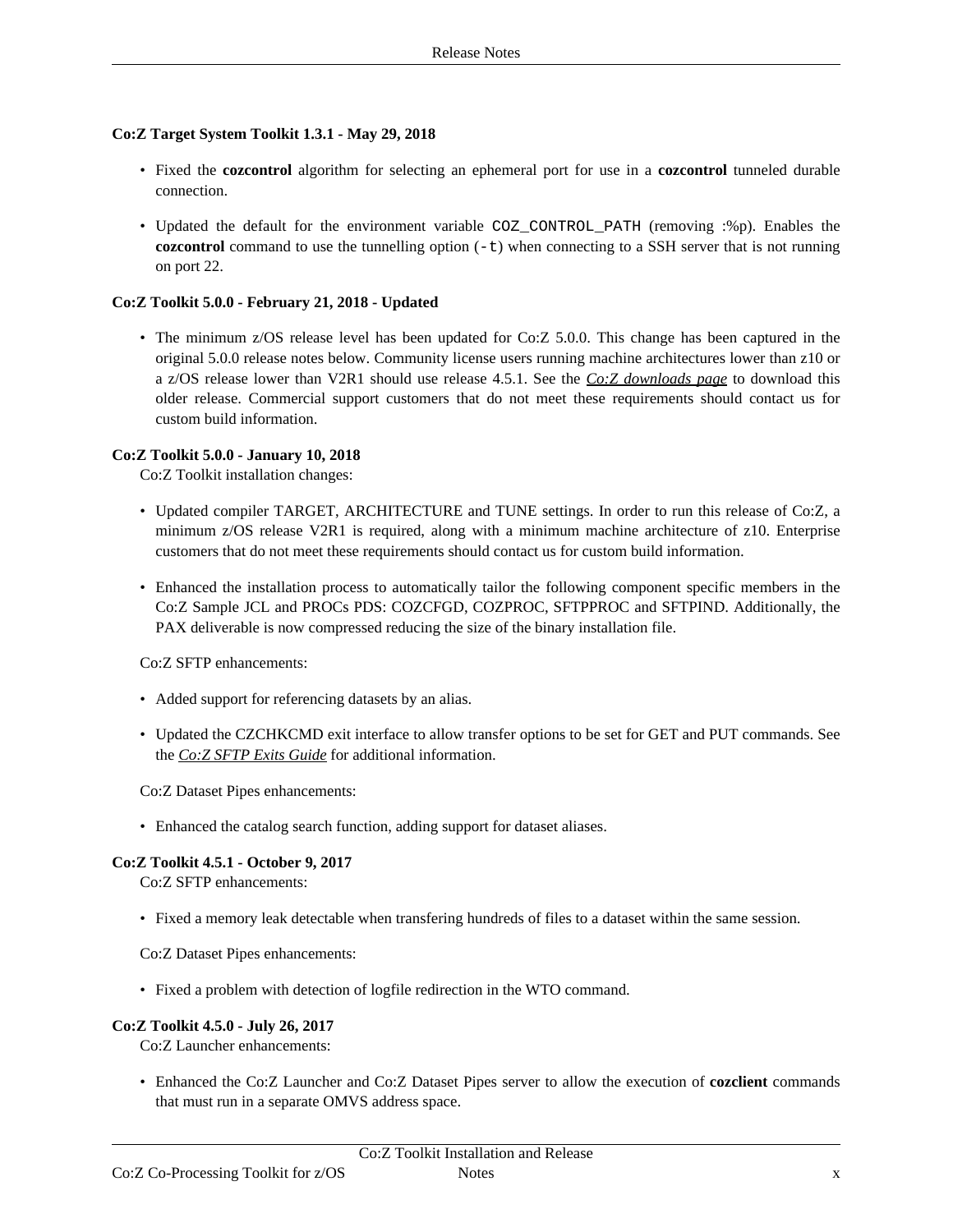**Co:Z Target System Toolkit 1.3.1 - May 29, 2018**

- Fixed the **cozcontrol** algorithm for selecting an ephemeral port for use in a **cozcontrol** tunneled durable connection.
- Updated the default for the environment variable `COZ_CONTROL_PATH` (removing :%p). Enables the **cozcontrol** command to use the tunnelling option (`-t`) when connecting to a SSH server that is not running on port 22.

**Co:Z Toolkit 5.0.0 - February 21, 2018 - Updated**

- The minimum z/OS release level has been updated for Co:Z 5.0.0. This change has been captured in the original 5.0.0 release notes below. Community license users running machine architectures lower than z10 or a z/OS release lower than V2R1 should use release 4.5.1. See the *Co:Z downloads page* to download this older release. Commercial support customers that do not meet these requirements should contact us for custom build information.

**Co:Z Toolkit 5.0.0 - January 10, 2018**

Co:Z Toolkit installation changes:

- Updated compiler TARGET, ARCHITECTURE and TUNE settings. In order to run this release of Co:Z, a minimum z/OS release V2R1 is required, along with a minimum machine architecture of z10. Enterprise customers that do not meet these requirements should contact us for custom build information.
- Enhanced the installation process to automatically tailor the following component specific members in the Co:Z Sample JCL and PROCs PDS: COZCFGD, COZPROC, SFTPPROC and SFTPIND. Additionally, the PAX deliverable is now compressed reducing the size of the binary installation file.

Co:Z SFTP enhancements:

- Added support for referencing datasets by an alias.
- Updated the CZCHKCMD exit interface to allow transfer options to be set for GET and PUT commands. See the *Co:Z SFTP Exits Guide* for additional information.

Co:Z Dataset Pipes enhancements:

- Enhanced the catalog search function, adding support for dataset aliases.

**Co:Z Toolkit 4.5.1 - October 9, 2017**

Co:Z SFTP enhancements:

- Fixed a memory leak detectable when transfering hundreds of files to a dataset within the same session.

Co:Z Dataset Pipes enhancements:

- Fixed a problem with detection of logfile redirection in the WTO command.

**Co:Z Toolkit 4.5.0 - July 26, 2017**

Co:Z Launcher enhancements:

- Enhanced the Co:Z Launcher and Co:Z Dataset Pipes server to allow the execution of **cozclient** commands that must run in a separate OMVS address space.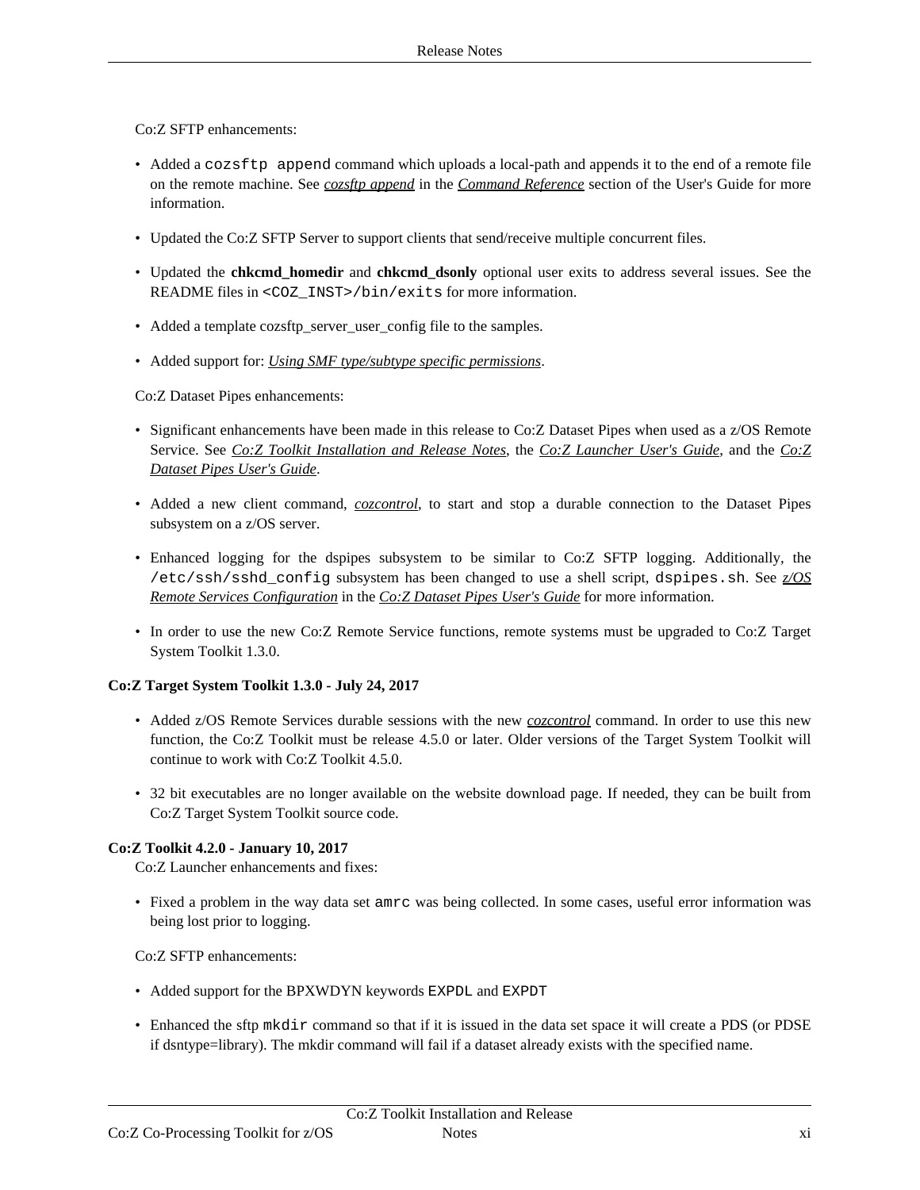Co:Z SFTP enhancements:

- Added a `cozsftp append` command which uploads a local-path and appends it to the end of a remote file on the remote machine. See *cozsftp append* in the *Command Reference* section of the User's Guide for more information.
- Updated the Co:Z SFTP Server to support clients that send/receive multiple concurrent files.
- Updated the **chkcmd_homedir** and **chkcmd_dsonly** optional user exits to address several issues. See the README files in `<COZ_INST>/bin/exits` for more information.
- Added a template cozsftp_server_user_config file to the samples.
- Added support for: *Using SMF type/subtype specific permissions*.

Co:Z Dataset Pipes enhancements:

- Significant enhancements have been made in this release to Co:Z Dataset Pipes when used as a z/OS Remote Service. See *Co:Z Toolkit Installation and Release Notes*, the *Co:Z Launcher User's Guide*, and the *Co:Z Dataset Pipes User's Guide*.
- Added a new client command, *cozcontrol*, to start and stop a durable connection to the Dataset Pipes subsystem on a z/OS server.
- Enhanced logging for the dspipes subsystem to be similar to Co:Z SFTP logging. Additionally, the `/etc/ssh/sshd_config` subsystem has been changed to use a shell script, `dspipes.sh`. See *z/OS Remote Services Configuration* in the *Co:Z Dataset Pipes User's Guide* for more information.
- In order to use the new Co:Z Remote Service functions, remote systems must be upgraded to Co:Z Target System Toolkit 1.3.0.

**Co:Z Target System Toolkit 1.3.0 - July 24, 2017**

- Added z/OS Remote Services durable sessions with the new *cozcontrol* command. In order to use this new function, the Co:Z Toolkit must be release 4.5.0 or later. Older versions of the Target System Toolkit will continue to work with Co:Z Toolkit 4.5.0.
- 32 bit executables are no longer available on the website download page. If needed, they can be built from Co:Z Target System Toolkit source code.

**Co:Z Toolkit 4.2.0 - January 10, 2017**

Co:Z Launcher enhancements and fixes:

- Fixed a problem in the way data set `amrc` was being collected. In some cases, useful error information was being lost prior to logging.

Co:Z SFTP enhancements:

- Added support for the BPXWDYN keywords `EXPDL` and `EXPDT`
- Enhanced the sftp `mkdir` command so that if it is issued in the data set space it will create a PDS (or PDSE if dsntype=library). The mkdir command will fail if a dataset already exists with the specified name.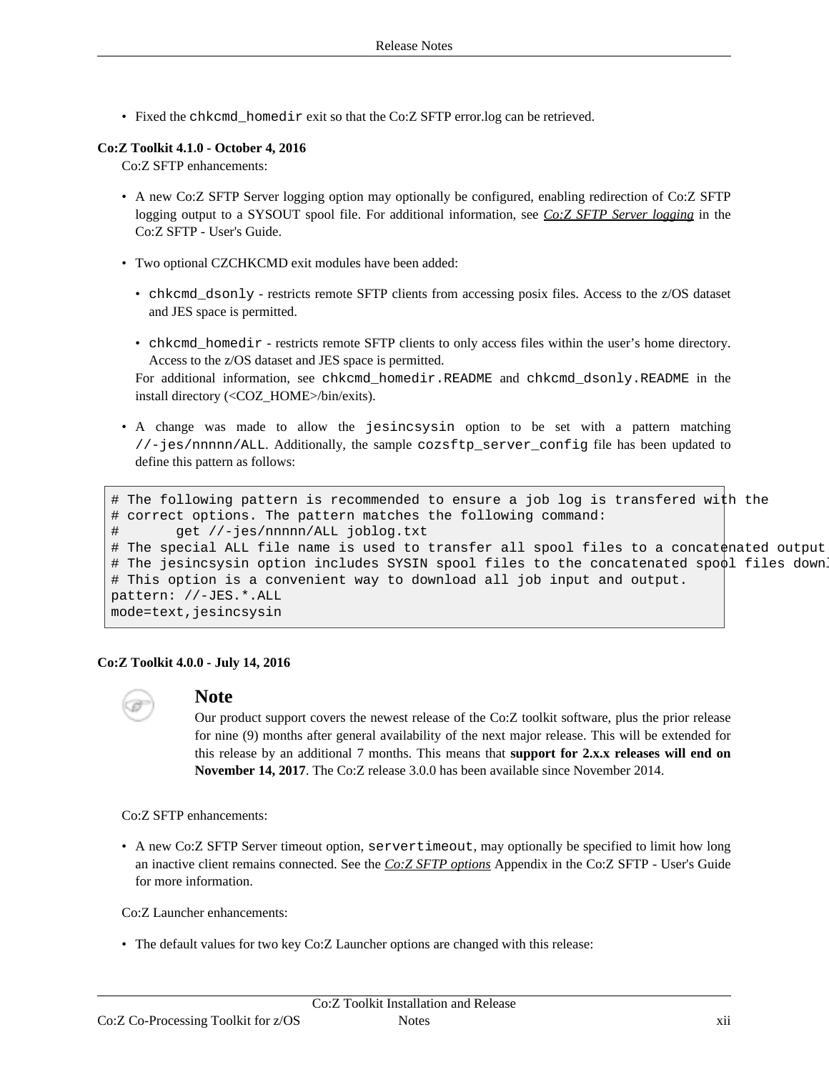- Fixed the `chkcmd_homedir` exit so that the Co:Z SFTP error.log can be retrieved.

**Co:Z Toolkit 4.1.0 - October 4, 2016**

Co:Z SFTP enhancements:

- A new Co:Z SFTP Server logging option may optionally be configured, enabling redirection of Co:Z SFTP logging output to a SYSOUT spool file. For additional information, see *Co:Z SFTP Server logging* in the Co:Z SFTP - User's Guide.
- Two optional CZCHKCMD exit modules have been added:
  - `chkcmd_dsonly` - restricts remote SFTP clients from accessing posix files. Access to the z/OS dataset and JES space is permitted.
  - `chkcmd_homedir` - restricts remote SFTP clients to only access files within the user's home directory. Access to the z/OS dataset and JES space is permitted.

  For additional information, see `chkcmd_homedir.README` and `chkcmd_dsonly.README` in the install directory (<COZ_HOME>/bin/exits).
- A change was made to allow the `jesincsysin` option to be set with a pattern matching `//-jes/nnnnn/ALL`. Additionally, the sample `cozsftp_server_config` file has been updated to define this pattern as follows:

```
# The following pattern is recommended to ensure a job log is transfered with the
# correct options. The pattern matches the following command:
#       get //-jes/nnnnn/ALL joblog.txt
# The special ALL file name is used to transfer all spool files to a concatenated output
# The jesincsysin option includes SYSIN spool files to the concatenated spool files downl
# This option is a convenient way to download all job input and output.
pattern: //-JES.*.ALL
mode=text,jesincsysin
```

**Co:Z Toolkit 4.0.0 - July 14, 2016**

> **Note**
>
> Our product support covers the newest release of the Co:Z toolkit software, plus the prior release for nine (9) months after general availability of the next major release. This will be extended for this release by an additional 7 months. This means that **support for 2.x.x releases will end on November 14, 2017**. The Co:Z release 3.0.0 has been available since November 2014.

Co:Z SFTP enhancements:

- A new Co:Z SFTP Server timeout option, `servertimeout`, may optionally be specified to limit how long an inactive client remains connected. See the *Co:Z SFTP options* Appendix in the Co:Z SFTP - User's Guide for more information.

Co:Z Launcher enhancements:

- The default values for two key Co:Z Launcher options are changed with this release: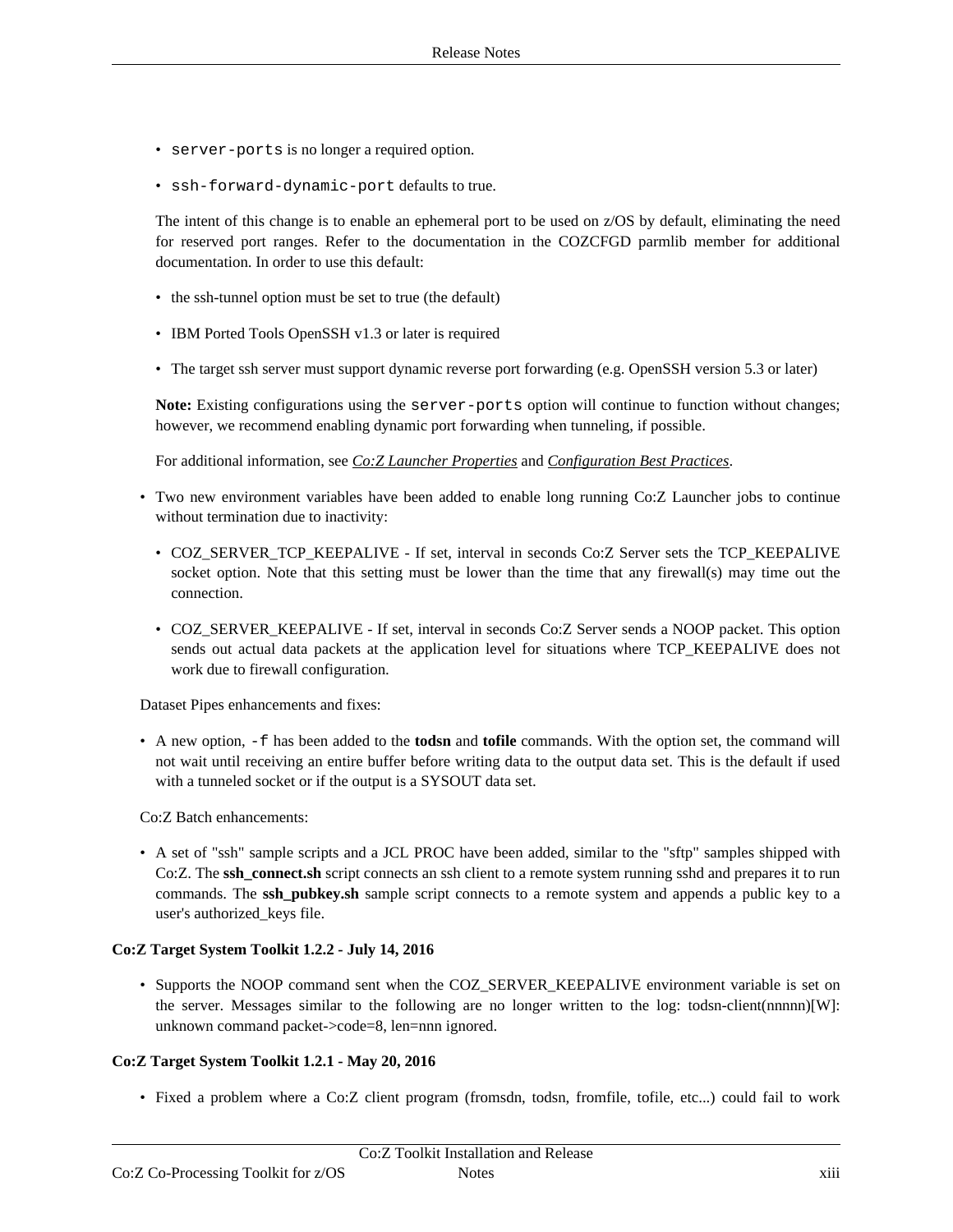- `server-ports` is no longer a required option.
- `ssh-forward-dynamic-port` defaults to true.

  The intent of this change is to enable an ephemeral port to be used on z/OS by default, eliminating the need for reserved port ranges. Refer to the documentation in the COZCFGD parmlib member for additional documentation. In order to use this default:

  - the ssh-tunnel option must be set to true (the default)
  - IBM Ported Tools OpenSSH v1.3 or later is required
  - The target ssh server must support dynamic reverse port forwarding (e.g. OpenSSH version 5.3 or later)

  **Note:** Existing configurations using the `server-ports` option will continue to function without changes; however, we recommend enabling dynamic port forwarding when tunneling, if possible.

  For additional information, see *Co:Z Launcher Properties* and *Configuration Best Practices*.

- Two new environment variables have been added to enable long running Co:Z Launcher jobs to continue without termination due to inactivity:
  - COZ_SERVER_TCP_KEEPALIVE - If set, interval in seconds Co:Z Server sets the TCP_KEEPALIVE socket option. Note that this setting must be lower than the time that any firewall(s) may time out the connection.
  - COZ_SERVER_KEEPALIVE - If set, interval in seconds Co:Z Server sends a NOOP packet. This option sends out actual data packets at the application level for situations where TCP_KEEPALIVE does not work due to firewall configuration.

Dataset Pipes enhancements and fixes:

- A new option, `-f` has been added to the **todsn** and **tofile** commands. With the option set, the command will not wait until receiving an entire buffer before writing data to the output data set. This is the default if used with a tunneled socket or if the output is a SYSOUT data set.

Co:Z Batch enhancements:

- A set of "ssh" sample scripts and a JCL PROC have been added, similar to the "sftp" samples shipped with Co:Z. The **ssh_connect.sh** script connects an ssh client to a remote system running sshd and prepares it to run commands. The **ssh_pubkey.sh** sample script connects to a remote system and appends a public key to a user's authorized_keys file.

**Co:Z Target System Toolkit 1.2.2 - July 14, 2016**

- Supports the NOOP command sent when the COZ_SERVER_KEEPALIVE environment variable is set on the server. Messages similar to the following are no longer written to the log: todsn-client(nnnnn)[W]: unknown command packet->code=8, len=nnn ignored.

**Co:Z Target System Toolkit 1.2.1 - May 20, 2016**

- Fixed a problem where a Co:Z client program (fromsdn, todsn, fromfile, tofile, etc...) could fail to work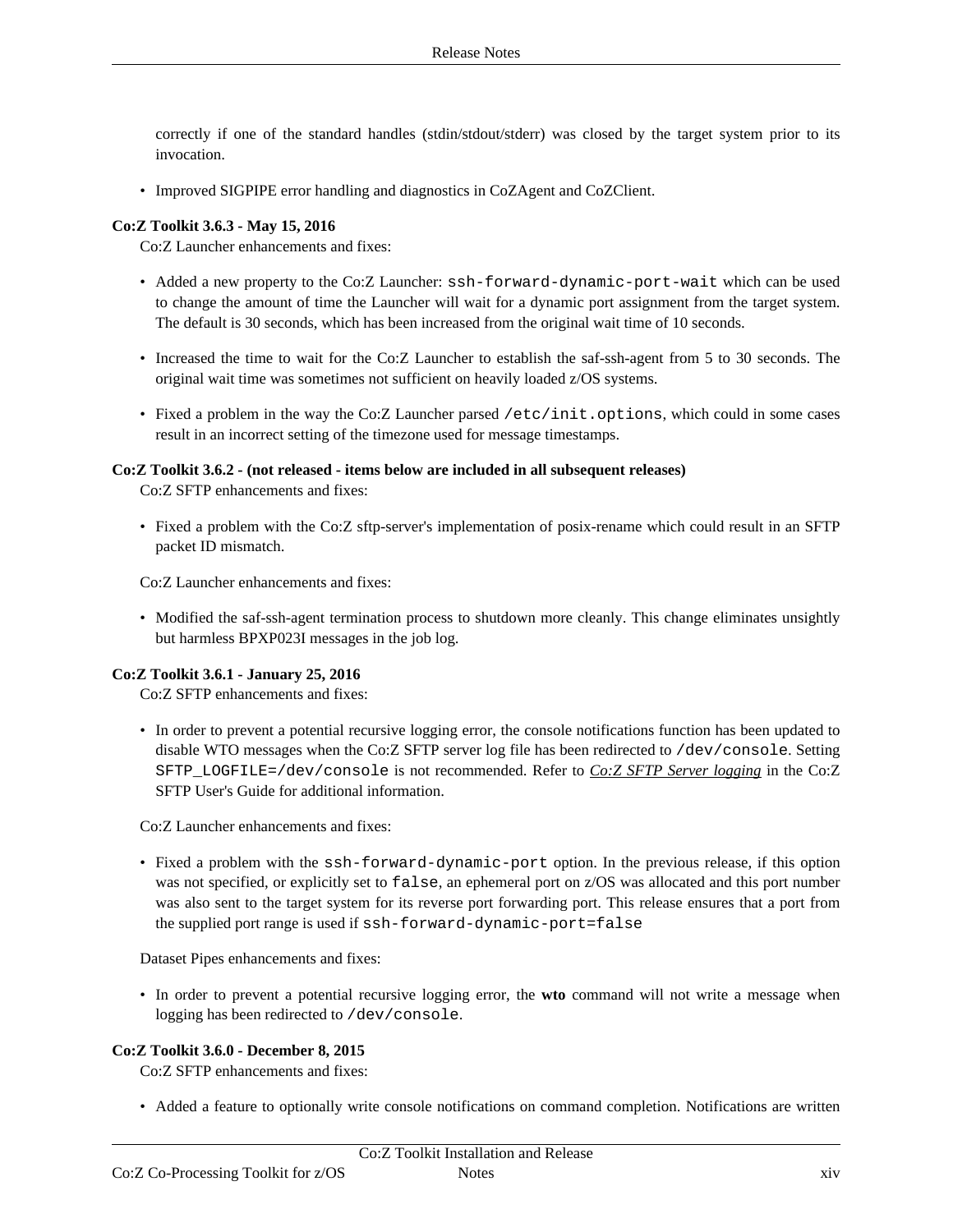correctly if one of the standard handles (stdin/stdout/stderr) was closed by the target system prior to its invocation.

- Improved SIGPIPE error handling and diagnostics in CoZAgent and CoZClient.

**Co:Z Toolkit 3.6.3 - May 15, 2016**

Co:Z Launcher enhancements and fixes:

- Added a new property to the Co:Z Launcher: `ssh-forward-dynamic-port-wait` which can be used to change the amount of time the Launcher will wait for a dynamic port assignment from the target system. The default is 30 seconds, which has been increased from the original wait time of 10 seconds.
- Increased the time to wait for the Co:Z Launcher to establish the saf-ssh-agent from 5 to 30 seconds. The original wait time was sometimes not sufficient on heavily loaded z/OS systems.
- Fixed a problem in the way the Co:Z Launcher parsed `/etc/init.options`, which could in some cases result in an incorrect setting of the timezone used for message timestamps.

**Co:Z Toolkit 3.6.2 - (not released - items below are included in all subsequent releases)**

Co:Z SFTP enhancements and fixes:

- Fixed a problem with the Co:Z sftp-server's implementation of posix-rename which could result in an SFTP packet ID mismatch.

Co:Z Launcher enhancements and fixes:

- Modified the saf-ssh-agent termination process to shutdown more cleanly. This change eliminates unsightly but harmless BPXP023I messages in the job log.

**Co:Z Toolkit 3.6.1 - January 25, 2016**

Co:Z SFTP enhancements and fixes:

- In order to prevent a potential recursive logging error, the console notifications function has been updated to disable WTO messages when the Co:Z SFTP server log file has been redirected to `/dev/console`. Setting `SFTP_LOGFILE=/dev/console` is not recommended. Refer to *Co:Z SFTP Server logging* in the Co:Z SFTP User's Guide for additional information.

Co:Z Launcher enhancements and fixes:

- Fixed a problem with the `ssh-forward-dynamic-port` option. In the previous release, if this option was not specified, or explicitly set to `false`, an ephemeral port on z/OS was allocated and this port number was also sent to the target system for its reverse port forwarding port. This release ensures that a port from the supplied port range is used if `ssh-forward-dynamic-port=false`

Dataset Pipes enhancements and fixes:

- In order to prevent a potential recursive logging error, the **wto** command will not write a message when logging has been redirected to `/dev/console`.

**Co:Z Toolkit 3.6.0 - December 8, 2015**

Co:Z SFTP enhancements and fixes:

- Added a feature to optionally write console notifications on command completion. Notifications are written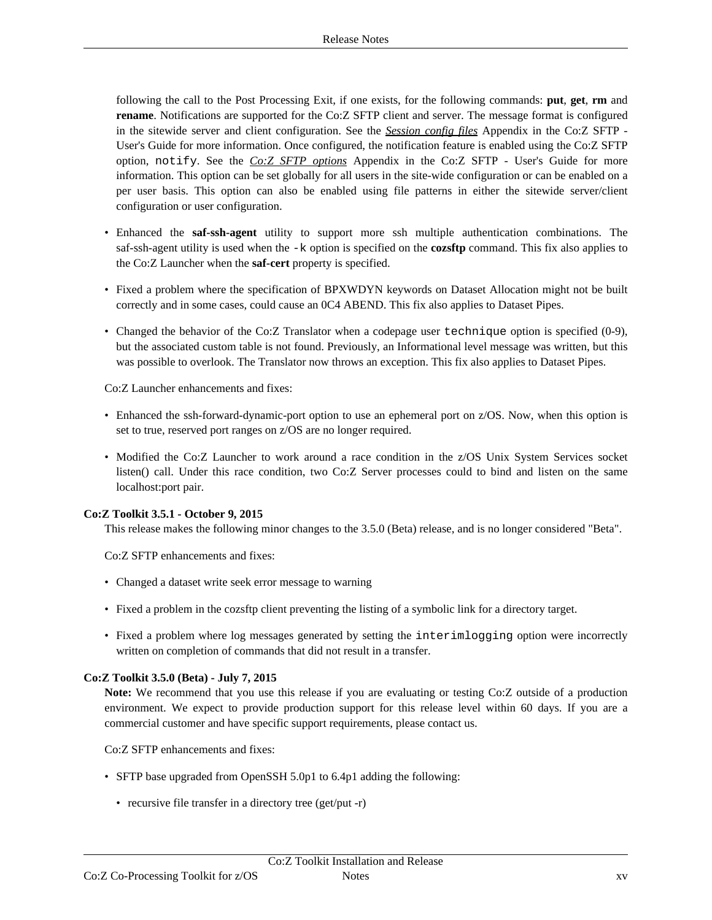following the call to the Post Processing Exit, if one exists, for the following commands: **put**, **get**, **rm** and **rename**. Notifications are supported for the Co:Z SFTP client and server. The message format is configured in the sitewide server and client configuration. See the *Session config files* Appendix in the Co:Z SFTP - User's Guide for more information. Once configured, the notification feature is enabled using the Co:Z SFTP option, `notify`. See the *Co:Z SFTP options* Appendix in the Co:Z SFTP - User's Guide for more information. This option can be set globally for all users in the site-wide configuration or can be enabled on a per user basis. This option can also be enabled using file patterns in either the sitewide server/client configuration or user configuration.

- Enhanced the **saf-ssh-agent** utility to support more ssh multiple authentication combinations. The saf-ssh-agent utility is used when the `-k` option is specified on the **cozsftp** command. This fix also applies to the Co:Z Launcher when the **saf-cert** property is specified.
- Fixed a problem where the specification of BPXWDYN keywords on Dataset Allocation might not be built correctly and in some cases, could cause an 0C4 ABEND. This fix also applies to Dataset Pipes.
- Changed the behavior of the Co:Z Translator when a codepage user `technique` option is specified (0-9), but the associated custom table is not found. Previously, an Informational level message was written, but this was possible to overlook. The Translator now throws an exception. This fix also applies to Dataset Pipes.

Co:Z Launcher enhancements and fixes:

- Enhanced the ssh-forward-dynamic-port option to use an ephemeral port on z/OS. Now, when this option is set to true, reserved port ranges on z/OS are no longer required.
- Modified the Co:Z Launcher to work around a race condition in the z/OS Unix System Services socket listen() call. Under this race condition, two Co:Z Server processes could to bind and listen on the same localhost:port pair.

**Co:Z Toolkit 3.5.1 - October 9, 2015**

This release makes the following minor changes to the 3.5.0 (Beta) release, and is no longer considered "Beta".

Co:Z SFTP enhancements and fixes:

- Changed a dataset write seek error message to warning
- Fixed a problem in the cozsftp client preventing the listing of a symbolic link for a directory target.
- Fixed a problem where log messages generated by setting the `interimlogging` option were incorrectly written on completion of commands that did not result in a transfer.

**Co:Z Toolkit 3.5.0 (Beta) - July 7, 2015**

**Note:** We recommend that you use this release if you are evaluating or testing Co:Z outside of a production environment. We expect to provide production support for this release level within 60 days. If you are a commercial customer and have specific support requirements, please contact us.

Co:Z SFTP enhancements and fixes:

- SFTP base upgraded from OpenSSH 5.0p1 to 6.4p1 adding the following:
  - recursive file transfer in a directory tree (get/put -r)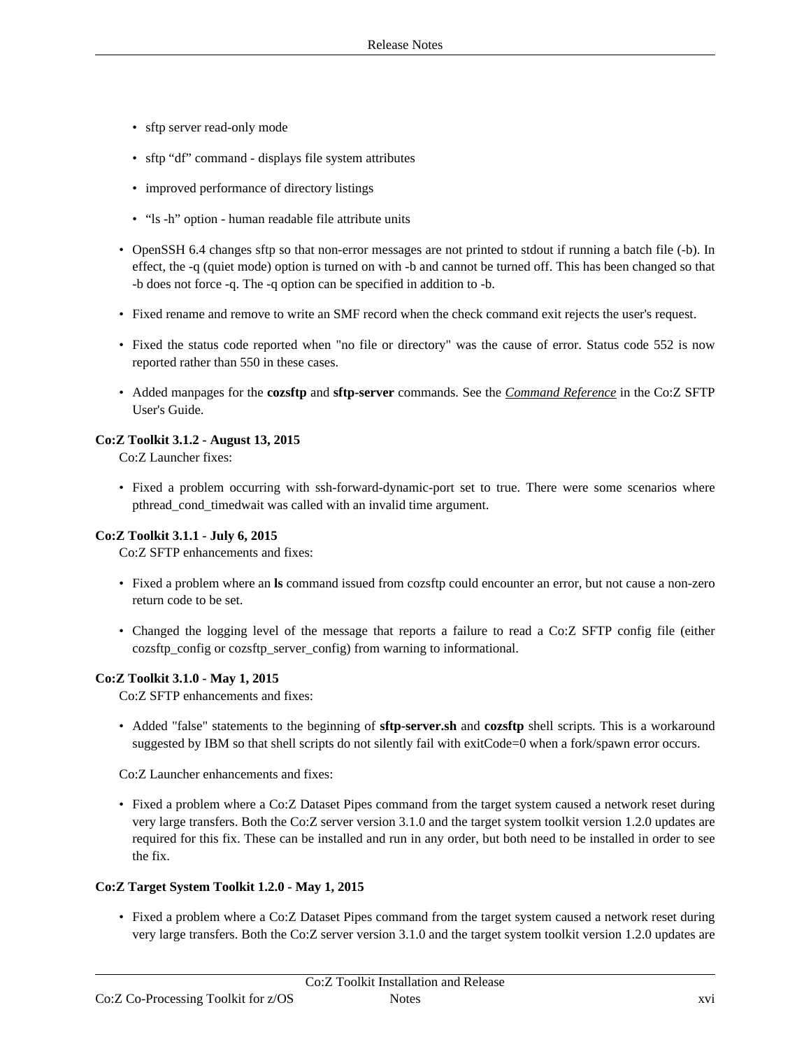- sftp server read-only mode
- sftp “df” command - displays file system attributes
- improved performance of directory listings
- “ls -h” option - human readable file attribute units

- OpenSSH 6.4 changes sftp so that non-error messages are not printed to stdout if running a batch file (-b). In effect, the -q (quiet mode) option is turned on with -b and cannot be turned off. This has been changed so that -b does not force -q. The -q option can be specified in addition to -b.
- Fixed rename and remove to write an SMF record when the check command exit rejects the user's request.
- Fixed the status code reported when "no file or directory" was the cause of error. Status code 552 is now reported rather than 550 in these cases.
- Added manpages for the **cozsftp** and **sftp-server** commands. See the *Command Reference* in the Co:Z SFTP User's Guide.

**Co:Z Toolkit 3.1.2 - August 13, 2015**

Co:Z Launcher fixes:

- Fixed a problem occurring with ssh-forward-dynamic-port set to true. There were some scenarios where pthread_cond_timedwait was called with an invalid time argument.

**Co:Z Toolkit 3.1.1 - July 6, 2015**

Co:Z SFTP enhancements and fixes:

- Fixed a problem where an **ls** command issued from cozsftp could encounter an error, but not cause a non-zero return code to be set.
- Changed the logging level of the message that reports a failure to read a Co:Z SFTP config file (either cozsftp_config or cozsftp_server_config) from warning to informational.

**Co:Z Toolkit 3.1.0 - May 1, 2015**

Co:Z SFTP enhancements and fixes:

- Added "false" statements to the beginning of **sftp-server.sh** and **cozsftp** shell scripts. This is a workaround suggested by IBM so that shell scripts do not silently fail with exitCode=0 when a fork/spawn error occurs.

Co:Z Launcher enhancements and fixes:

- Fixed a problem where a Co:Z Dataset Pipes command from the target system caused a network reset during very large transfers. Both the Co:Z server version 3.1.0 and the target system toolkit version 1.2.0 updates are required for this fix. These can be installed and run in any order, but both need to be installed in order to see the fix.

**Co:Z Target System Toolkit 1.2.0 - May 1, 2015**

- Fixed a problem where a Co:Z Dataset Pipes command from the target system caused a network reset during very large transfers. Both the Co:Z server version 3.1.0 and the target system toolkit version 1.2.0 updates are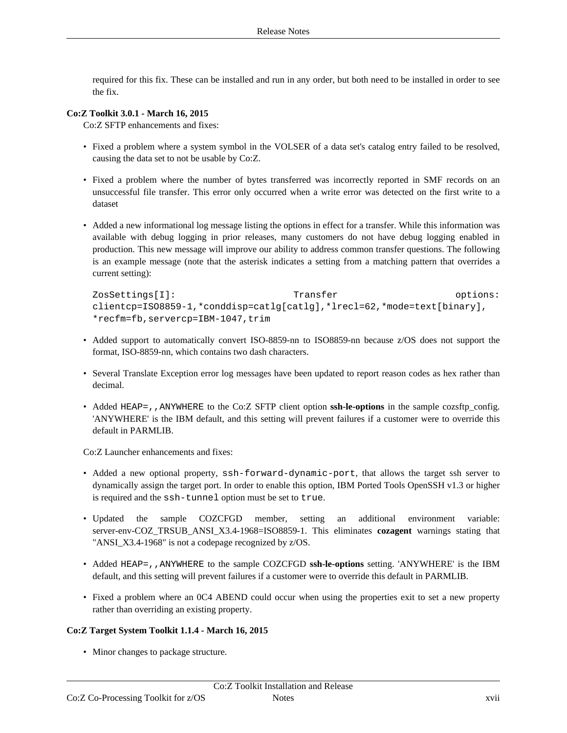required for this fix. These can be installed and run in any order, but both need to be installed in order to see the fix.

**Co:Z Toolkit 3.0.1 - March 16, 2015**

Co:Z SFTP enhancements and fixes:

- Fixed a problem where a system symbol in the VOLSER of a data set's catalog entry failed to be resolved, causing the data set to not be usable by Co:Z.
- Fixed a problem where the number of bytes transferred was incorrectly reported in SMF records on an unsuccessful file transfer. This error only occurred when a write error was detected on the first write to a dataset
- Added a new informational log message listing the options in effect for a transfer. While this information was available with debug logging in prior releases, many customers do not have debug logging enabled in production. This new message will improve our ability to address common transfer questions. The following is an example message (note that the asterisk indicates a setting from a matching pattern that overrides a current setting):

  ```
  ZosSettings[I]: Transfer options:
  clientcp=ISO8859-1,*conddisp=catlg[catlg],*lrecl=62,*mode=text[binary],
  *recfm=fb,servercp=IBM-1047,trim
  ```

- Added support to automatically convert ISO-8859-nn to ISO8859-nn because z/OS does not support the format, ISO-8859-nn, which contains two dash characters.
- Several Translate Exception error log messages have been updated to report reason codes as hex rather than decimal.
- Added `HEAP=,,ANYWHERE` to the Co:Z SFTP client option **ssh-le-options** in the sample cozsftp_config. 'ANYWHERE' is the IBM default, and this setting will prevent failures if a customer were to override this default in PARMLIB.

Co:Z Launcher enhancements and fixes:

- Added a new optional property, `ssh-forward-dynamic-port`, that allows the target ssh server to dynamically assign the target port. In order to enable this option, IBM Ported Tools OpenSSH v1.3 or higher is required and the `ssh-tunnel` option must be set to `true`.
- Updated the sample COZCFGD member, setting an additional environment variable: server-env-COZ_TRSUB_ANSI_X3.4-1968=ISO8859-1. This eliminates **cozagent** warnings stating that "ANSI_X3.4-1968" is not a codepage recognized by z/OS.
- Added `HEAP=,,ANYWHERE` to the sample COZCFGD **ssh-le-options** setting. 'ANYWHERE' is the IBM default, and this setting will prevent failures if a customer were to override this default in PARMLIB.
- Fixed a problem where an 0C4 ABEND could occur when using the properties exit to set a new property rather than overriding an existing property.

**Co:Z Target System Toolkit 1.1.4 - March 16, 2015**

- Minor changes to package structure.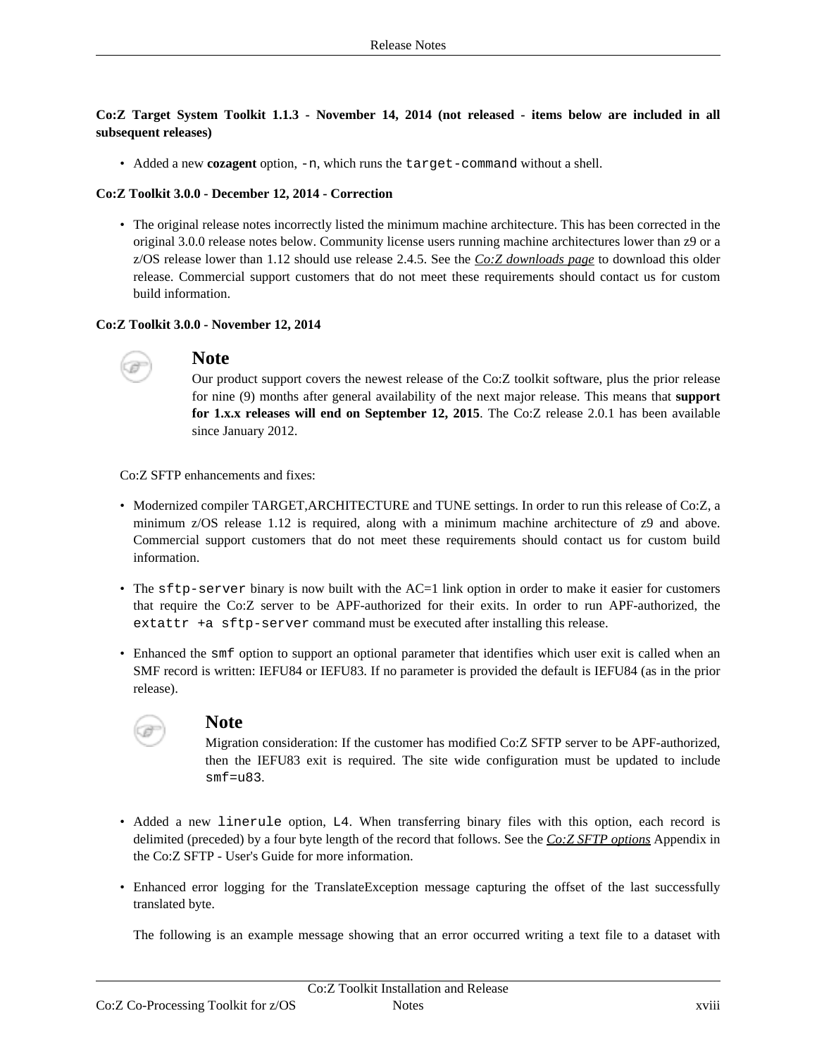**Co:Z Target System Toolkit 1.1.3 - November 14, 2014 (not released - items below are included in all subsequent releases)**

- Added a new **cozagent** option, `-n`, which runs the `target-command` without a shell.

**Co:Z Toolkit 3.0.0 - December 12, 2014 - Correction**

- The original release notes incorrectly listed the minimum machine architecture. This has been corrected in the original 3.0.0 release notes below. Community license users running machine architectures lower than z9 or a z/OS release lower than 1.12 should use release 2.4.5. See the *Co:Z downloads page* to download this older release. Commercial support customers that do not meet these requirements should contact us for custom build information.

**Co:Z Toolkit 3.0.0 - November 12, 2014**

> **Note**
>
> Our product support covers the newest release of the Co:Z toolkit software, plus the prior release for nine (9) months after general availability of the next major release. This means that **support for 1.x.x releases will end on September 12, 2015**. The Co:Z release 2.0.1 has been available since January 2012.

Co:Z SFTP enhancements and fixes:

- Modernized compiler TARGET,ARCHITECTURE and TUNE settings. In order to run this release of Co:Z, a minimum z/OS release 1.12 is required, along with a minimum machine architecture of z9 and above. Commercial support customers that do not meet these requirements should contact us for custom build information.
- The `sftp-server` binary is now built with the AC=1 link option in order to make it easier for customers that require the Co:Z server to be APF-authorized for their exits. In order to run APF-authorized, the `extattr +a sftp-server` command must be executed after installing this release.
- Enhanced the `smf` option to support an optional parameter that identifies which user exit is called when an SMF record is written: IEFU84 or IEFU83. If no parameter is provided the default is IEFU84 (as in the prior release).

  > **Note**
  >
  > Migration consideration: If the customer has modified Co:Z SFTP server to be APF-authorized, then the IEFU83 exit is required. The site wide configuration must be updated to include `smf=u83`.

- Added a new `linerule` option, `L4`. When transferring binary files with this option, each record is delimited (preceded) by a four byte length of the record that follows. See the *Co:Z SFTP options* Appendix in the Co:Z SFTP - User's Guide for more information.
- Enhanced error logging for the TranslateException message capturing the offset of the last successfully translated byte.

  The following is an example message showing that an error occurred writing a text file to a dataset with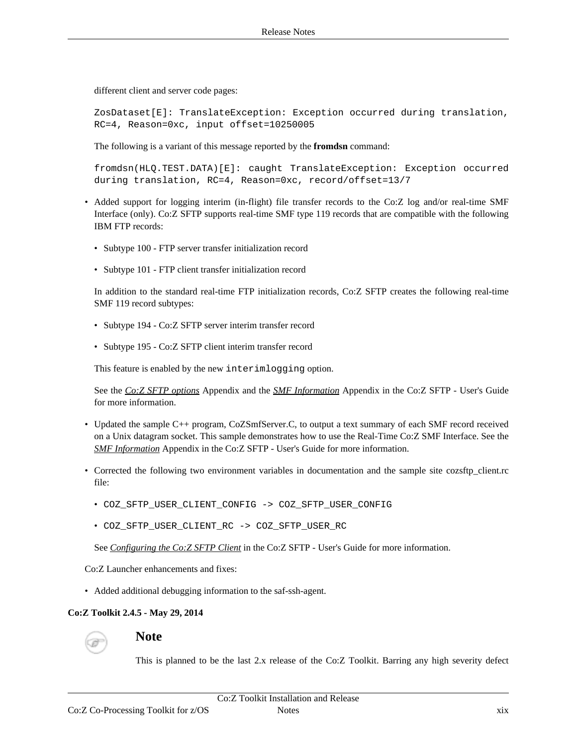different client and server code pages:

```
ZosDataset[E]: TranslateException: Exception occurred during translation,
RC=4, Reason=0xc, input offset=10250005
```

The following is a variant of this message reported by the **fromdsn** command:

```
fromdsn(HLQ.TEST.DATA)[E]: caught TranslateException: Exception occurred
during translation, RC=4, Reason=0xc, record/offset=13/7
```

- Added support for logging interim (in-flight) file transfer records to the Co:Z log and/or real-time SMF Interface (only). Co:Z SFTP supports real-time SMF type 119 records that are compatible with the following IBM FTP records:

  - Subtype 100 - FTP server transfer initialization record
  - Subtype 101 - FTP client transfer initialization record

  In addition to the standard real-time FTP initialization records, Co:Z SFTP creates the following real-time SMF 119 record subtypes:

  - Subtype 194 - Co:Z SFTP server interim transfer record
  - Subtype 195 - Co:Z SFTP client interim transfer record

  This feature is enabled by the new `interimlogging` option.

  See the *Co:Z SFTP options* Appendix and the *SMF Information* Appendix in the Co:Z SFTP - User's Guide for more information.

- Updated the sample C++ program, CoZSmfServer.C, to output a text summary of each SMF record received on a Unix datagram socket. This sample demonstrates how to use the Real-Time Co:Z SMF Interface. See the *SMF Information* Appendix in the Co:Z SFTP - User's Guide for more information.

- Corrected the following two environment variables in documentation and the sample site cozsftp_client.rc file:

  - `COZ_SFTP_USER_CLIENT_CONFIG -> COZ_SFTP_USER_CONFIG`
  - `COZ_SFTP_USER_CLIENT_RC -> COZ_SFTP_USER_RC`

  See *Configuring the Co:Z SFTP Client* in the Co:Z SFTP - User's Guide for more information.

Co:Z Launcher enhancements and fixes:

- Added additional debugging information to the saf-ssh-agent.

**Co:Z Toolkit 2.4.5 - May 29, 2014**

### Note

This is planned to be the last 2.x release of the Co:Z Toolkit. Barring any high severity defect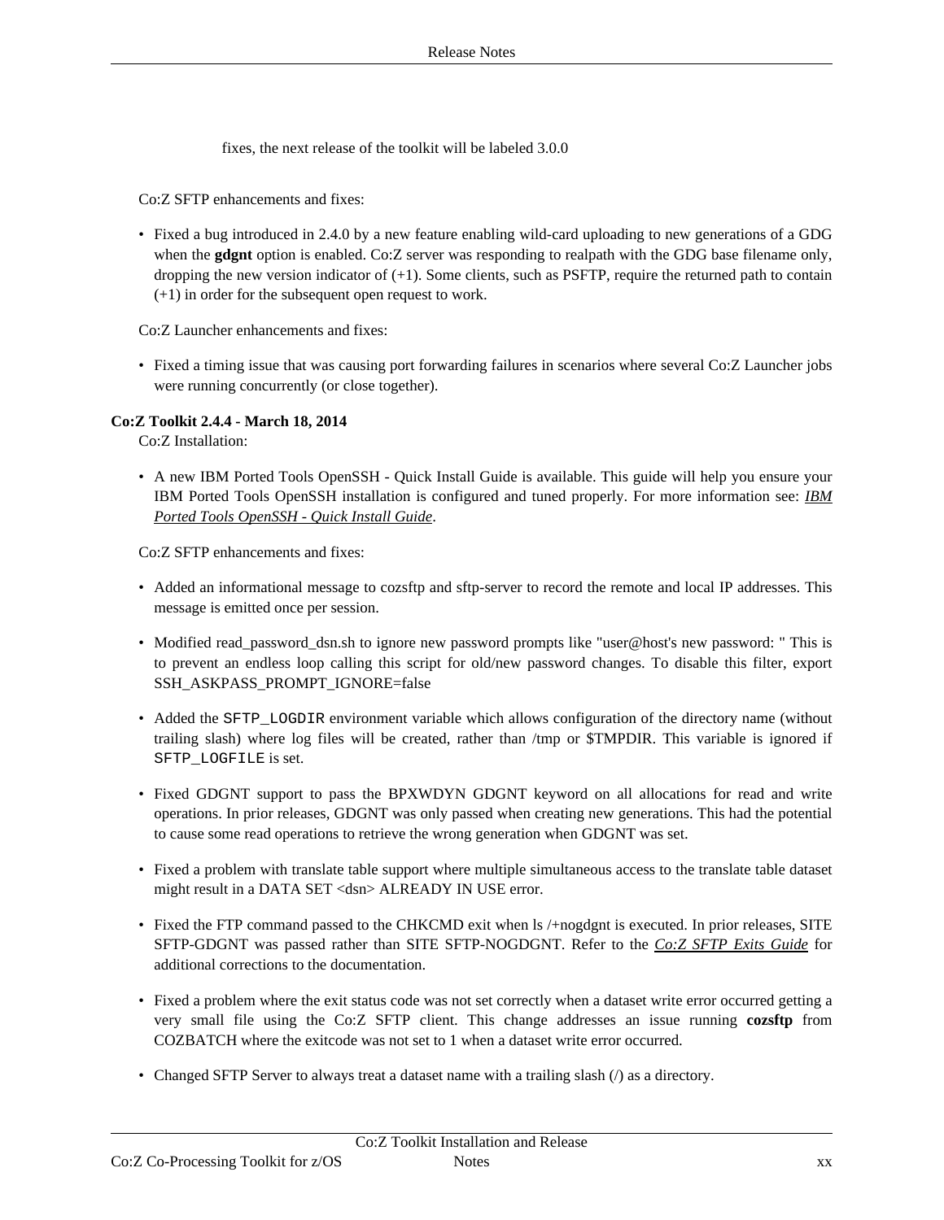fixes, the next release of the toolkit will be labeled 3.0.0

Co:Z SFTP enhancements and fixes:

- Fixed a bug introduced in 2.4.0 by a new feature enabling wild-card uploading to new generations of a GDG when the **gdgnt** option is enabled. Co:Z server was responding to realpath with the GDG base filename only, dropping the new version indicator of (+1). Some clients, such as PSFTP, require the returned path to contain (+1) in order for the subsequent open request to work.

Co:Z Launcher enhancements and fixes:

- Fixed a timing issue that was causing port forwarding failures in scenarios where several Co:Z Launcher jobs were running concurrently (or close together).

**Co:Z Toolkit 2.4.4 - March 18, 2014**

Co:Z Installation:

- A new IBM Ported Tools OpenSSH - Quick Install Guide is available. This guide will help you ensure your IBM Ported Tools OpenSSH installation is configured and tuned properly. For more information see: *IBM Ported Tools OpenSSH - Quick Install Guide*.

Co:Z SFTP enhancements and fixes:

- Added an informational message to cozsftp and sftp-server to record the remote and local IP addresses. This message is emitted once per session.
- Modified read_password_dsn.sh to ignore new password prompts like "user@host's new password: " This is to prevent an endless loop calling this script for old/new password changes. To disable this filter, export SSH_ASKPASS_PROMPT_IGNORE=false
- Added the `SFTP_LOGDIR` environment variable which allows configuration of the directory name (without trailing slash) where log files will be created, rather than /tmp or $TMPDIR. This variable is ignored if `SFTP_LOGFILE` is set.
- Fixed GDGNT support to pass the BPXWDYN GDGNT keyword on all allocations for read and write operations. In prior releases, GDGNT was only passed when creating new generations. This had the potential to cause some read operations to retrieve the wrong generation when GDGNT was set.
- Fixed a problem with translate table support where multiple simultaneous access to the translate table dataset might result in a DATA SET <dsn> ALREADY IN USE error.
- Fixed the FTP command passed to the CHKCMD exit when ls /+nogdgnt is executed. In prior releases, SITE SFTP-GDGNT was passed rather than SITE SFTP-NOGDGNT. Refer to the *Co:Z SFTP Exits Guide* for additional corrections to the documentation.
- Fixed a problem where the exit status code was not set correctly when a dataset write error occurred getting a very small file using the Co:Z SFTP client. This change addresses an issue running **cozsftp** from COZBATCH where the exitcode was not set to 1 when a dataset write error occurred.
- Changed SFTP Server to always treat a dataset name with a trailing slash (/) as a directory.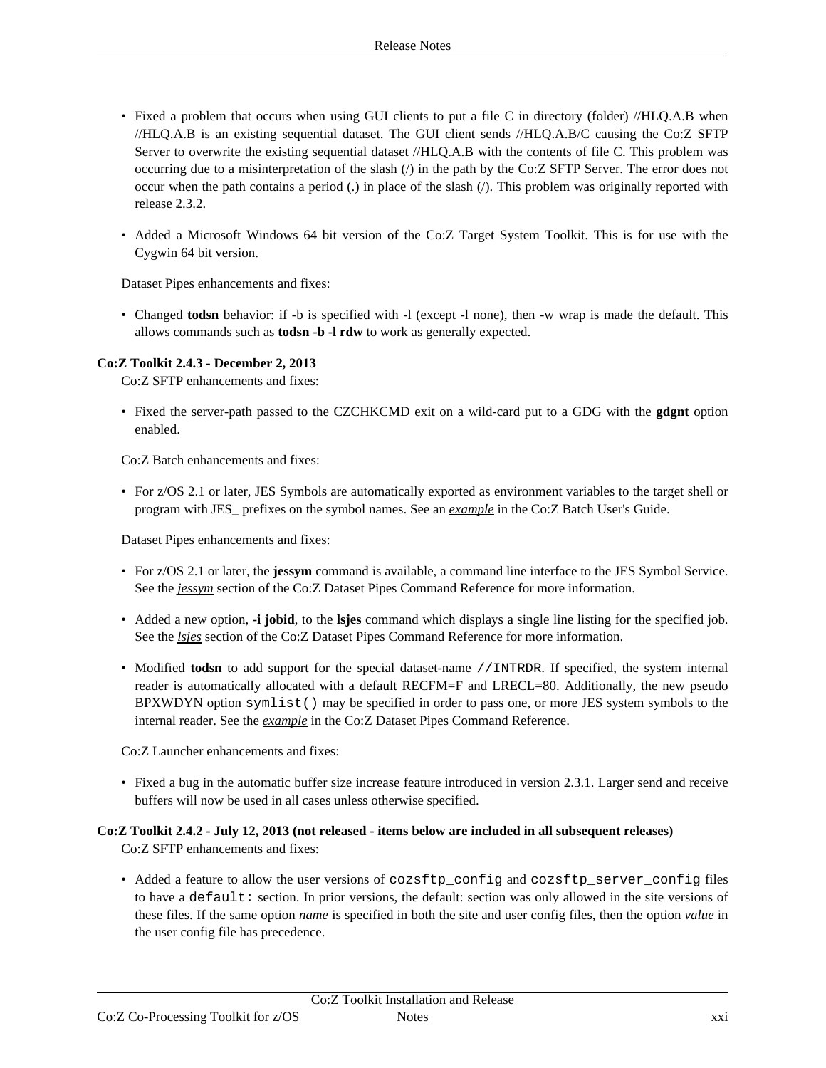- Fixed a problem that occurs when using GUI clients to put a file C in directory (folder) //HLQ.A.B when //HLQ.A.B is an existing sequential dataset. The GUI client sends //HLQ.A.B/C causing the Co:Z SFTP Server to overwrite the existing sequential dataset //HLQ.A.B with the contents of file C. This problem was occurring due to a misinterpretation of the slash (/) in the path by the Co:Z SFTP Server. The error does not occur when the path contains a period (.) in place of the slash (/). This problem was originally reported with release 2.3.2.
- Added a Microsoft Windows 64 bit version of the Co:Z Target System Toolkit. This is for use with the Cygwin 64 bit version.

Dataset Pipes enhancements and fixes:

- Changed **todsn** behavior: if -b is specified with -l (except -l none), then -w wrap is made the default. This allows commands such as **todsn -b -l rdw** to work as generally expected.

**Co:Z Toolkit 2.4.3 - December 2, 2013**

Co:Z SFTP enhancements and fixes:

- Fixed the server-path passed to the CZCHKCMD exit on a wild-card put to a GDG with the **gdgnt** option enabled.

Co:Z Batch enhancements and fixes:

- For z/OS 2.1 or later, JES Symbols are automatically exported as environment variables to the target shell or program with JES_ prefixes on the symbol names. See an *example* in the Co:Z Batch User's Guide.

Dataset Pipes enhancements and fixes:

- For z/OS 2.1 or later, the **jessym** command is available, a command line interface to the JES Symbol Service. See the *jessym* section of the Co:Z Dataset Pipes Command Reference for more information.
- Added a new option, **-i jobid**, to the **lsjes** command which displays a single line listing for the specified job. See the *lsjes* section of the Co:Z Dataset Pipes Command Reference for more information.
- Modified **todsn** to add support for the special dataset-name `//INTRDR`. If specified, the system internal reader is automatically allocated with a default RECFM=F and LRECL=80. Additionally, the new pseudo BPXWDYN option `symlist()` may be specified in order to pass one, or more JES system symbols to the internal reader. See the *example* in the Co:Z Dataset Pipes Command Reference.

Co:Z Launcher enhancements and fixes:

- Fixed a bug in the automatic buffer size increase feature introduced in version 2.3.1. Larger send and receive buffers will now be used in all cases unless otherwise specified.

**Co:Z Toolkit 2.4.2 - July 12, 2013 (not released - items below are included in all subsequent releases)**

Co:Z SFTP enhancements and fixes:

- Added a feature to allow the user versions of `cozsftp_config` and `cozsftp_server_config` files to have a `default:` section. In prior versions, the default: section was only allowed in the site versions of these files. If the same option *name* is specified in both the site and user config files, then the option *value* in the user config file has precedence.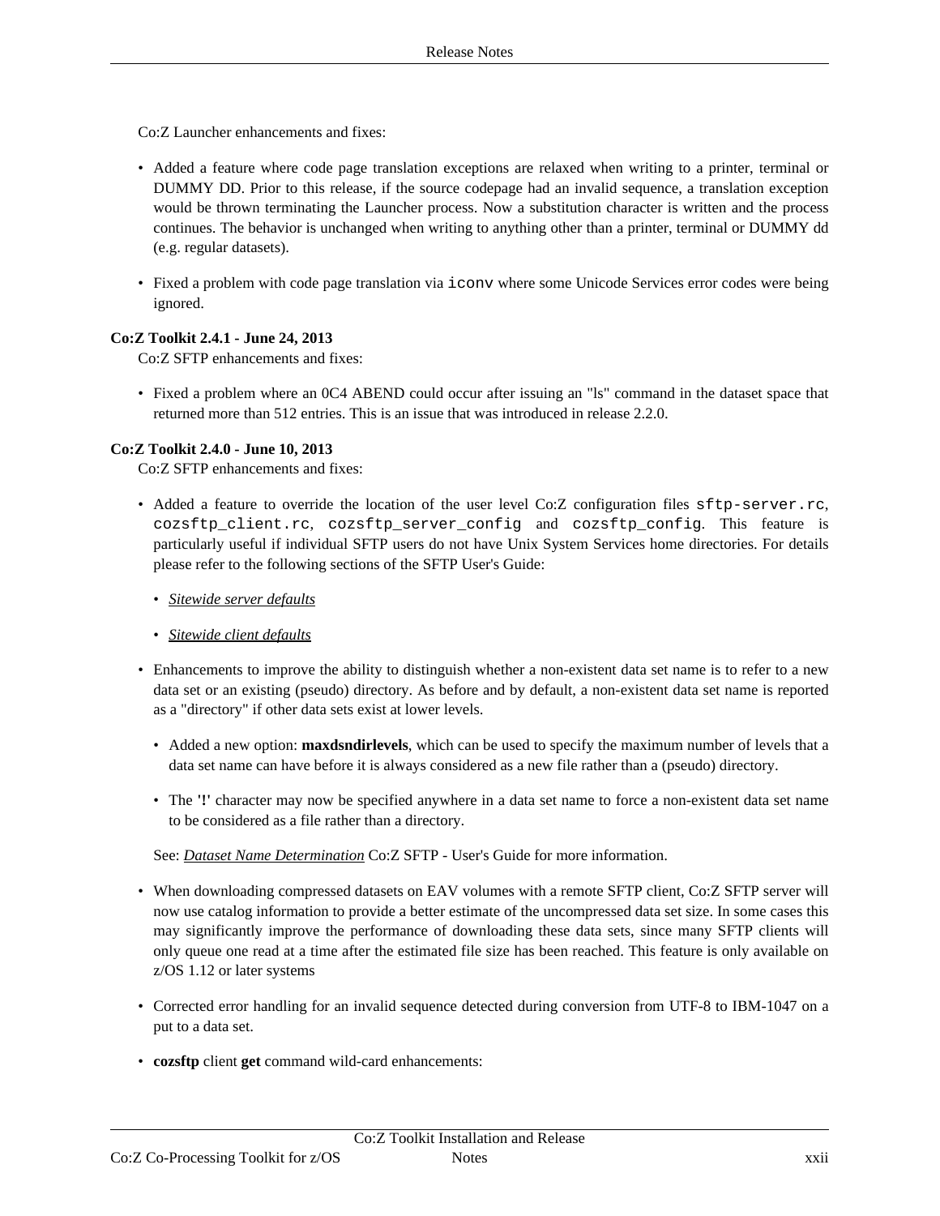Co:Z Launcher enhancements and fixes:

- Added a feature where code page translation exceptions are relaxed when writing to a printer, terminal or DUMMY DD. Prior to this release, if the source codepage had an invalid sequence, a translation exception would be thrown terminating the Launcher process. Now a substitution character is written and the process continues. The behavior is unchanged when writing to anything other than a printer, terminal or DUMMY dd (e.g. regular datasets).
- Fixed a problem with code page translation via `iconv` where some Unicode Services error codes were being ignored.

**Co:Z Toolkit 2.4.1 - June 24, 2013**

Co:Z SFTP enhancements and fixes:

- Fixed a problem where an 0C4 ABEND could occur after issuing an "ls" command in the dataset space that returned more than 512 entries. This is an issue that was introduced in release 2.2.0.

**Co:Z Toolkit 2.4.0 - June 10, 2013**

Co:Z SFTP enhancements and fixes:

- Added a feature to override the location of the user level Co:Z configuration files `sftp-server.rc`, `cozsftp_client.rc`, `cozsftp_server_config` and `cozsftp_config`. This feature is particularly useful if individual SFTP users do not have Unix System Services home directories. For details please refer to the following sections of the SFTP User's Guide:
  - *Sitewide server defaults*
  - *Sitewide client defaults*
- Enhancements to improve the ability to distinguish whether a non-existent data set name is to refer to a new data set or an existing (pseudo) directory. As before and by default, a non-existent data set name is reported as a "directory" if other data sets exist at lower levels.
  - Added a new option: **maxdsndirlevels**, which can be used to specify the maximum number of levels that a data set name can have before it is always considered as a new file rather than a (pseudo) directory.
  - The **'!'** character may now be specified anywhere in a data set name to force a non-existent data set name to be considered as a file rather than a directory.

  See: *Dataset Name Determination* Co:Z SFTP - User's Guide for more information.
- When downloading compressed datasets on EAV volumes with a remote SFTP client, Co:Z SFTP server will now use catalog information to provide a better estimate of the uncompressed data set size. In some cases this may significantly improve the performance of downloading these data sets, since many SFTP clients will only queue one read at a time after the estimated file size has been reached. This feature is only available on z/OS 1.12 or later systems
- Corrected error handling for an invalid sequence detected during conversion from UTF-8 to IBM-1047 on a put to a data set.
- **cozsftp** client **get** command wild-card enhancements: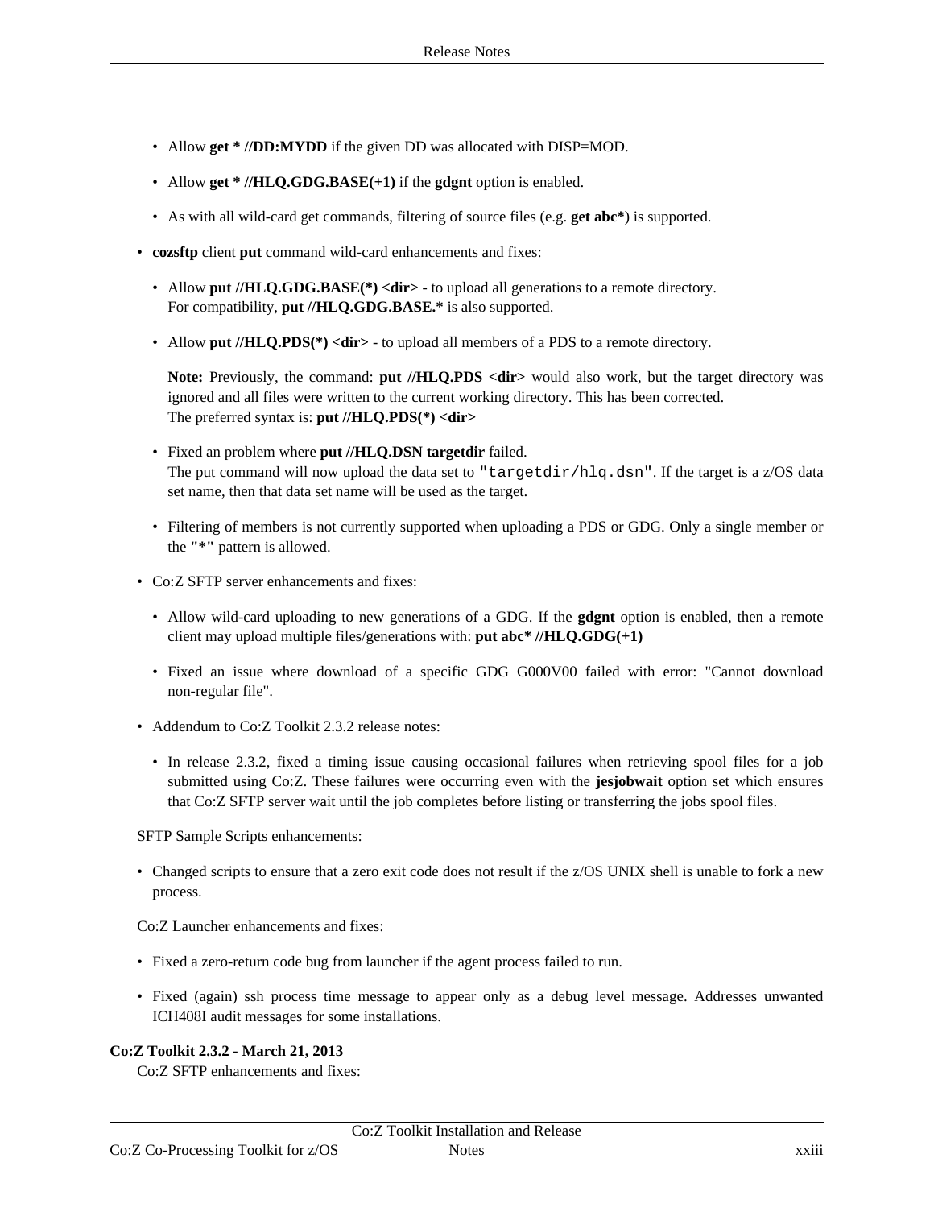- Allow **get * //DD:MYDD** if the given DD was allocated with DISP=MOD.
- Allow **get * //HLQ.GDG.BASE(+1)** if the **gdgnt** option is enabled.
- As with all wild-card get commands, filtering of source files (e.g. **get abc***) is supported.

- **cozsftp** client **put** command wild-card enhancements and fixes:
  - Allow **put //HLQ.GDG.BASE(*) <dir>** - to upload all generations to a remote directory.
    For compatibility, **put //HLQ.GDG.BASE.*** is also supported.
  - Allow **put //HLQ.PDS(*) <dir>** - to upload all members of a PDS to a remote directory.

    **Note:** Previously, the command: **put //HLQ.PDS <dir>** would also work, but the target directory was ignored and all files were written to the current working directory. This has been corrected.
    The preferred syntax is: **put //HLQ.PDS(*) <dir>**
  - Fixed an problem where **put //HLQ.DSN targetdir** failed.
    The put command will now upload the data set to `"targetdir/hlq.dsn"`. If the target is a z/OS data set name, then that data set name will be used as the target.
  - Filtering of members is not currently supported when uploading a PDS or GDG. Only a single member or the "*" pattern is allowed.

- Co:Z SFTP server enhancements and fixes:
  - Allow wild-card uploading to new generations of a GDG. If the **gdgnt** option is enabled, then a remote client may upload multiple files/generations with: **put abc* //HLQ.GDG(+1)**
  - Fixed an issue where download of a specific GDG G000V00 failed with error: "Cannot download non-regular file".

- Addendum to Co:Z Toolkit 2.3.2 release notes:
  - In release 2.3.2, fixed a timing issue causing occasional failures when retrieving spool files for a job submitted using Co:Z. These failures were occurring even with the **jesjobwait** option set which ensures that Co:Z SFTP server wait until the job completes before listing or transferring the jobs spool files.

SFTP Sample Scripts enhancements:

- Changed scripts to ensure that a zero exit code does not result if the z/OS UNIX shell is unable to fork a new process.

Co:Z Launcher enhancements and fixes:

- Fixed a zero-return code bug from launcher if the agent process failed to run.
- Fixed (again) ssh process time message to appear only as a debug level message. Addresses unwanted ICH408I audit messages for some installations.

**Co:Z Toolkit 2.3.2 - March 21, 2013**

Co:Z SFTP enhancements and fixes: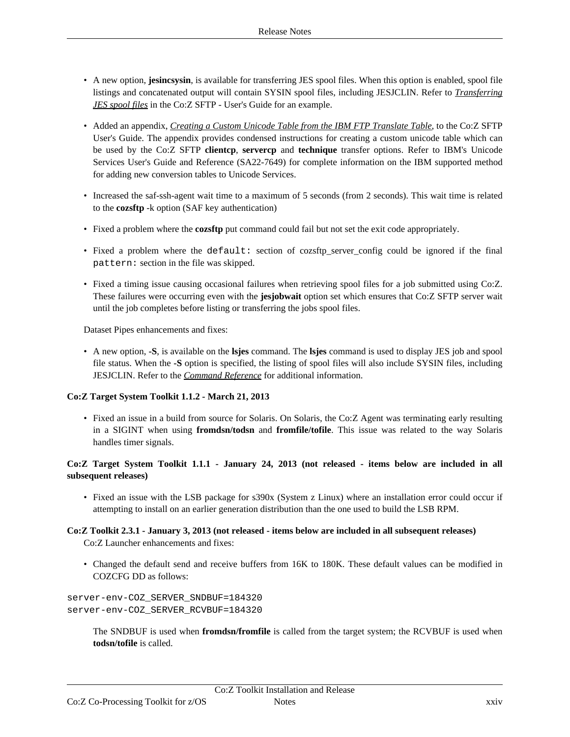- A new option, **jesincsysin**, is available for transferring JES spool files. When this option is enabled, spool file listings and concatenated output will contain SYSIN spool files, including JESJCLIN. Refer to *Transferring JES spool files* in the Co:Z SFTP - User's Guide for an example.

- Added an appendix, *Creating a Custom Unicode Table from the IBM FTP Translate Table*, to the Co:Z SFTP User's Guide. The appendix provides condensed instructions for creating a custom unicode table which can be used by the Co:Z SFTP **clientcp**, **servercp** and **technique** transfer options. Refer to IBM's Unicode Services User's Guide and Reference (SA22-7649) for complete information on the IBM supported method for adding new conversion tables to Unicode Services.

- Increased the saf-ssh-agent wait time to a maximum of 5 seconds (from 2 seconds). This wait time is related to the **cozsftp** -k option (SAF key authentication)

- Fixed a problem where the **cozsftp** put command could fail but not set the exit code appropriately.

- Fixed a problem where the `default:` section of cozsftp_server_config could be ignored if the final `pattern:` section in the file was skipped.

- Fixed a timing issue causing occasional failures when retrieving spool files for a job submitted using Co:Z. These failures were occurring even with the **jesjobwait** option set which ensures that Co:Z SFTP server wait until the job completes before listing or transferring the jobs spool files.

Dataset Pipes enhancements and fixes:

- A new option, **-S**, is available on the **lsjes** command. The **lsjes** command is used to display JES job and spool file status. When the **-S** option is specified, the listing of spool files will also include SYSIN files, including JESJCLIN. Refer to the *Command Reference* for additional information.

**Co:Z Target System Toolkit 1.1.2 - March 21, 2013**

- Fixed an issue in a build from source for Solaris. On Solaris, the Co:Z Agent was terminating early resulting in a SIGINT when using **fromdsn/todsn** and **fromfile/tofile**. This issue was related to the way Solaris handles timer signals.

**Co:Z Target System Toolkit 1.1.1 - January 24, 2013 (not released - items below are included in all subsequent releases)**

- Fixed an issue with the LSB package for s390x (System z Linux) where an installation error could occur if attempting to install on an earlier generation distribution than the one used to build the LSB RPM.

**Co:Z Toolkit 2.3.1 - January 3, 2013 (not released - items below are included in all subsequent releases)**

Co:Z Launcher enhancements and fixes:

- Changed the default send and receive buffers from 16K to 180K. These default values can be modified in COZCFG DD as follows:

```
server-env-COZ_SERVER_SNDBUF=184320
server-env-COZ_SERVER_RCVBUF=184320
```

The SNDBUF is used when **fromdsn/fromfile** is called from the target system; the RCVBUF is used when **todsn/tofile** is called.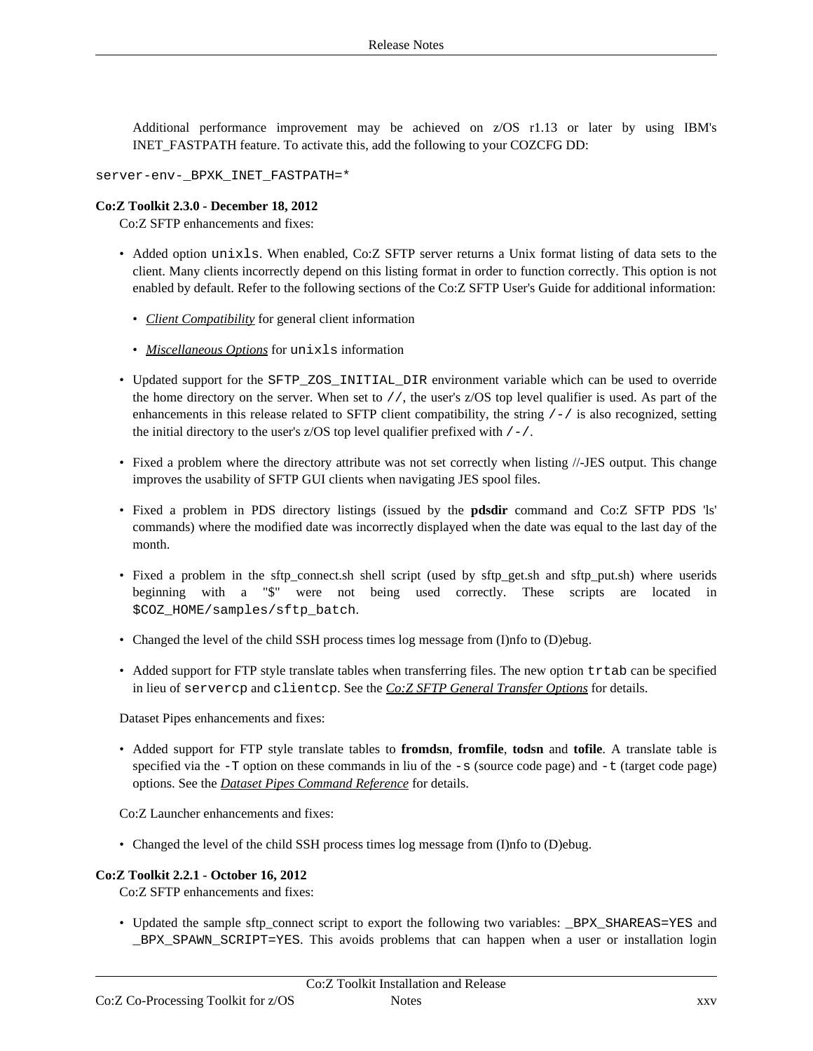Additional performance improvement may be achieved on z/OS r1.13 or later by using IBM's INET_FASTPATH feature. To activate this, add the following to your COZCFG DD:

```
server-env-_BPXK_INET_FASTPATH=*
```

**Co:Z Toolkit 2.3.0 - December 18, 2012**

Co:Z SFTP enhancements and fixes:

- Added option `unixls`. When enabled, Co:Z SFTP server returns a Unix format listing of data sets to the client. Many clients incorrectly depend on this listing format in order to function correctly. This option is not enabled by default. Refer to the following sections of the Co:Z SFTP User's Guide for additional information:
  - *Client Compatibility* for general client information
  - *Miscellaneous Options* for `unixls` information
- Updated support for the `SFTP_ZOS_INITIAL_DIR` environment variable which can be used to override the home directory on the server. When set to `//`, the user's z/OS top level qualifier is used. As part of the enhancements in this release related to SFTP client compatibility, the string `/-/` is also recognized, setting the initial directory to the user's z/OS top level qualifier prefixed with `/-/`.
- Fixed a problem where the directory attribute was not set correctly when listing //-JES output. This change improves the usability of SFTP GUI clients when navigating JES spool files.
- Fixed a problem in PDS directory listings (issued by the **pdsdir** command and Co:Z SFTP PDS 'ls' commands) where the modified date was incorrectly displayed when the date was equal to the last day of the month.
- Fixed a problem in the sftp_connect.sh shell script (used by sftp_get.sh and sftp_put.sh) where userids beginning with a "$" were not being used correctly. These scripts are located in `$COZ_HOME/samples/sftp_batch`.
- Changed the level of the child SSH process times log message from (I)nfo to (D)ebug.
- Added support for FTP style translate tables when transferring files. The new option `trtab` can be specified in lieu of `servercp` and `clientcp`. See the *Co:Z SFTP General Transfer Options* for details.

Dataset Pipes enhancements and fixes:

- Added support for FTP style translate tables to **fromdsn**, **fromfile**, **todsn** and **tofile**. A translate table is specified via the `-T` option on these commands in liu of the `-s` (source code page) and `-t` (target code page) options. See the *Dataset Pipes Command Reference* for details.

Co:Z Launcher enhancements and fixes:

- Changed the level of the child SSH process times log message from (I)nfo to (D)ebug.

**Co:Z Toolkit 2.2.1 - October 16, 2012**

Co:Z SFTP enhancements and fixes:

- Updated the sample sftp_connect script to export the following two variables: `_BPX_SHAREAS=YES` and `_BPX_SPAWN_SCRIPT=YES`. This avoids problems that can happen when a user or installation login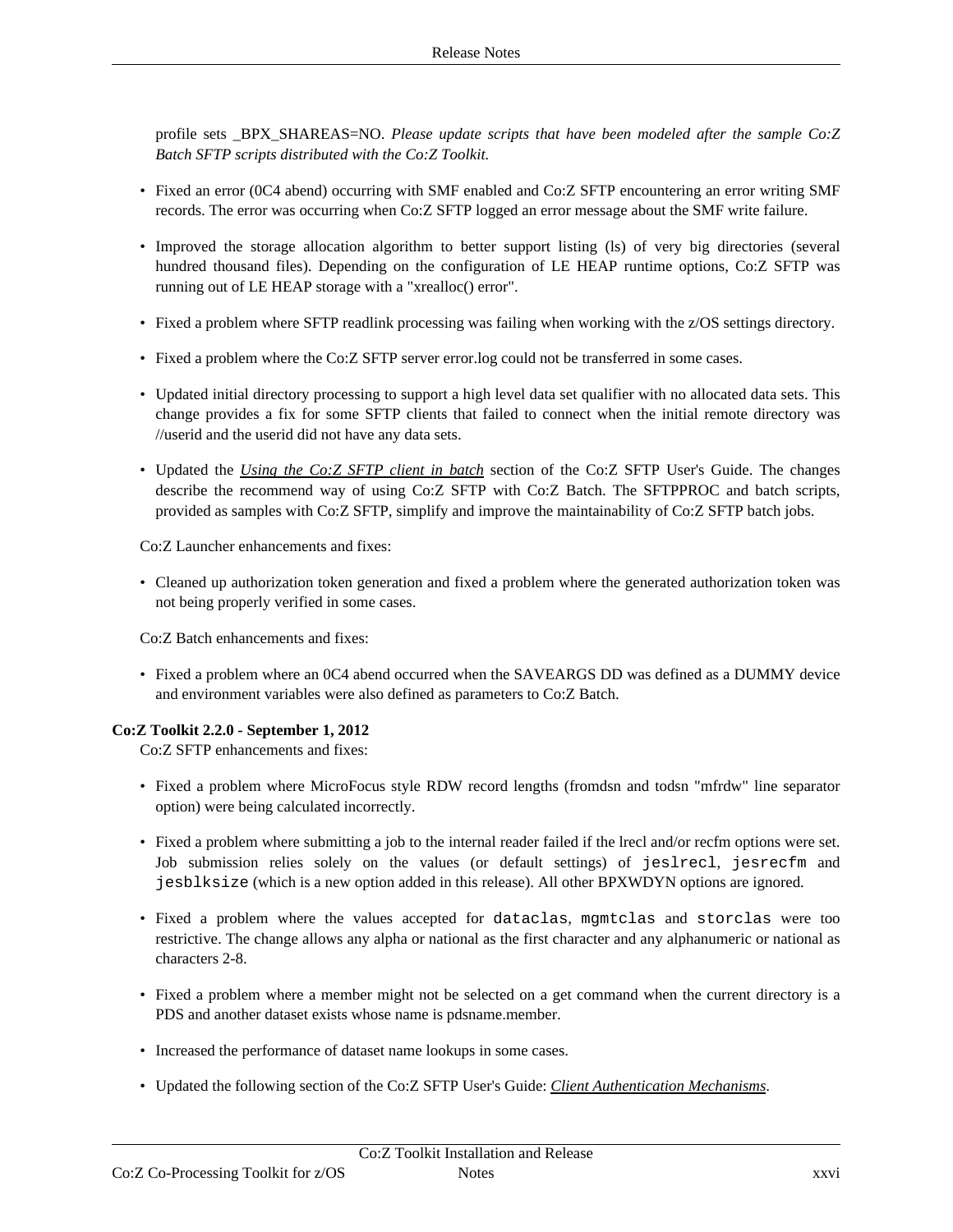profile sets _BPX_SHAREAS=NO. *Please update scripts that have been modeled after the sample Co:Z Batch SFTP scripts distributed with the Co:Z Toolkit.*

- Fixed an error (0C4 abend) occurring with SMF enabled and Co:Z SFTP encountering an error writing SMF records. The error was occurring when Co:Z SFTP logged an error message about the SMF write failure.
- Improved the storage allocation algorithm to better support listing (ls) of very big directories (several hundred thousand files). Depending on the configuration of LE HEAP runtime options, Co:Z SFTP was running out of LE HEAP storage with a "xrealloc() error".
- Fixed a problem where SFTP readlink processing was failing when working with the z/OS settings directory.
- Fixed a problem where the Co:Z SFTP server error.log could not be transferred in some cases.
- Updated initial directory processing to support a high level data set qualifier with no allocated data sets. This change provides a fix for some SFTP clients that failed to connect when the initial remote directory was //userid and the userid did not have any data sets.
- Updated the *Using the Co:Z SFTP client in batch* section of the Co:Z SFTP User's Guide. The changes describe the recommend way of using Co:Z SFTP with Co:Z Batch. The SFTPPROC and batch scripts, provided as samples with Co:Z SFTP, simplify and improve the maintainability of Co:Z SFTP batch jobs.

Co:Z Launcher enhancements and fixes:

- Cleaned up authorization token generation and fixed a problem where the generated authorization token was not being properly verified in some cases.

Co:Z Batch enhancements and fixes:

- Fixed a problem where an 0C4 abend occurred when the SAVEARGS DD was defined as a DUMMY device and environment variables were also defined as parameters to Co:Z Batch.

**Co:Z Toolkit 2.2.0 - September 1, 2012**

Co:Z SFTP enhancements and fixes:

- Fixed a problem where MicroFocus style RDW record lengths (fromdsn and todsn "mfrdw" line separator option) were being calculated incorrectly.
- Fixed a problem where submitting a job to the internal reader failed if the lrecl and/or recfm options were set. Job submission relies solely on the values (or default settings) of `jeslrecl`, `jesrecfm` and `jesblksize` (which is a new option added in this release). All other BPXWDYN options are ignored.
- Fixed a problem where the values accepted for `dataclas`, `mgmtclas` and `storclas` were too restrictive. The change allows any alpha or national as the first character and any alphanumeric or national as characters 2-8.
- Fixed a problem where a member might not be selected on a get command when the current directory is a PDS and another dataset exists whose name is pdsname.member.
- Increased the performance of dataset name lookups in some cases.
- Updated the following section of the Co:Z SFTP User's Guide: *Client Authentication Mechanisms*.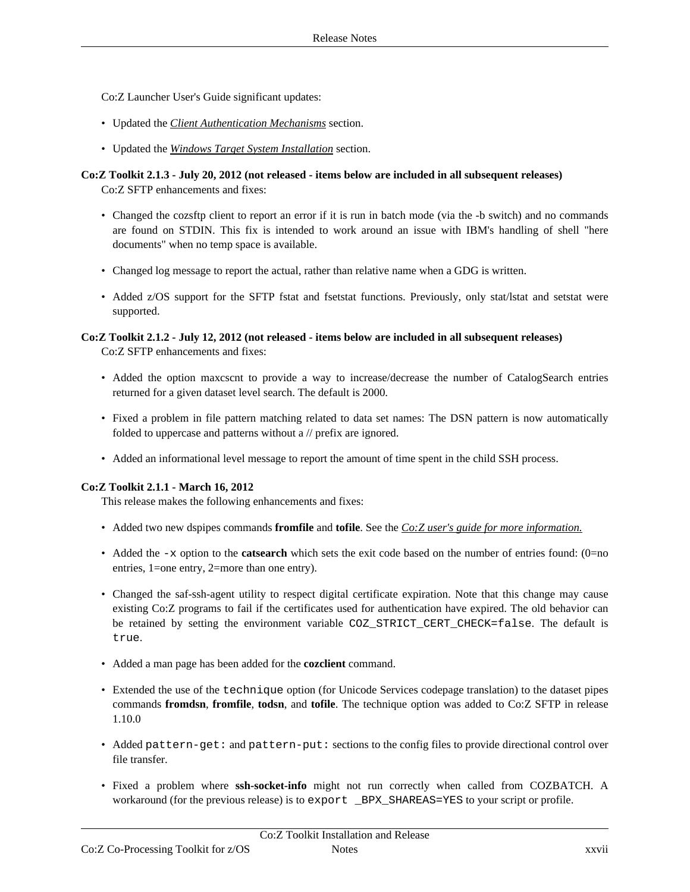Co:Z Launcher User's Guide significant updates:

- Updated the *Client Authentication Mechanisms* section.
- Updated the *Windows Target System Installation* section.

**Co:Z Toolkit 2.1.3 - July 20, 2012 (not released - items below are included in all subsequent releases)**

Co:Z SFTP enhancements and fixes:

- Changed the cozsftp client to report an error if it is run in batch mode (via the -b switch) and no commands are found on STDIN. This fix is intended to work around an issue with IBM's handling of shell "here documents" when no temp space is available.
- Changed log message to report the actual, rather than relative name when a GDG is written.
- Added z/OS support for the SFTP fstat and fsetstat functions. Previously, only stat/lstat and setstat were supported.

**Co:Z Toolkit 2.1.2 - July 12, 2012 (not released - items below are included in all subsequent releases)**

Co:Z SFTP enhancements and fixes:

- Added the option maxcscnt to provide a way to increase/decrease the number of CatalogSearch entries returned for a given dataset level search. The default is 2000.
- Fixed a problem in file pattern matching related to data set names: The DSN pattern is now automatically folded to uppercase and patterns without a // prefix are ignored.
- Added an informational level message to report the amount of time spent in the child SSH process.

**Co:Z Toolkit 2.1.1 - March 16, 2012**

This release makes the following enhancements and fixes:

- Added two new dspipes commands **fromfile** and **tofile**. See the *Co:Z user's guide for more information.*
- Added the `-x` option to the **catsearch** which sets the exit code based on the number of entries found: (0=no entries, 1=one entry, 2=more than one entry).
- Changed the saf-ssh-agent utility to respect digital certificate expiration. Note that this change may cause existing Co:Z programs to fail if the certificates used for authentication have expired. The old behavior can be retained by setting the environment variable `COZ_STRICT_CERT_CHECK=false`. The default is `true`.
- Added a man page has been added for the **cozclient** command.
- Extended the use of the `technique` option (for Unicode Services codepage translation) to the dataset pipes commands **fromdsn**, **fromfile**, **todsn**, and **tofile**. The technique option was added to Co:Z SFTP in release 1.10.0
- Added `pattern-get:` and `pattern-put:` sections to the config files to provide directional control over file transfer.
- Fixed a problem where **ssh-socket-info** might not run correctly when called from COZBATCH. A workaround (for the previous release) is to `export _BPX_SHAREAS=YES` to your script or profile.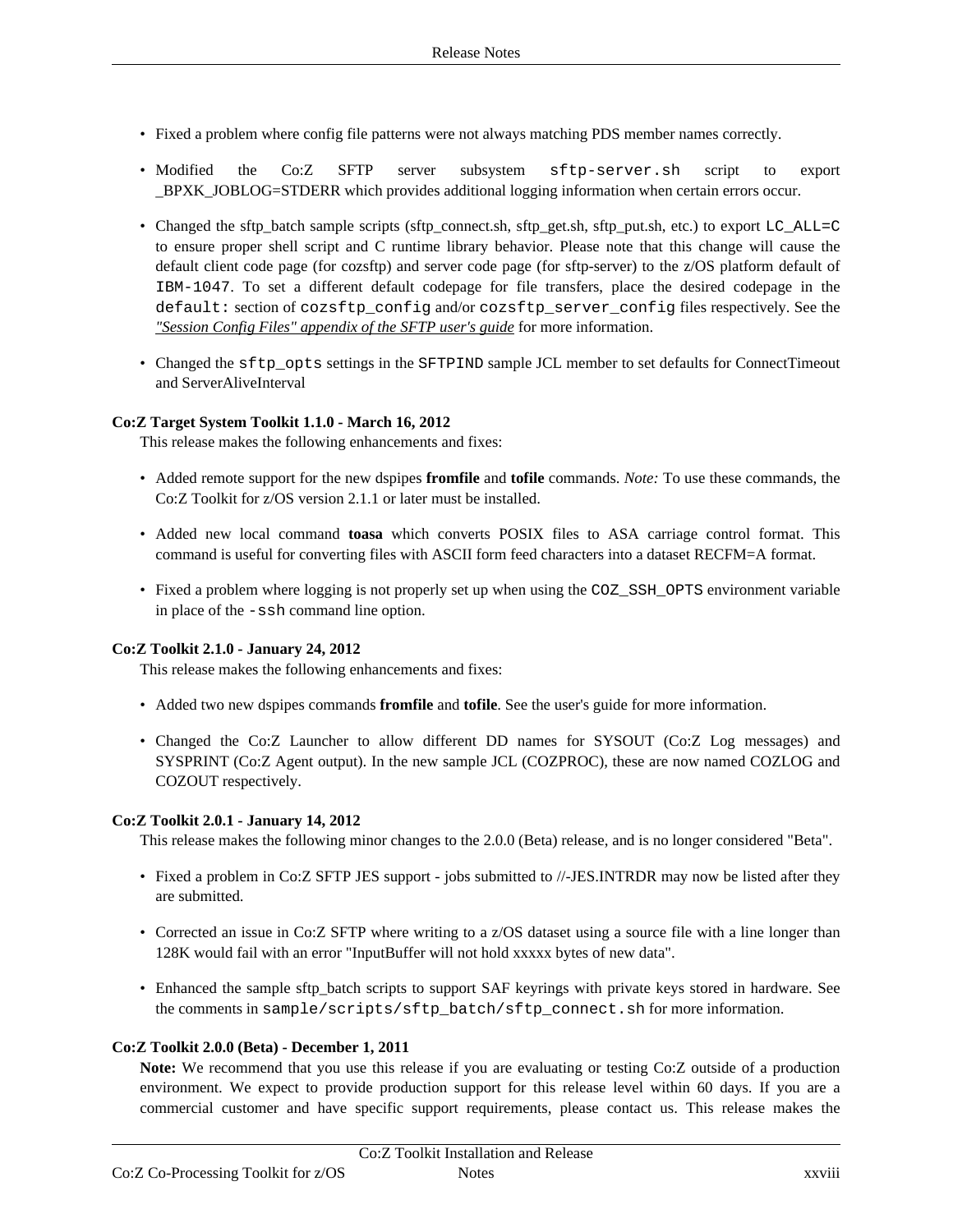- Fixed a problem where config file patterns were not always matching PDS member names correctly.

- Modified the Co:Z SFTP server subsystem `sftp-server.sh` script to export _BPXK_JOBLOG=STDERR which provides additional logging information when certain errors occur.

- Changed the sftp_batch sample scripts (sftp_connect.sh, sftp_get.sh, sftp_put.sh, etc.) to export `LC_ALL=C` to ensure proper shell script and C runtime library behavior. Please note that this change will cause the default client code page (for cozsftp) and server code page (for sftp-server) to the z/OS platform default of `IBM-1047`. To set a different default codepage for file transfers, place the desired codepage in the `default:` section of `cozsftp_config` and/or `cozsftp_server_config` files respectively. See the *"Session Config Files" appendix of the SFTP user's guide* for more information.

- Changed the `sftp_opts` settings in the `SFTPIND` sample JCL member to set defaults for ConnectTimeout and ServerAliveInterval

**Co:Z Target System Toolkit 1.1.0 - March 16, 2012**

This release makes the following enhancements and fixes:

- Added remote support for the new dspipes **fromfile** and **tofile** commands. *Note:* To use these commands, the Co:Z Toolkit for z/OS version 2.1.1 or later must be installed.

- Added new local command **toasa** which converts POSIX files to ASA carriage control format. This command is useful for converting files with ASCII form feed characters into a dataset RECFM=A format.

- Fixed a problem where logging is not properly set up when using the `COZ_SSH_OPTS` environment variable in place of the `-ssh` command line option.

**Co:Z Toolkit 2.1.0 - January 24, 2012**

This release makes the following enhancements and fixes:

- Added two new dspipes commands **fromfile** and **tofile**. See the user's guide for more information.

- Changed the Co:Z Launcher to allow different DD names for SYSOUT (Co:Z Log messages) and SYSPRINT (Co:Z Agent output). In the new sample JCL (COZPROC), these are now named COZLOG and COZOUT respectively.

**Co:Z Toolkit 2.0.1 - January 14, 2012**

This release makes the following minor changes to the 2.0.0 (Beta) release, and is no longer considered "Beta".

- Fixed a problem in Co:Z SFTP JES support - jobs submitted to //-JES.INTRDR may now be listed after they are submitted.

- Corrected an issue in Co:Z SFTP where writing to a z/OS dataset using a source file with a line longer than 128K would fail with an error "InputBuffer will not hold xxxxx bytes of new data".

- Enhanced the sample sftp_batch scripts to support SAF keyrings with private keys stored in hardware. See the comments in `sample/scripts/sftp_batch/sftp_connect.sh` for more information.

**Co:Z Toolkit 2.0.0 (Beta) - December 1, 2011**

**Note:** We recommend that you use this release if you are evaluating or testing Co:Z outside of a production environment. We expect to provide production support for this release level within 60 days. If you are a commercial customer and have specific support requirements, please contact us. This release makes the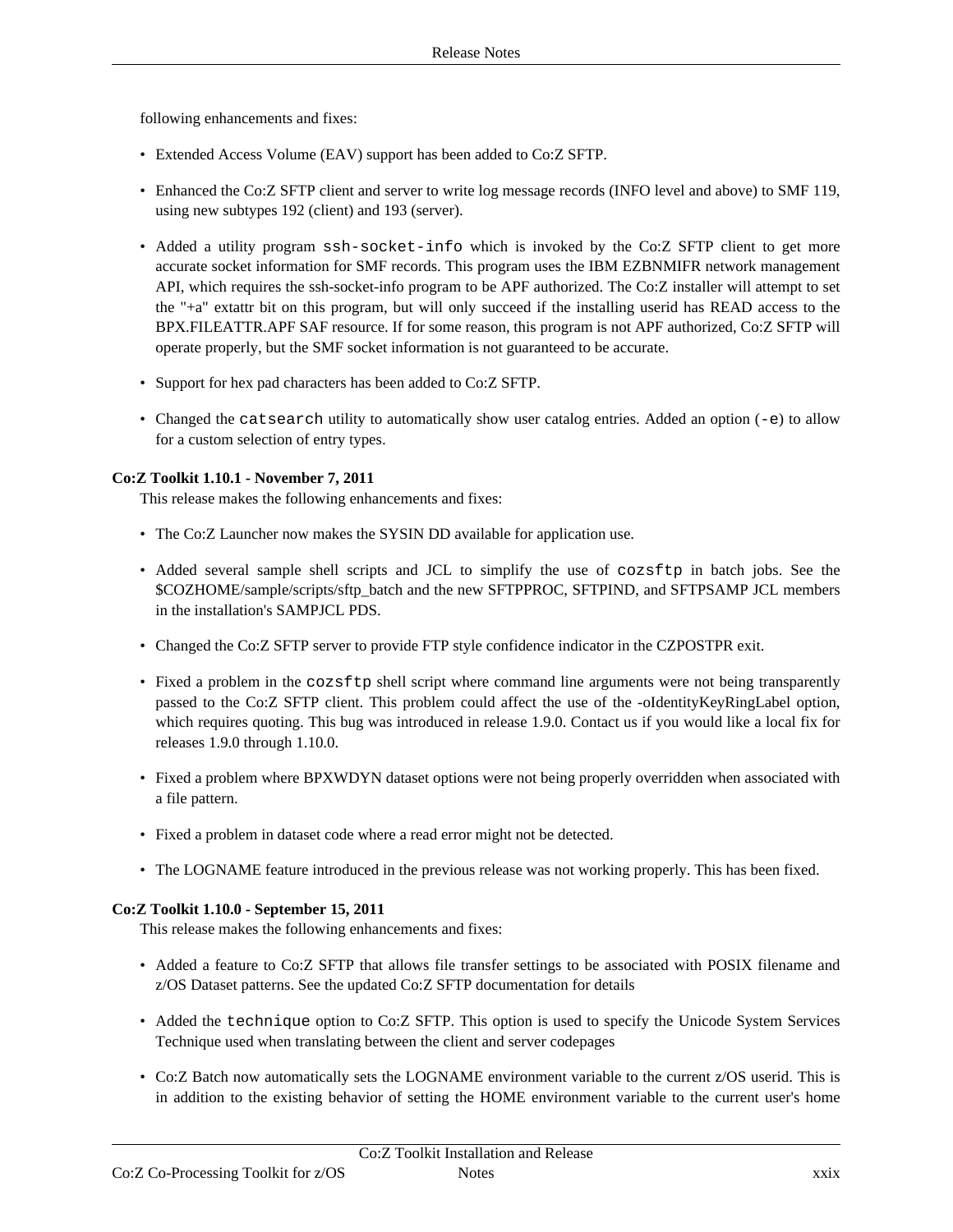following enhancements and fixes:

- Extended Access Volume (EAV) support has been added to Co:Z SFTP.
- Enhanced the Co:Z SFTP client and server to write log message records (INFO level and above) to SMF 119, using new subtypes 192 (client) and 193 (server).
- Added a utility program `ssh-socket-info` which is invoked by the Co:Z SFTP client to get more accurate socket information for SMF records. This program uses the IBM EZBNMIFR network management API, which requires the ssh-socket-info program to be APF authorized. The Co:Z installer will attempt to set the "+a" extattr bit on this program, but will only succeed if the installing userid has READ access to the BPX.FILEATTR.APF SAF resource. If for some reason, this program is not APF authorized, Co:Z SFTP will operate properly, but the SMF socket information is not guaranteed to be accurate.
- Support for hex pad characters has been added to Co:Z SFTP.
- Changed the `catsearch` utility to automatically show user catalog entries. Added an option (`-e`) to allow for a custom selection of entry types.

**Co:Z Toolkit 1.10.1 - November 7, 2011**

This release makes the following enhancements and fixes:

- The Co:Z Launcher now makes the SYSIN DD available for application use.
- Added several sample shell scripts and JCL to simplify the use of `cozsftp` in batch jobs. See the $COZHOME/sample/scripts/sftp_batch and the new SFTPPROC, SFTPIND, and SFTPSAMP JCL members in the installation's SAMPJCL PDS.
- Changed the Co:Z SFTP server to provide FTP style confidence indicator in the CZPOSTPR exit.
- Fixed a problem in the `cozsftp` shell script where command line arguments were not being transparently passed to the Co:Z SFTP client. This problem could affect the use of the -oIdentityKeyRingLabel option, which requires quoting. This bug was introduced in release 1.9.0. Contact us if you would like a local fix for releases 1.9.0 through 1.10.0.
- Fixed a problem where BPXWDYN dataset options were not being properly overridden when associated with a file pattern.
- Fixed a problem in dataset code where a read error might not be detected.
- The LOGNAME feature introduced in the previous release was not working properly. This has been fixed.

**Co:Z Toolkit 1.10.0 - September 15, 2011**

This release makes the following enhancements and fixes:

- Added a feature to Co:Z SFTP that allows file transfer settings to be associated with POSIX filename and z/OS Dataset patterns. See the updated Co:Z SFTP documentation for details
- Added the `technique` option to Co:Z SFTP. This option is used to specify the Unicode System Services Technique used when translating between the client and server codepages
- Co:Z Batch now automatically sets the LOGNAME environment variable to the current z/OS userid. This is in addition to the existing behavior of setting the HOME environment variable to the current user's home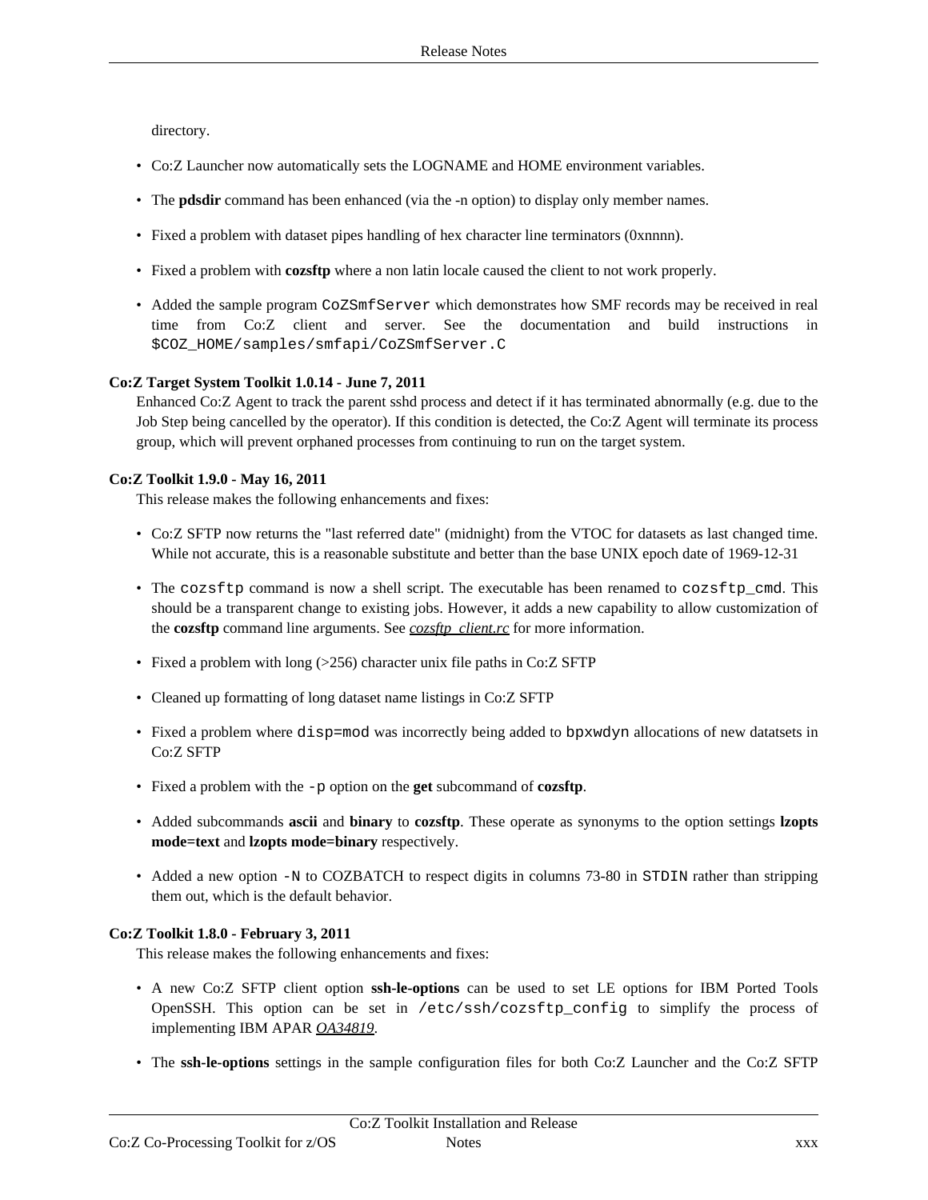directory.

- Co:Z Launcher now automatically sets the LOGNAME and HOME environment variables.
- The **pdsdir** command has been enhanced (via the -n option) to display only member names.
- Fixed a problem with dataset pipes handling of hex character line terminators (0xnnnn).
- Fixed a problem with **cozsftp** where a non latin locale caused the client to not work properly.
- Added the sample program `CoZSmfServer` which demonstrates how SMF records may be received in real time from Co:Z client and server. See the documentation and build instructions in `$COZ_HOME/samples/smfapi/CoZSmfServer.C`

**Co:Z Target System Toolkit 1.0.14 - June 7, 2011**

Enhanced Co:Z Agent to track the parent sshd process and detect if it has terminated abnormally (e.g. due to the Job Step being cancelled by the operator). If this condition is detected, the Co:Z Agent will terminate its process group, which will prevent orphaned processes from continuing to run on the target system.

**Co:Z Toolkit 1.9.0 - May 16, 2011**

This release makes the following enhancements and fixes:

- Co:Z SFTP now returns the "last referred date" (midnight) from the VTOC for datasets as last changed time. While not accurate, this is a reasonable substitute and better than the base UNIX epoch date of 1969-12-31
- The `cozsftp` command is now a shell script. The executable has been renamed to `cozsftp_cmd`. This should be a transparent change to existing jobs. However, it adds a new capability to allow customization of the **cozsftp** command line arguments. See *cozsftp_client.rc* for more information.
- Fixed a problem with long (>256) character unix file paths in Co:Z SFTP
- Cleaned up formatting of long dataset name listings in Co:Z SFTP
- Fixed a problem where `disp=mod` was incorrectly being added to `bpxwdyn` allocations of new datatsets in Co:Z SFTP
- Fixed a problem with the `-p` option on the **get** subcommand of **cozsftp**.
- Added subcommands **ascii** and **binary** to **cozsftp**. These operate as synonyms to the option settings **lzopts mode=text** and **lzopts mode=binary** respectively.
- Added a new option `-N` to COZBATCH to respect digits in columns 73-80 in `STDIN` rather than stripping them out, which is the default behavior.

**Co:Z Toolkit 1.8.0 - February 3, 2011**

This release makes the following enhancements and fixes:

- A new Co:Z SFTP client option **ssh-le-options** can be used to set LE options for IBM Ported Tools OpenSSH. This option can be set in `/etc/ssh/cozsftp_config` to simplify the process of implementing IBM APAR *OA34819*.
- The **ssh-le-options** settings in the sample configuration files for both Co:Z Launcher and the Co:Z SFTP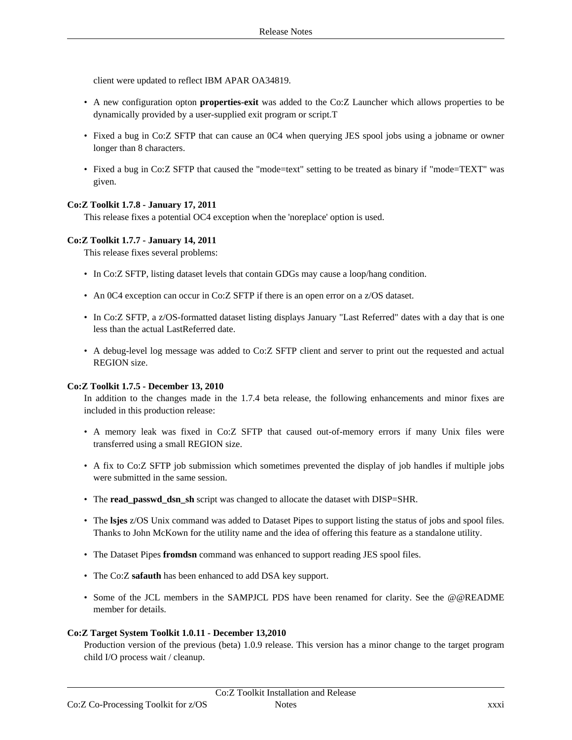client were updated to reflect IBM APAR OA34819.

- A new configuration opton **properties-exit** was added to the Co:Z Launcher which allows properties to be dynamically provided by a user-supplied exit program or script.T
- Fixed a bug in Co:Z SFTP that can cause an 0C4 when querying JES spool jobs using a jobname or owner longer than 8 characters.
- Fixed a bug in Co:Z SFTP that caused the "mode=text" setting to be treated as binary if "mode=TEXT" was given.

**Co:Z Toolkit 1.7.8 - January 17, 2011**

This release fixes a potential OC4 exception when the 'noreplace' option is used.

**Co:Z Toolkit 1.7.7 - January 14, 2011**

This release fixes several problems:

- In Co:Z SFTP, listing dataset levels that contain GDGs may cause a loop/hang condition.
- An 0C4 exception can occur in Co:Z SFTP if there is an open error on a z/OS dataset.
- In Co:Z SFTP, a z/OS-formatted dataset listing displays January "Last Referred" dates with a day that is one less than the actual LastReferred date.
- A debug-level log message was added to Co:Z SFTP client and server to print out the requested and actual REGION size.

**Co:Z Toolkit 1.7.5 - December 13, 2010**

In addition to the changes made in the 1.7.4 beta release, the following enhancements and minor fixes are included in this production release:

- A memory leak was fixed in Co:Z SFTP that caused out-of-memory errors if many Unix files were transferred using a small REGION size.
- A fix to Co:Z SFTP job submission which sometimes prevented the display of job handles if multiple jobs were submitted in the same session.
- The **read_passwd_dsn_sh** script was changed to allocate the dataset with DISP=SHR.
- The **lsjes** z/OS Unix command was added to Dataset Pipes to support listing the status of jobs and spool files. Thanks to John McKown for the utility name and the idea of offering this feature as a standalone utility.
- The Dataset Pipes **fromdsn** command was enhanced to support reading JES spool files.
- The Co:Z **safauth** has been enhanced to add DSA key support.
- Some of the JCL members in the SAMPJCL PDS have been renamed for clarity. See the @@README member for details.

**Co:Z Target System Toolkit 1.0.11 - December 13,2010**

Production version of the previous (beta) 1.0.9 release. This version has a minor change to the target program child I/O process wait / cleanup.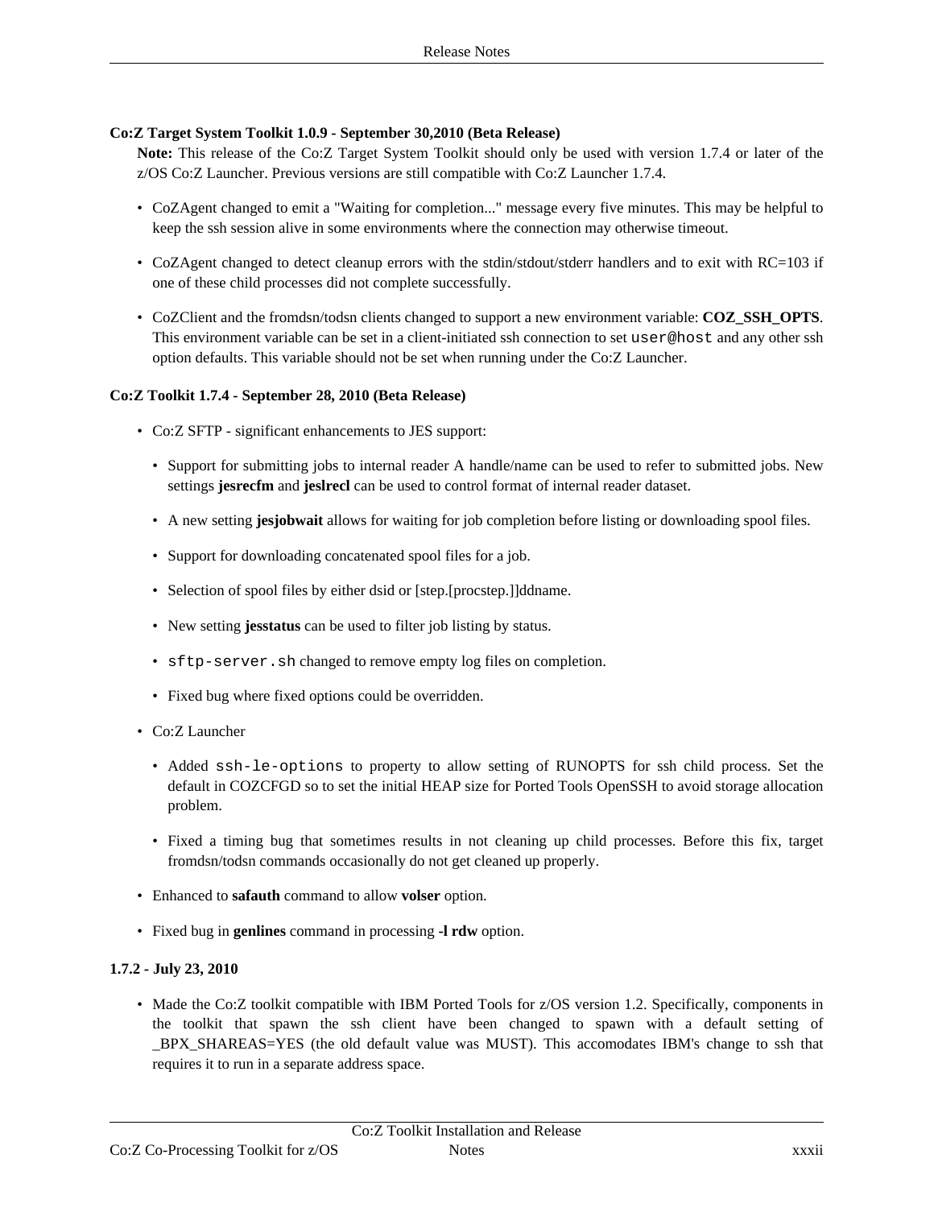**Co:Z Target System Toolkit 1.0.9 - September 30,2010 (Beta Release)**

**Note:** This release of the Co:Z Target System Toolkit should only be used with version 1.7.4 or later of the z/OS Co:Z Launcher. Previous versions are still compatible with Co:Z Launcher 1.7.4.

- CoZAgent changed to emit a "Waiting for completion..." message every five minutes. This may be helpful to keep the ssh session alive in some environments where the connection may otherwise timeout.
- CoZAgent changed to detect cleanup errors with the stdin/stdout/stderr handlers and to exit with RC=103 if one of these child processes did not complete successfully.
- CoZClient and the fromdsn/todsn clients changed to support a new environment variable: **COZ_SSH_OPTS**. This environment variable can be set in a client-initiated ssh connection to set `user@host` and any other ssh option defaults. This variable should not be set when running under the Co:Z Launcher.

**Co:Z Toolkit 1.7.4 - September 28, 2010 (Beta Release)**

- Co:Z SFTP - significant enhancements to JES support:
  - Support for submitting jobs to internal reader A handle/name can be used to refer to submitted jobs. New settings **jesrecfm** and **jeslrecl** can be used to control format of internal reader dataset.
  - A new setting **jesjobwait** allows for waiting for job completion before listing or downloading spool files.
  - Support for downloading concatenated spool files for a job.
  - Selection of spool files by either dsid or [step.[procstep.]]ddname.
  - New setting **jesstatus** can be used to filter job listing by status.
  - `sftp-server.sh` changed to remove empty log files on completion.
  - Fixed bug where fixed options could be overridden.
- Co:Z Launcher
  - Added `ssh-le-options` to property to allow setting of RUNOPTS for ssh child process. Set the default in COZCFGD so to set the initial HEAP size for Ported Tools OpenSSH to avoid storage allocation problem.
  - Fixed a timing bug that sometimes results in not cleaning up child processes. Before this fix, target fromdsn/todsn commands occasionally do not get cleaned up properly.
- Enhanced to **safauth** command to allow **volser** option.
- Fixed bug in **genlines** command in processing **-l rdw** option.

**1.7.2 - July 23, 2010**

- Made the Co:Z toolkit compatible with IBM Ported Tools for z/OS version 1.2. Specifically, components in the toolkit that spawn the ssh client have been changed to spawn with a default setting of _BPX_SHAREAS=YES (the old default value was MUST). This accomodates IBM's change to ssh that requires it to run in a separate address space.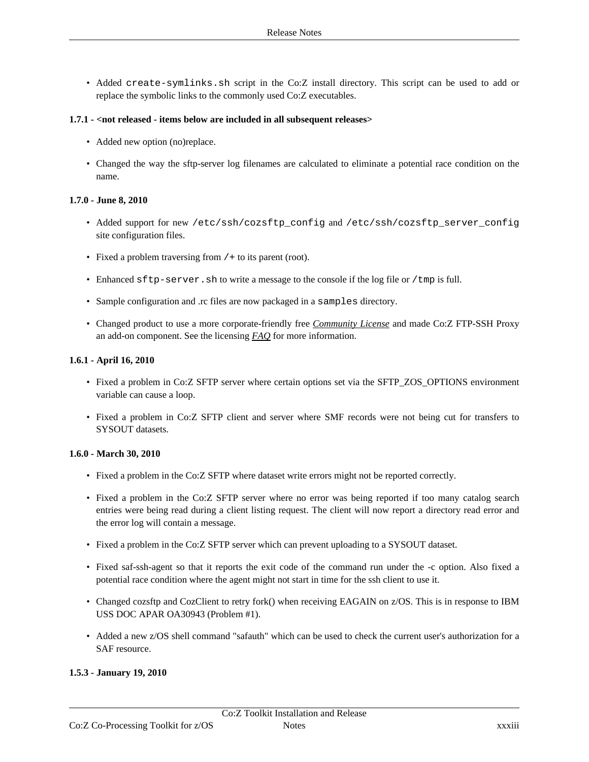- Added `create-symlinks.sh` script in the Co:Z install directory. This script can be used to add or replace the symbolic links to the commonly used Co:Z executables.

**1.7.1 - <not released - items below are included in all subsequent releases>**

- Added new option (no)replace.
- Changed the way the sftp-server log filenames are calculated to eliminate a potential race condition on the name.

**1.7.0 - June 8, 2010**

- Added support for new `/etc/ssh/cozsftp_config` and `/etc/ssh/cozsftp_server_config` site configuration files.
- Fixed a problem traversing from `/+` to its parent (root).
- Enhanced `sftp-server.sh` to write a message to the console if the log file or `/tmp` is full.
- Sample configuration and .rc files are now packaged in a `samples` directory.
- Changed product to use a more corporate-friendly free *Community License* and made Co:Z FTP-SSH Proxy an add-on component. See the licensing *FAQ* for more information.

**1.6.1 - April 16, 2010**

- Fixed a problem in Co:Z SFTP server where certain options set via the SFTP_ZOS_OPTIONS environment variable can cause a loop.
- Fixed a problem in Co:Z SFTP client and server where SMF records were not being cut for transfers to SYSOUT datasets.

**1.6.0 - March 30, 2010**

- Fixed a problem in the Co:Z SFTP where dataset write errors might not be reported correctly.
- Fixed a problem in the Co:Z SFTP server where no error was being reported if too many catalog search entries were being read during a client listing request. The client will now report a directory read error and the error log will contain a message.
- Fixed a problem in the Co:Z SFTP server which can prevent uploading to a SYSOUT dataset.
- Fixed saf-ssh-agent so that it reports the exit code of the command run under the -c option. Also fixed a potential race condition where the agent might not start in time for the ssh client to use it.
- Changed cozsftp and CozClient to retry fork() when receiving EAGAIN on z/OS. This is in response to IBM USS DOC APAR OA30943 (Problem #1).
- Added a new z/OS shell command "safauth" which can be used to check the current user's authorization for a SAF resource.

**1.5.3 - January 19, 2010**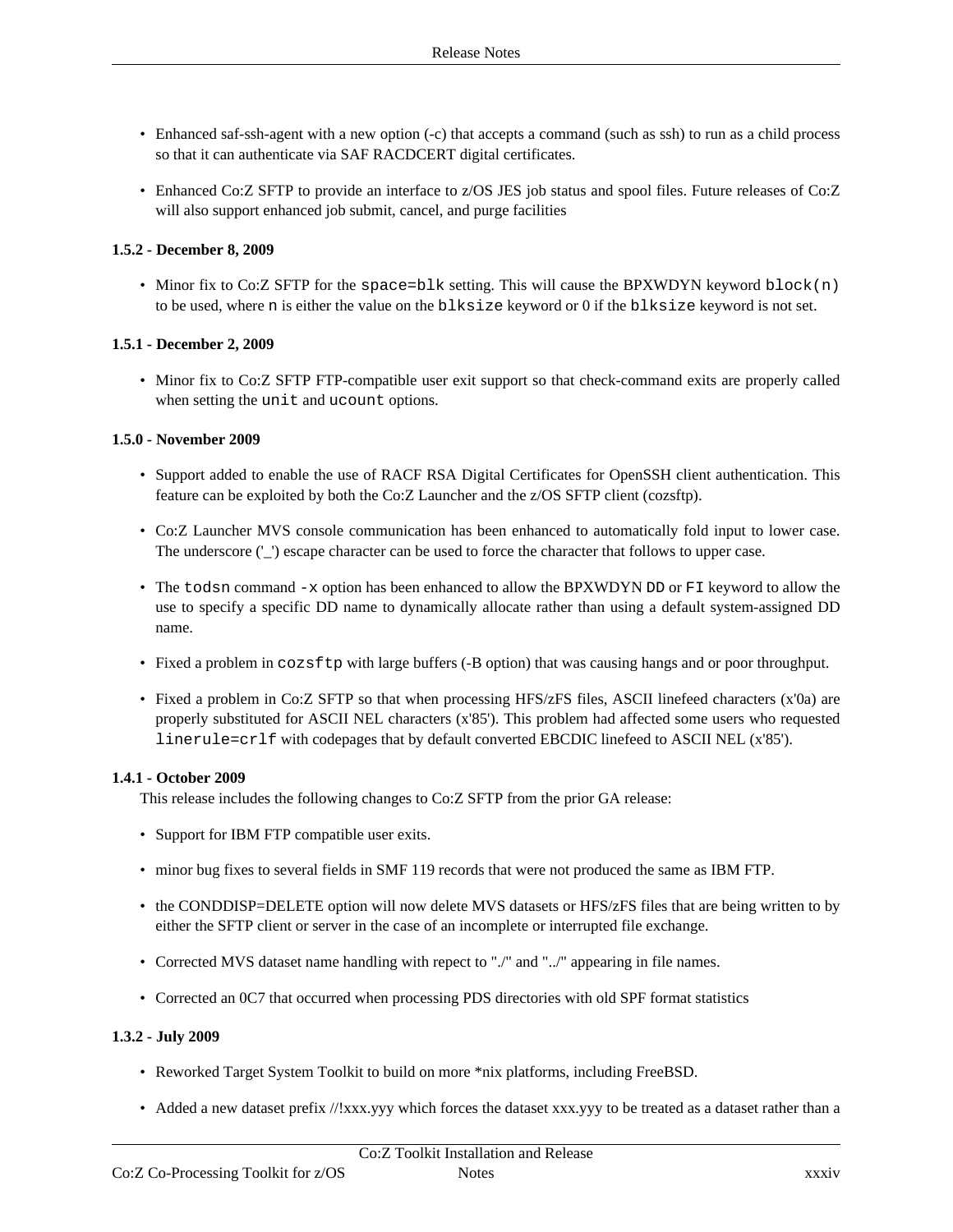- Enhanced saf-ssh-agent with a new option (-c) that accepts a command (such as ssh) to run as a child process so that it can authenticate via SAF RACDCERT digital certificates.

- Enhanced Co:Z SFTP to provide an interface to z/OS JES job status and spool files. Future releases of Co:Z will also support enhanced job submit, cancel, and purge facilities

#### 1.5.2 - December 8, 2009

- Minor fix to Co:Z SFTP for the `space=blk` setting. This will cause the BPXWDYN keyword `block(n)` to be used, where `n` is either the value on the `blksize` keyword or 0 if the `blksize` keyword is not set.

#### 1.5.1 - December 2, 2009

- Minor fix to Co:Z SFTP FTP-compatible user exit support so that check-command exits are properly called when setting the `unit` and `ucount` options.

#### 1.5.0 - November 2009

- Support added to enable the use of RACF RSA Digital Certificates for OpenSSH client authentication. This feature can be exploited by both the Co:Z Launcher and the z/OS SFTP client (cozsftp).

- Co:Z Launcher MVS console communication has been enhanced to automatically fold input to lower case. The underscore ('_') escape character can be used to force the character that follows to upper case.

- The `todsn` command `-x` option has been enhanced to allow the BPXWDYN `DD` or `FI` keyword to allow the use to specify a specific DD name to dynamically allocate rather than using a default system-assigned DD name.

- Fixed a problem in `cozsftp` with large buffers (-B option) that was causing hangs and or poor throughput.

- Fixed a problem in Co:Z SFTP so that when processing HFS/zFS files, ASCII linefeed characters (x'0a) are properly substituted for ASCII NEL characters (x'85'). This problem had affected some users who requested `linerule=crlf` with codepages that by default converted EBCDIC linefeed to ASCII NEL (x'85').

#### 1.4.1 - October 2009

This release includes the following changes to Co:Z SFTP from the prior GA release:

- Support for IBM FTP compatible user exits.

- minor bug fixes to several fields in SMF 119 records that were not produced the same as IBM FTP.

- the CONDDISP=DELETE option will now delete MVS datasets or HFS/zFS files that are being written to by either the SFTP client or server in the case of an incomplete or interrupted file exchange.

- Corrected MVS dataset name handling with repect to "./" and "../" appearing in file names.

- Corrected an 0C7 that occurred when processing PDS directories with old SPF format statistics

#### 1.3.2 - July 2009

- Reworked Target System Toolkit to build on more *nix platforms, including FreeBSD.

- Added a new dataset prefix //!xxx.yyy which forces the dataset xxx.yyy to be treated as a dataset rather than a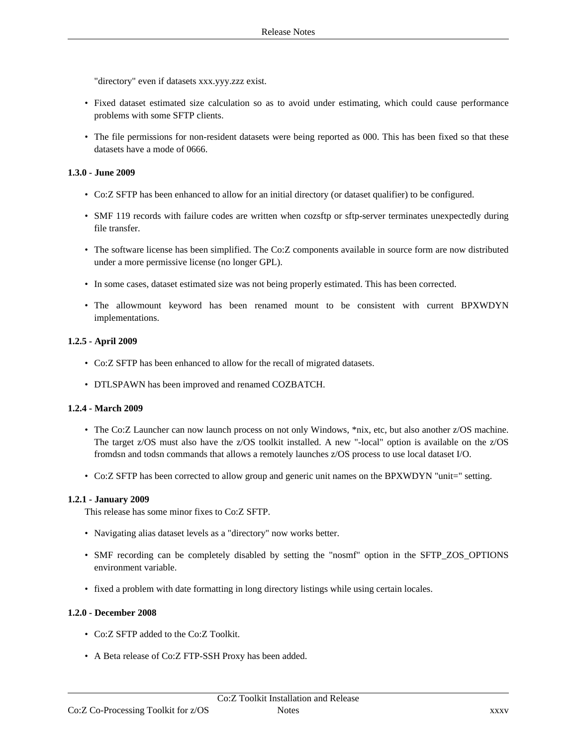"directory" even if datasets xxx.yyy.zzz exist.

- Fixed dataset estimated size calculation so as to avoid under estimating, which could cause performance problems with some SFTP clients.
- The file permissions for non-resident datasets were being reported as 000. This has been fixed so that these datasets have a mode of 0666.

**1.3.0 - June 2009**

- Co:Z SFTP has been enhanced to allow for an initial directory (or dataset qualifier) to be configured.
- SMF 119 records with failure codes are written when cozsftp or sftp-server terminates unexpectedly during file transfer.
- The software license has been simplified. The Co:Z components available in source form are now distributed under a more permissive license (no longer GPL).
- In some cases, dataset estimated size was not being properly estimated. This has been corrected.
- The allowmount keyword has been renamed mount to be consistent with current BPXWDYN implementations.

**1.2.5 - April 2009**

- Co:Z SFTP has been enhanced to allow for the recall of migrated datasets.
- DTLSPAWN has been improved and renamed COZBATCH.

**1.2.4 - March 2009**

- The Co:Z Launcher can now launch process on not only Windows, *nix, etc, but also another z/OS machine. The target z/OS must also have the z/OS toolkit installed. A new "-local" option is available on the z/OS fromdsn and todsn commands that allows a remotely launches z/OS process to use local dataset I/O.
- Co:Z SFTP has been corrected to allow group and generic unit names on the BPXWDYN "unit=" setting.

**1.2.1 - January 2009**

This release has some minor fixes to Co:Z SFTP.

- Navigating alias dataset levels as a "directory" now works better.
- SMF recording can be completely disabled by setting the "nosmf" option in the SFTP_ZOS_OPTIONS environment variable.
- fixed a problem with date formatting in long directory listings while using certain locales.

**1.2.0 - December 2008**

- Co:Z SFTP added to the Co:Z Toolkit.
- A Beta release of Co:Z FTP-SSH Proxy has been added.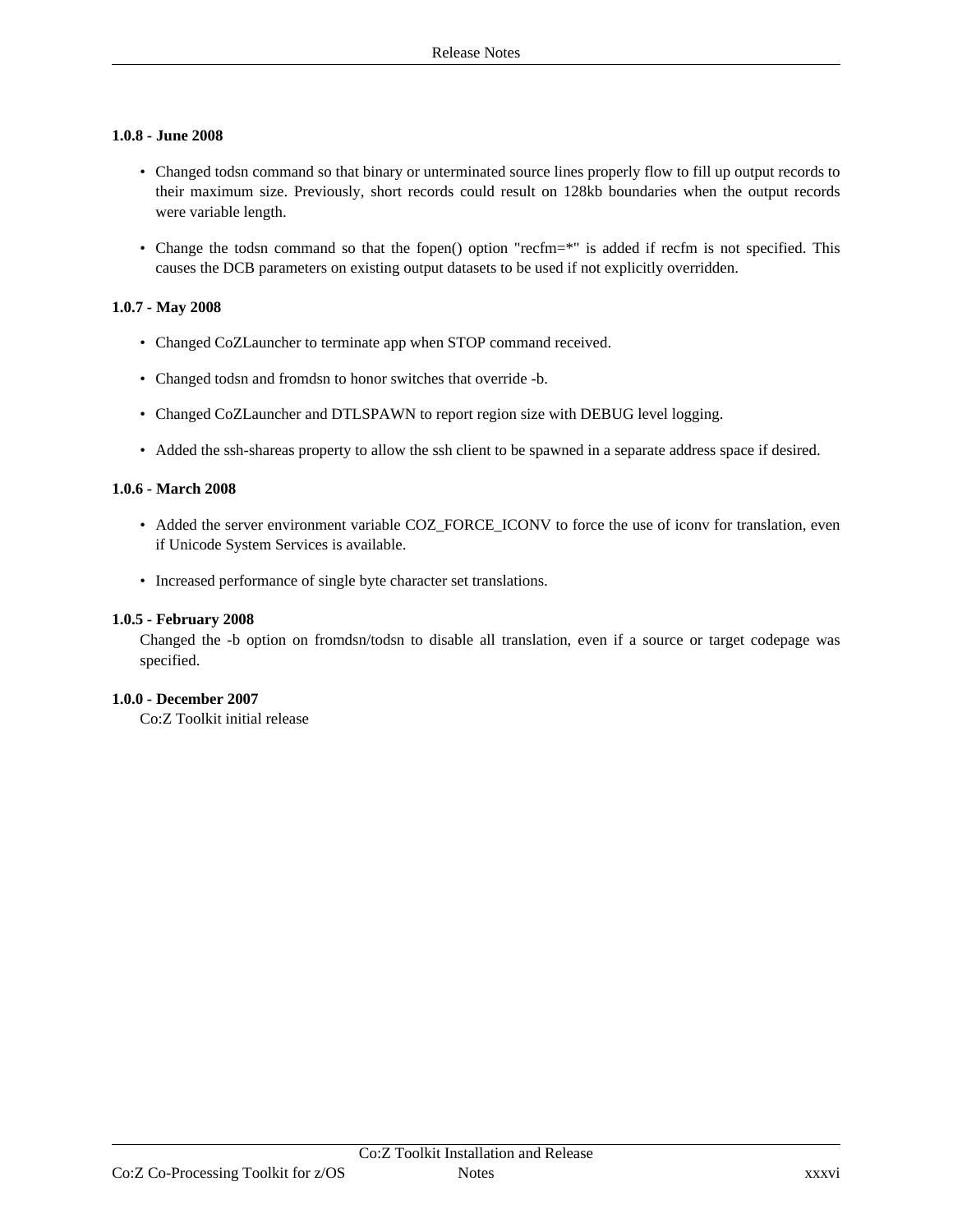**1.0.8 - June 2008**

- Changed todsn command so that binary or unterminated source lines properly flow to fill up output records to their maximum size. Previously, short records could result on 128kb boundaries when the output records were variable length.
- Change the todsn command so that the fopen() option "recfm=*" is added if recfm is not specified. This causes the DCB parameters on existing output datasets to be used if not explicitly overridden.

**1.0.7 - May 2008**

- Changed CoZLauncher to terminate app when STOP command received.
- Changed todsn and fromdsn to honor switches that override -b.
- Changed CoZLauncher and DTLSPAWN to report region size with DEBUG level logging.
- Added the ssh-shareas property to allow the ssh client to be spawned in a separate address space if desired.

**1.0.6 - March 2008**

- Added the server environment variable COZ_FORCE_ICONV to force the use of iconv for translation, even if Unicode System Services is available.
- Increased performance of single byte character set translations.

**1.0.5 - February 2008**

Changed the -b option on fromdsn/todsn to disable all translation, even if a source or target codepage was specified.

**1.0.0 - December 2007**

Co:Z Toolkit initial release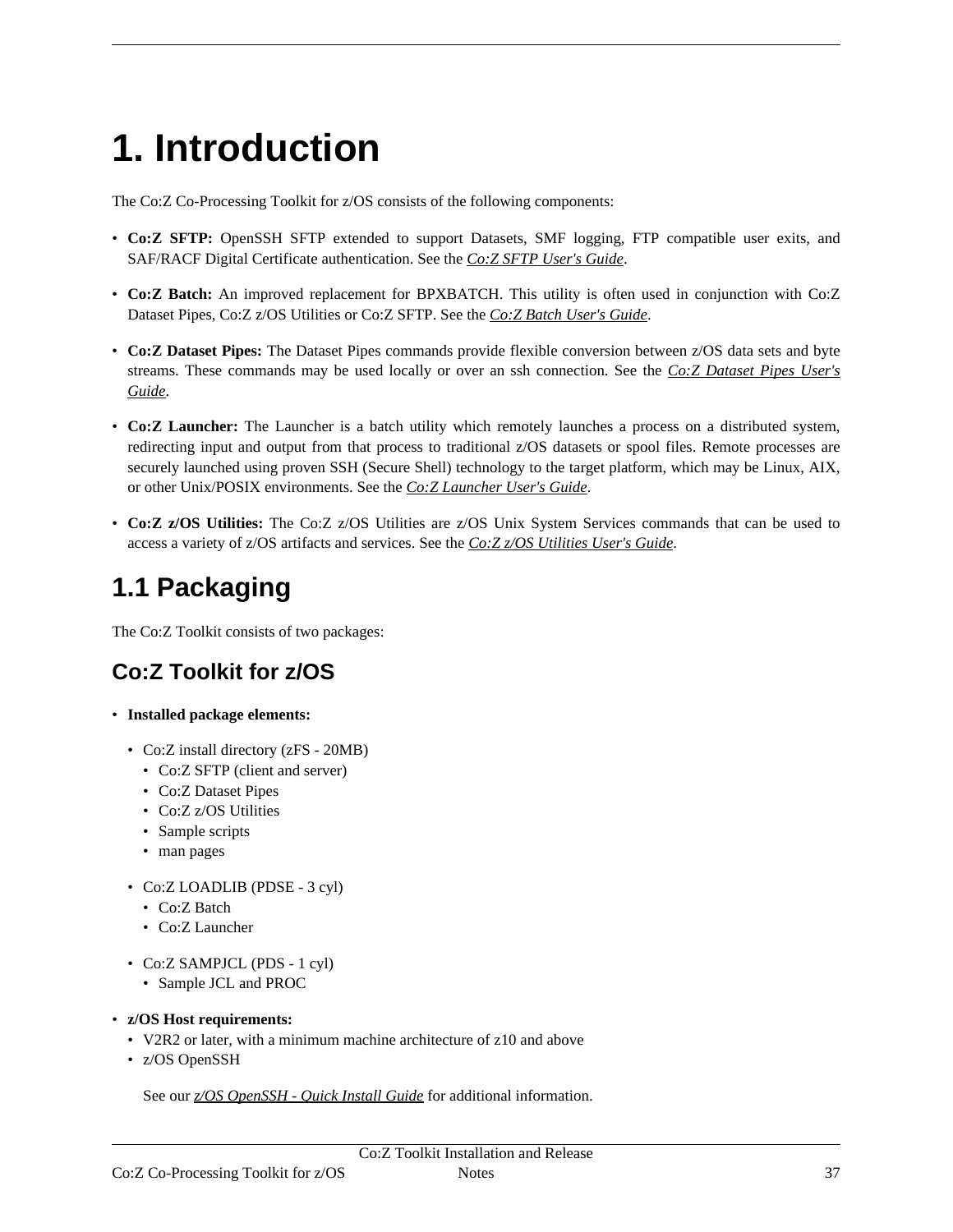# 1. Introduction

The Co:Z Co-Processing Toolkit for z/OS consists of the following components:

- **Co:Z SFTP:** OpenSSH SFTP extended to support Datasets, SMF logging, FTP compatible user exits, and SAF/RACF Digital Certificate authentication. See the *Co:Z SFTP User's Guide*.
- **Co:Z Batch:** An improved replacement for BPXBATCH. This utility is often used in conjunction with Co:Z Dataset Pipes, Co:Z z/OS Utilities or Co:Z SFTP. See the *Co:Z Batch User's Guide*.
- **Co:Z Dataset Pipes:** The Dataset Pipes commands provide flexible conversion between z/OS data sets and byte streams. These commands may be used locally or over an ssh connection. See the *Co:Z Dataset Pipes User's Guide*.
- **Co:Z Launcher:** The Launcher is a batch utility which remotely launches a process on a distributed system, redirecting input and output from that process to traditional z/OS datasets or spool files. Remote processes are securely launched using proven SSH (Secure Shell) technology to the target platform, which may be Linux, AIX, or other Unix/POSIX environments. See the *Co:Z Launcher User's Guide*.
- **Co:Z z/OS Utilities:** The Co:Z z/OS Utilities are z/OS Unix System Services commands that can be used to access a variety of z/OS artifacts and services. See the *Co:Z z/OS Utilities User's Guide*.

## 1.1 Packaging

The Co:Z Toolkit consists of two packages:

### Co:Z Toolkit for z/OS

- **Installed package elements:**
  - Co:Z install directory (zFS - 20MB)
    - Co:Z SFTP (client and server)
    - Co:Z Dataset Pipes
    - Co:Z z/OS Utilities
    - Sample scripts
    - man pages
  - Co:Z LOADLIB (PDSE - 3 cyl)
    - Co:Z Batch
    - Co:Z Launcher
  - Co:Z SAMPJCL (PDS - 1 cyl)
    - Sample JCL and PROC
- **z/OS Host requirements:**
  - V2R2 or later, with a minimum machine architecture of z10 and above
  - z/OS OpenSSH

  See our *z/OS OpenSSH - Quick Install Guide* for additional information.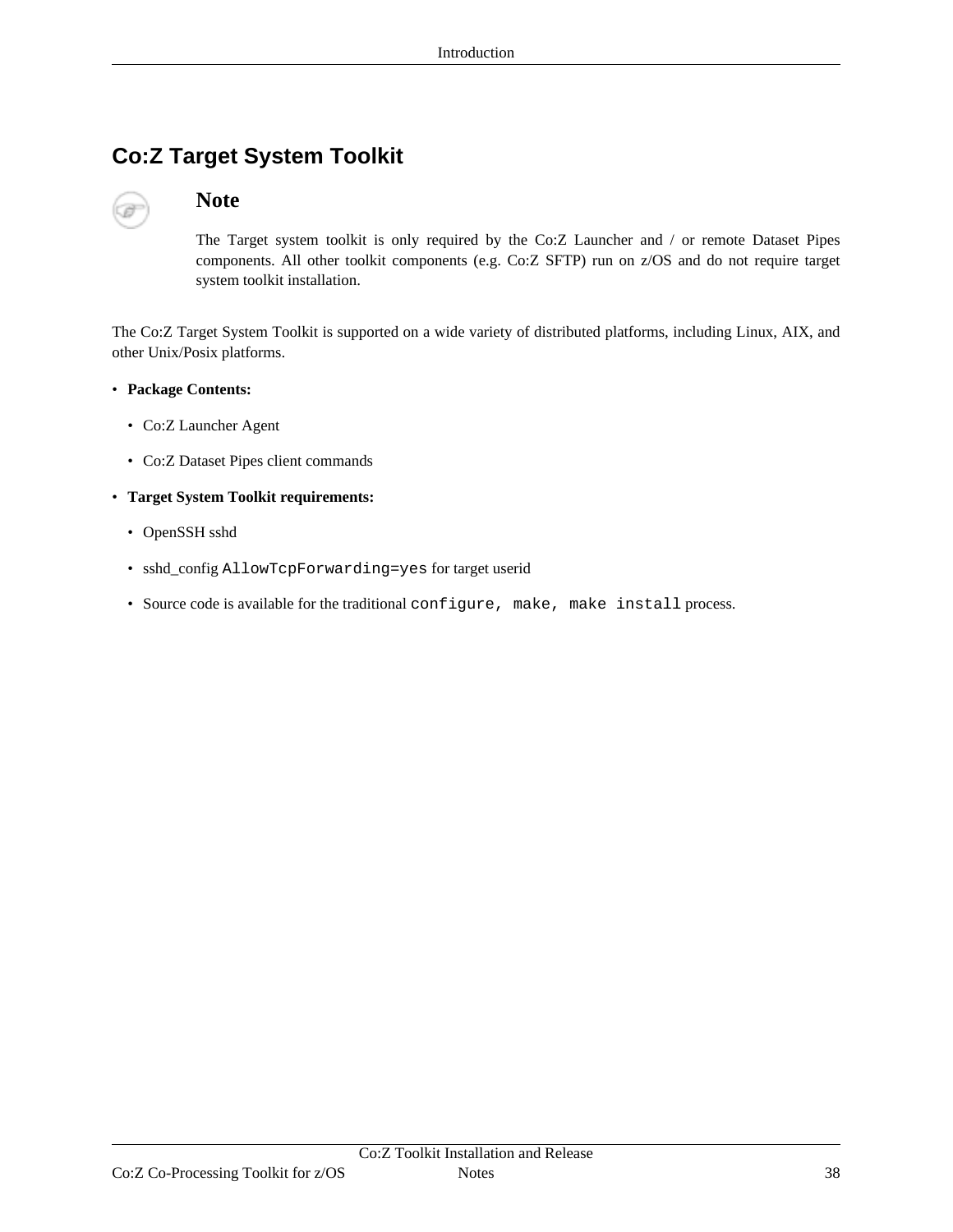## Co:Z Target System Toolkit

> **Note**
>
> The Target system toolkit is only required by the Co:Z Launcher and / or remote Dataset Pipes components. All other toolkit components (e.g. Co:Z SFTP) run on z/OS and do not require target system toolkit installation.

The Co:Z Target System Toolkit is supported on a wide variety of distributed platforms, including Linux, AIX, and other Unix/Posix platforms.

- **Package Contents:**
  - Co:Z Launcher Agent
  - Co:Z Dataset Pipes client commands
- **Target System Toolkit requirements:**
  - OpenSSH sshd
  - sshd_config `AllowTcpForwarding=yes` for target userid
  - Source code is available for the traditional `configure, make, make install` process.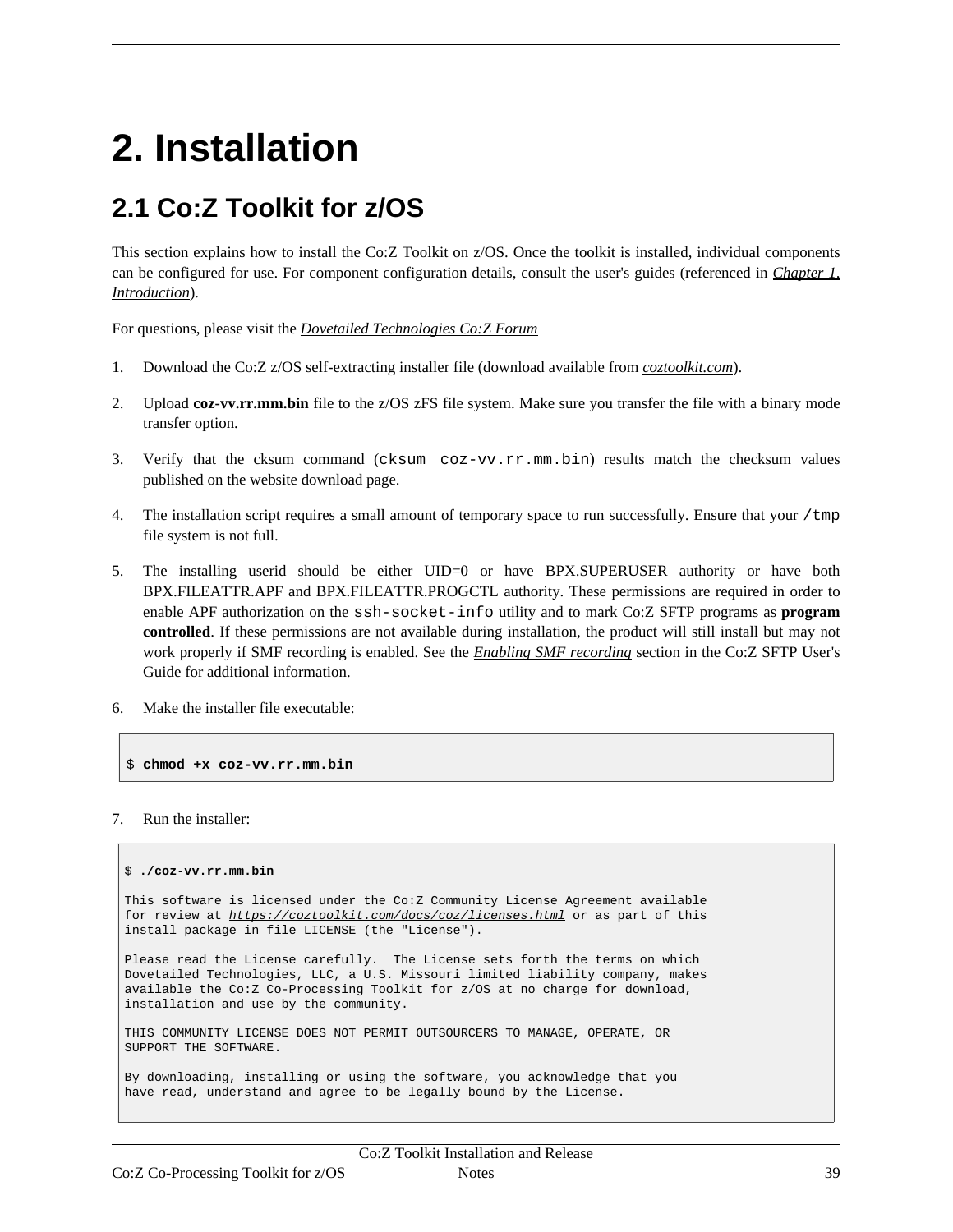# 2. Installation

## 2.1 Co:Z Toolkit for z/OS

This section explains how to install the Co:Z Toolkit on z/OS. Once the toolkit is installed, individual components can be configured for use. For component configuration details, consult the user's guides (referenced in *Chapter 1, Introduction*).

For questions, please visit the *Dovetailed Technologies Co:Z Forum*

1. Download the Co:Z z/OS self-extracting installer file (download available from *coztoolkit.com*).

2. Upload **coz-vv.rr.mm.bin** file to the z/OS zFS file system. Make sure you transfer the file with a binary mode transfer option.

3. Verify that the cksum command (`cksum coz-vv.rr.mm.bin`) results match the checksum values published on the website download page.

4. The installation script requires a small amount of temporary space to run successfully. Ensure that your `/tmp` file system is not full.

5. The installing userid should be either UID=0 or have BPX.SUPERUSER authority or have both BPX.FILEATTR.APF and BPX.FILEATTR.PROGCTL authority. These permissions are required in order to enable APF authorization on the `ssh-socket-info` utility and to mark Co:Z SFTP programs as **program controlled**. If these permissions are not available during installation, the product will still install but may not work properly if SMF recording is enabled. See the *Enabling SMF recording* section in the Co:Z SFTP User's Guide for additional information.

6. Make the installer file executable:

```
$ chmod +x coz-vv.rr.mm.bin
```

7. Run the installer:

```
$ ./coz-vv.rr.mm.bin

This software is licensed under the Co:Z Community License Agreement available
for review at https://coztoolkit.com/docs/coz/licenses.html or as part of this
install package in file LICENSE (the "License").

Please read the License carefully.  The License sets forth the terms on which
Dovetailed Technologies, LLC, a U.S. Missouri limited liability company, makes
available the Co:Z Co-Processing Toolkit for z/OS at no charge for download,
installation and use by the community.

THIS COMMUNITY LICENSE DOES NOT PERMIT OUTSOURCERS TO MANAGE, OPERATE, OR
SUPPORT THE SOFTWARE.

By downloading, installing or using the software, you acknowledge that you
have read, understand and agree to be legally bound by the License.
```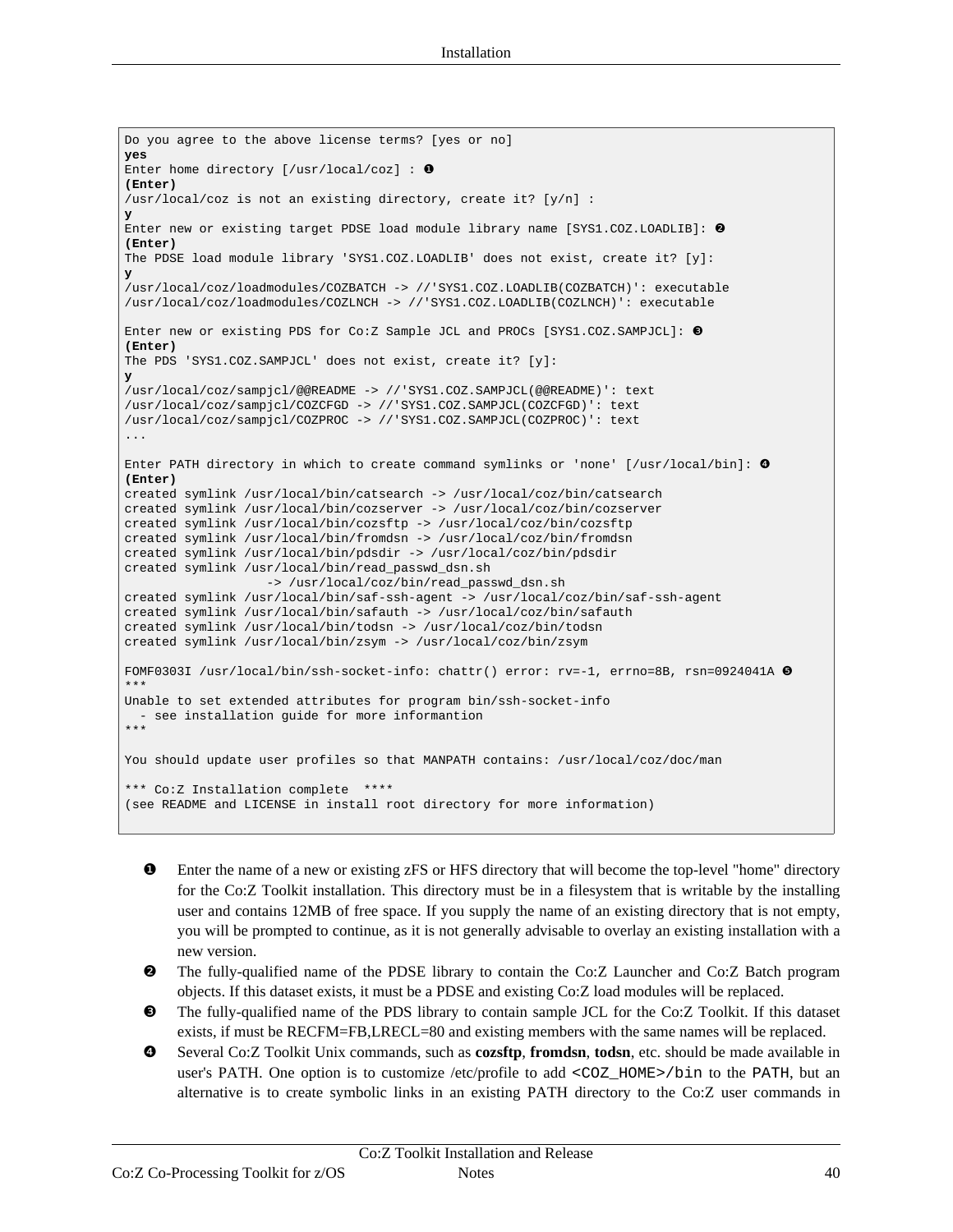```
Do you agree to the above license terms? [yes or no]
yes
Enter home directory [/usr/local/coz] : ❶
(Enter)
/usr/local/coz is not an existing directory, create it? [y/n] :
y
Enter new or existing target PDSE load module library name [SYS1.COZ.LOADLIB]: ❷
(Enter)
The PDSE load module library 'SYS1.COZ.LOADLIB' does not exist, create it? [y]:
y
/usr/local/coz/loadmodules/COZBATCH -> //'SYS1.COZ.LOADLIB(COZBATCH)': executable
/usr/local/coz/loadmodules/COZLNCH -> //'SYS1.COZ.LOADLIB(COZLNCH)': executable

Enter new or existing PDS for Co:Z Sample JCL and PROCs [SYS1.COZ.SAMPJCL]: ❸
(Enter)
The PDS 'SYS1.COZ.SAMPJCL' does not exist, create it? [y]:
y
/usr/local/coz/sampjcl/@@README -> //'SYS1.COZ.SAMPJCL(@@README)': text
/usr/local/coz/sampjcl/COZCFGD -> //'SYS1.COZ.SAMPJCL(COZCFGD)': text
/usr/local/coz/sampjcl/COZPROC -> //'SYS1.COZ.SAMPJCL(COZPROC)': text
...

Enter PATH directory in which to create command symlinks or 'none' [/usr/local/bin]: ❹
(Enter)
created symlink /usr/local/bin/catsearch -> /usr/local/coz/bin/catsearch
created symlink /usr/local/bin/cozserver -> /usr/local/coz/bin/cozserver
created symlink /usr/local/bin/cozsftp -> /usr/local/coz/bin/cozsftp
created symlink /usr/local/bin/fromdsn -> /usr/local/coz/bin/fromdsn
created symlink /usr/local/bin/pdsdir -> /usr/local/coz/bin/pdsdir
created symlink /usr/local/bin/read_passwd_dsn.sh
                   -> /usr/local/coz/bin/read_passwd_dsn.sh
created symlink /usr/local/bin/saf-ssh-agent -> /usr/local/coz/bin/saf-ssh-agent
created symlink /usr/local/bin/safauth -> /usr/local/coz/bin/safauth
created symlink /usr/local/bin/todsn -> /usr/local/coz/bin/todsn
created symlink /usr/local/bin/zsym -> /usr/local/coz/bin/zsym

FOMF0303I /usr/local/bin/ssh-socket-info: chattr() error: rv=-1, errno=8B, rsn=0924041A ❺
***
Unable to set extended attributes for program bin/ssh-socket-info
  - see installation guide for more informantion
***

You should update user profiles so that MANPATH contains: /usr/local/coz/doc/man

*** Co:Z Installation complete  ****
(see README and LICENSE in install root directory for more information)
```

❶ Enter the name of a new or existing zFS or HFS directory that will become the top-level "home" directory for the Co:Z Toolkit installation. This directory must be in a filesystem that is writable by the installing user and contains 12MB of free space. If you supply the name of an existing directory that is not empty, you will be prompted to continue, as it is not generally advisable to overlay an existing installation with a new version.

❷ The fully-qualified name of the PDSE library to contain the Co:Z Launcher and Co:Z Batch program objects. If this dataset exists, it must be a PDSE and existing Co:Z load modules will be replaced.

❸ The fully-qualified name of the PDS library to contain sample JCL for the Co:Z Toolkit. If this dataset exists, if must be RECFM=FB,LRECL=80 and existing members with the same names will be replaced.

❹ Several Co:Z Toolkit Unix commands, such as **cozsftp**, **fromdsn**, **todsn**, etc. should be made available in user's PATH. One option is to customize /etc/profile to add `<COZ_HOME>/bin` to the `PATH`, but an alternative is to create symbolic links in an existing PATH directory to the Co:Z user commands in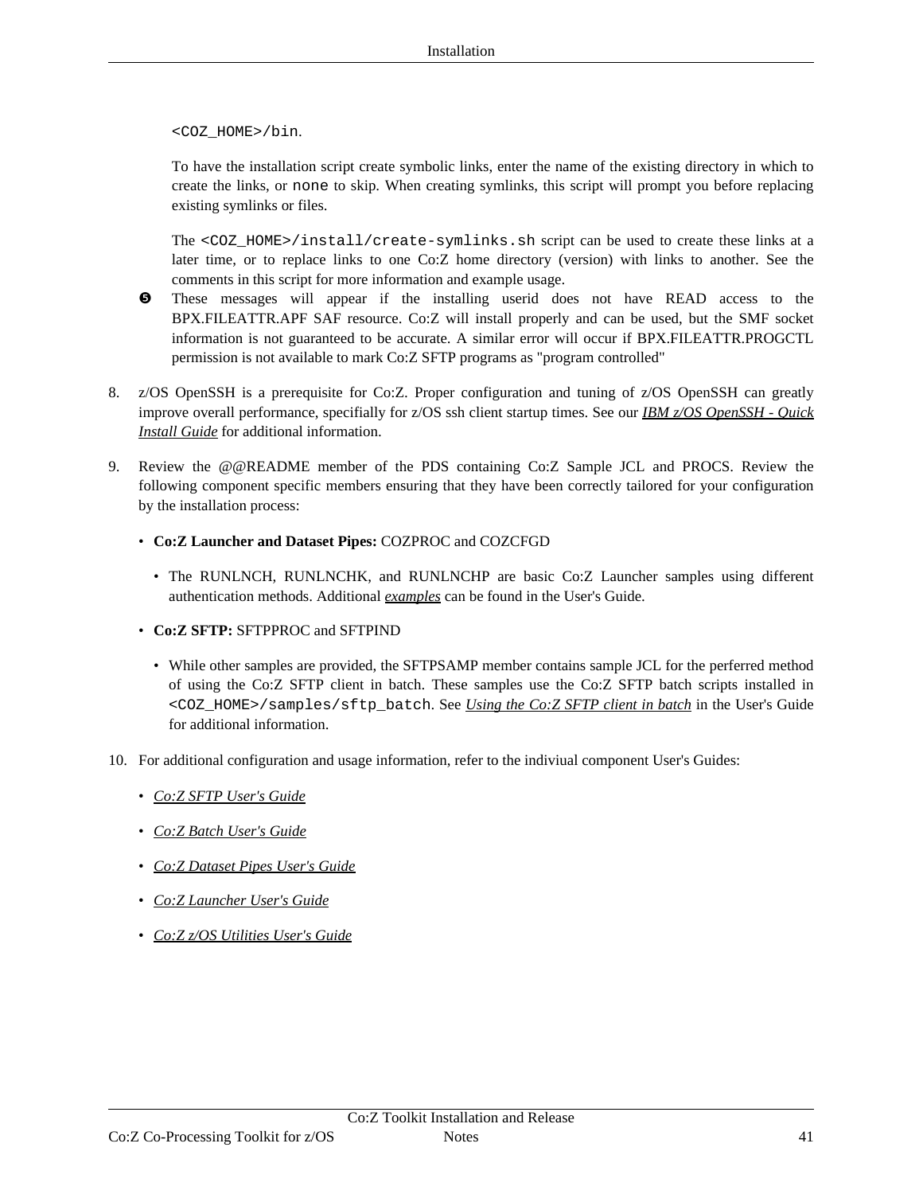`<COZ_HOME>/bin`.

To have the installation script create symbolic links, enter the name of the existing directory in which to create the links, or `none` to skip. When creating symlinks, this script will prompt you before replacing existing symlinks or files.

The `<COZ_HOME>/install/create-symlinks.sh` script can be used to create these links at a later time, or to replace links to one Co:Z home directory (version) with links to another. See the comments in this script for more information and example usage.

❺ These messages will appear if the installing userid does not have READ access to the BPX.FILEATTR.APF SAF resource. Co:Z will install properly and can be used, but the SMF socket information is not guaranteed to be accurate. A similar error will occur if BPX.FILEATTR.PROGCTL permission is not available to mark Co:Z SFTP programs as "program controlled"

8. z/OS OpenSSH is a prerequisite for Co:Z. Proper configuration and tuning of z/OS OpenSSH can greatly improve overall performance, specifially for z/OS ssh client startup times. See our *IBM z/OS OpenSSH - Quick Install Guide* for additional information.

9. Review the @@README member of the PDS containing Co:Z Sample JCL and PROCS. Review the following component specific members ensuring that they have been correctly tailored for your configuration by the installation process:

   - **Co:Z Launcher and Dataset Pipes:** COZPROC and COZCFGD
     - The RUNLNCH, RUNLNCHK, and RUNLNCHP are basic Co:Z Launcher samples using different authentication methods. Additional *examples* can be found in the User's Guide.
   - **Co:Z SFTP:** SFTPPROC and SFTPIND
     - While other samples are provided, the SFTPSAMP member contains sample JCL for the perferred method of using the Co:Z SFTP client in batch. These samples use the Co:Z SFTP batch scripts installed in `<COZ_HOME>/samples/sftp_batch`. See *Using the Co:Z SFTP client in batch* in the User's Guide for additional information.

10. For additional configuration and usage information, refer to the indiviual component User's Guides:

    - *Co:Z SFTP User's Guide*
    - *Co:Z Batch User's Guide*
    - *Co:Z Dataset Pipes User's Guide*
    - *Co:Z Launcher User's Guide*
    - *Co:Z z/OS Utilities User's Guide*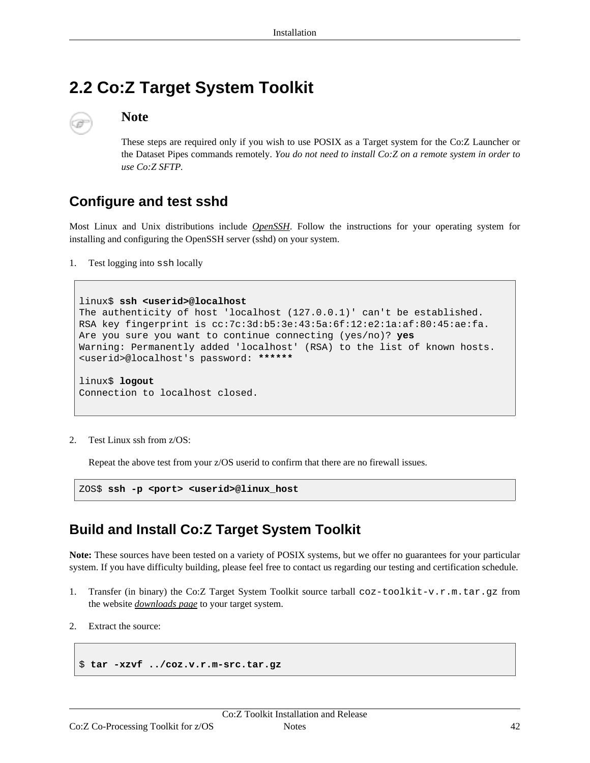## 2.2 Co:Z Target System Toolkit

> **Note**
>
> These steps are required only if you wish to use POSIX as a Target system for the Co:Z Launcher or the Dataset Pipes commands remotely. *You do not need to install Co:Z on a remote system in order to use Co:Z SFTP.*

### Configure and test sshd

Most Linux and Unix distributions include *OpenSSH*. Follow the instructions for your operating system for installing and configuring the OpenSSH server (sshd) on your system.

1. Test logging into `ssh` locally

```
linux$ ssh <userid>@localhost
The authenticity of host 'localhost (127.0.0.1)' can't be established.
RSA key fingerprint is cc:7c:3d:b5:3e:43:5a:6f:12:e2:1a:af:80:45:ae:fa.
Are you sure you want to continue connecting (yes/no)? yes
Warning: Permanently added 'localhost' (RSA) to the list of known hosts.
<userid>@localhost's password: ******

linux$ logout
Connection to localhost closed.
```

2. Test Linux ssh from z/OS:

   Repeat the above test from your z/OS userid to confirm that there are no firewall issues.

```
ZOS$ ssh -p <port> <userid>@linux_host
```

### Build and Install Co:Z Target System Toolkit

**Note:** These sources have been tested on a variety of POSIX systems, but we offer no guarantees for your particular system. If you have difficulty building, please feel free to contact us regarding our testing and certification schedule.

1. Transfer (in binary) the Co:Z Target System Toolkit source tarball `coz-toolkit-v.r.m.tar.gz` from the website *downloads page* to your target system.

2. Extract the source:

```
$ tar -xzvf ../coz.v.r.m-src.tar.gz
```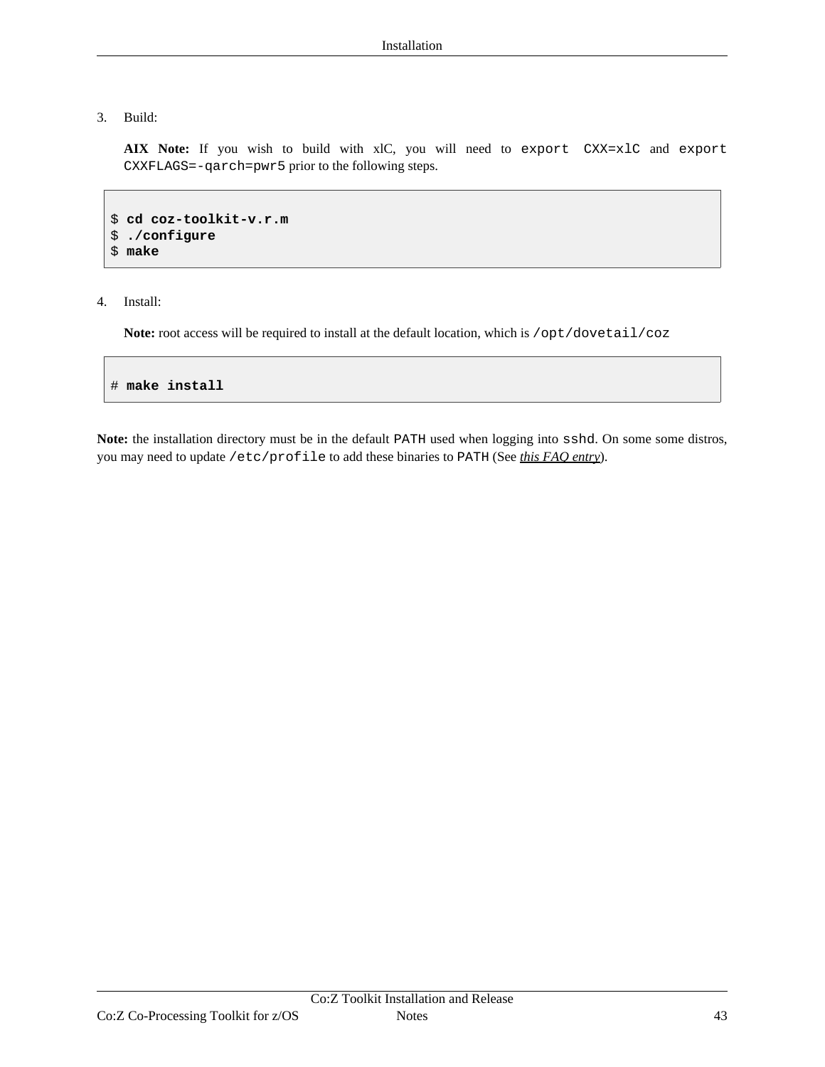3. Build:

   **AIX Note:** If you wish to build with xlC, you will need to `export CXX=xlC` and `export CXXFLAGS=-qarch=pwr5` prior to the following steps.

```
$ cd coz-toolkit-v.r.m
$ ./configure
$ make
```

4. Install:

   **Note:** root access will be required to install at the default location, which is `/opt/dovetail/coz`

```
# make install
```

**Note:** the installation directory must be in the default `PATH` used when logging into `sshd`. On some some distros, you may need to update `/etc/profile` to add these binaries to `PATH` (See *this FAQ entry*).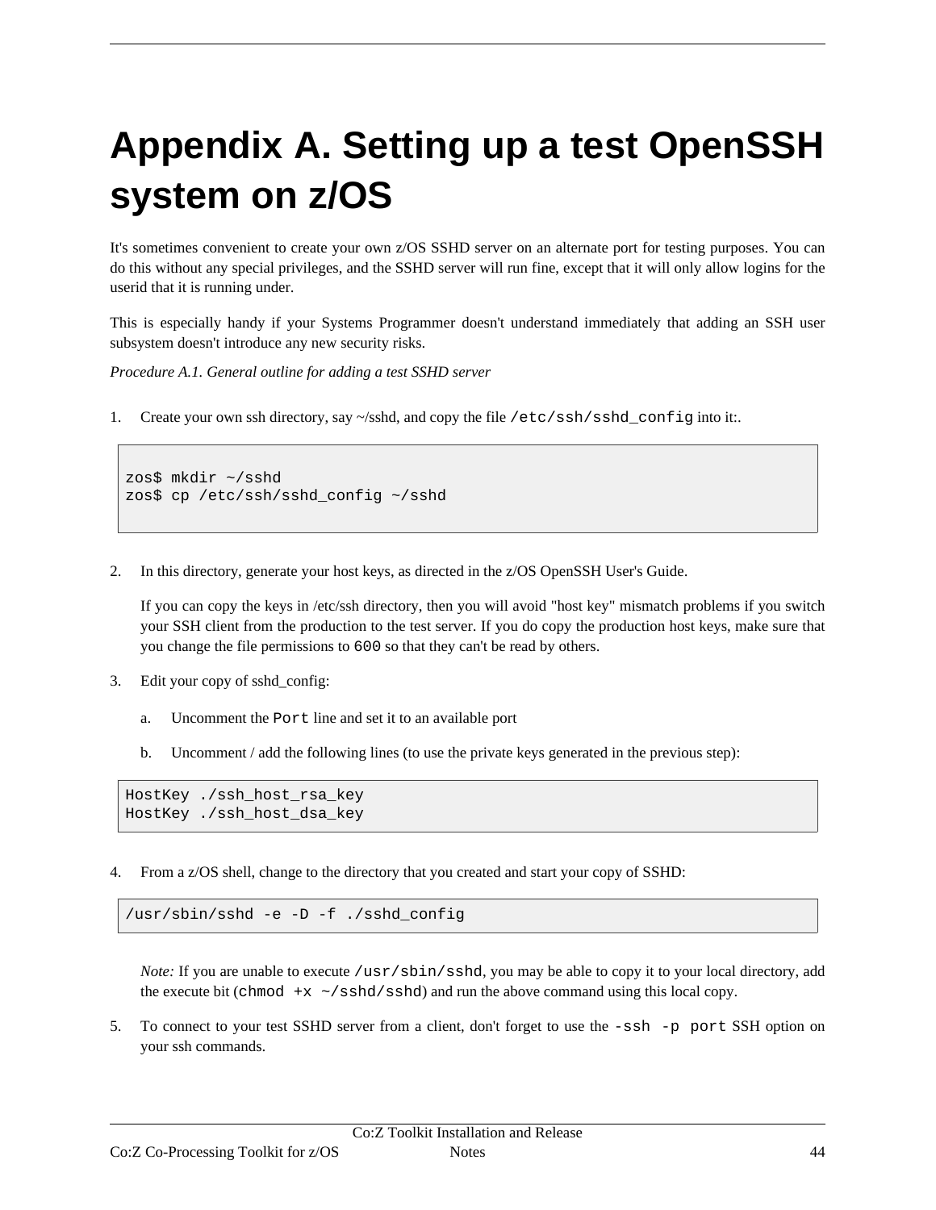# Appendix A. Setting up a test OpenSSH system on z/OS

It's sometimes convenient to create your own z/OS SSHD server on an alternate port for testing purposes. You can do this without any special privileges, and the SSHD server will run fine, except that it will only allow logins for the userid that it is running under.

This is especially handy if your Systems Programmer doesn't understand immediately that adding an SSH user subsystem doesn't introduce any new security risks.

*Procedure A.1. General outline for adding a test SSHD server*

1. Create your own ssh directory, say ~/sshd, and copy the file `/etc/ssh/sshd_config` into it:.

   ```
   zos$ mkdir ~/sshd
   zos$ cp /etc/ssh/sshd_config ~/sshd
   ```

2. In this directory, generate your host keys, as directed in the z/OS OpenSSH User's Guide.

   If you can copy the keys in /etc/ssh directory, then you will avoid "host key" mismatch problems if you switch your SSH client from the production to the test server. If you do copy the production host keys, make sure that you change the file permissions to `600` so that they can't be read by others.

3. Edit your copy of sshd_config:

   a. Uncomment the `Port` line and set it to an available port

   b. Uncomment / add the following lines (to use the private keys generated in the previous step):

   ```
   HostKey ./ssh_host_rsa_key
   HostKey ./ssh_host_dsa_key
   ```

4. From a z/OS shell, change to the directory that you created and start your copy of SSHD:

   ```
   /usr/sbin/sshd -e -D -f ./sshd_config
   ```

   *Note:* If you are unable to execute `/usr/sbin/sshd`, you may be able to copy it to your local directory, add the execute bit (`chmod +x ~/sshd/sshd`) and run the above command using this local copy.

5. To connect to your test SSHD server from a client, don't forget to use the `-ssh -p port` SSH option on your ssh commands.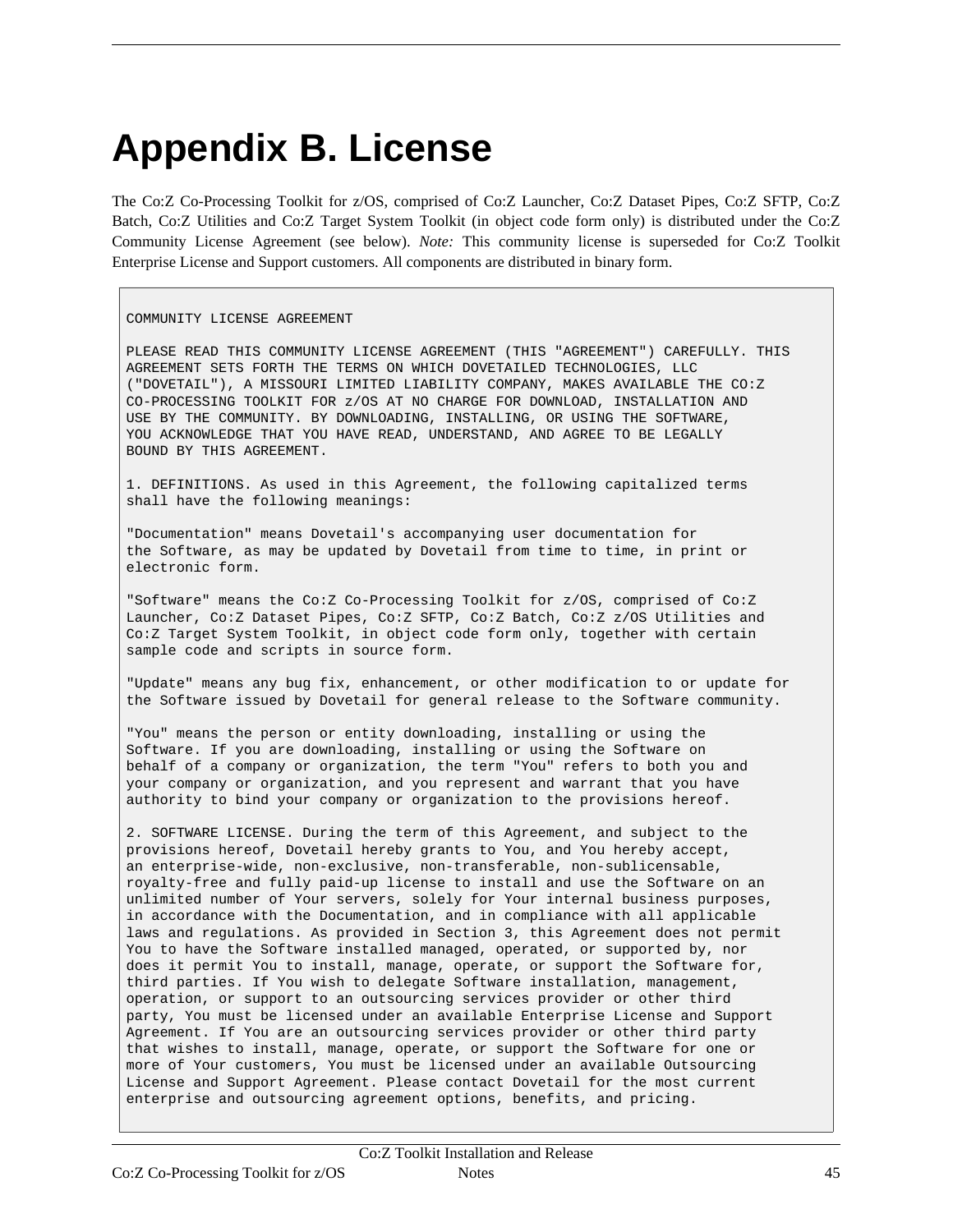# Appendix B. License

The Co:Z Co-Processing Toolkit for z/OS, comprised of Co:Z Launcher, Co:Z Dataset Pipes, Co:Z SFTP, Co:Z Batch, Co:Z Utilities and Co:Z Target System Toolkit (in object code form only) is distributed under the Co:Z Community License Agreement (see below). *Note:* This community license is superseded for Co:Z Toolkit Enterprise License and Support customers. All components are distributed in binary form.

```
COMMUNITY LICENSE AGREEMENT

PLEASE READ THIS COMMUNITY LICENSE AGREEMENT (THIS "AGREEMENT") CAREFULLY. THIS
AGREEMENT SETS FORTH THE TERMS ON WHICH DOVETAILED TECHNOLOGIES, LLC
("DOVETAIL"), A MISSOURI LIMITED LIABILITY COMPANY, MAKES AVAILABLE THE CO:Z
CO-PROCESSING TOOLKIT FOR z/OS AT NO CHARGE FOR DOWNLOAD, INSTALLATION AND
USE BY THE COMMUNITY. BY DOWNLOADING, INSTALLING, OR USING THE SOFTWARE,
YOU ACKNOWLEDGE THAT YOU HAVE READ, UNDERSTAND, AND AGREE TO BE LEGALLY
BOUND BY THIS AGREEMENT.

1. DEFINITIONS. As used in this Agreement, the following capitalized terms
shall have the following meanings:

"Documentation" means Dovetail's accompanying user documentation for
the Software, as may be updated by Dovetail from time to time, in print or
electronic form.

"Software" means the Co:Z Co-Processing Toolkit for z/OS, comprised of Co:Z
Launcher, Co:Z Dataset Pipes, Co:Z SFTP, Co:Z Batch, Co:Z z/OS Utilities and
Co:Z Target System Toolkit, in object code form only, together with certain
sample code and scripts in source form.

"Update" means any bug fix, enhancement, or other modification to or update for
the Software issued by Dovetail for general release to the Software community.

"You" means the person or entity downloading, installing or using the
Software. If you are downloading, installing or using the Software on
behalf of a company or organization, the term "You" refers to both you and
your company or organization, and you represent and warrant that you have
authority to bind your company or organization to the provisions hereof.

2. SOFTWARE LICENSE. During the term of this Agreement, and subject to the
provisions hereof, Dovetail hereby grants to You, and You hereby accept,
an enterprise-wide, non-exclusive, non-transferable, non-sublicensable,
royalty-free and fully paid-up license to install and use the Software on an
unlimited number of Your servers, solely for Your internal business purposes,
in accordance with the Documentation, and in compliance with all applicable
laws and regulations. As provided in Section 3, this Agreement does not permit
You to have the Software installed managed, operated, or supported by, nor
does it permit You to install, manage, operate, or support the Software for,
third parties. If You wish to delegate Software installation, management,
operation, or support to an outsourcing services provider or other third
party, You must be licensed under an available Enterprise License and Support
Agreement. If You are an outsourcing services provider or other third party
that wishes to install, manage, operate, or support the Software for one or
more of Your customers, You must be licensed under an available Outsourcing
License and Support Agreement. Please contact Dovetail for the most current
enterprise and outsourcing agreement options, benefits, and pricing.
```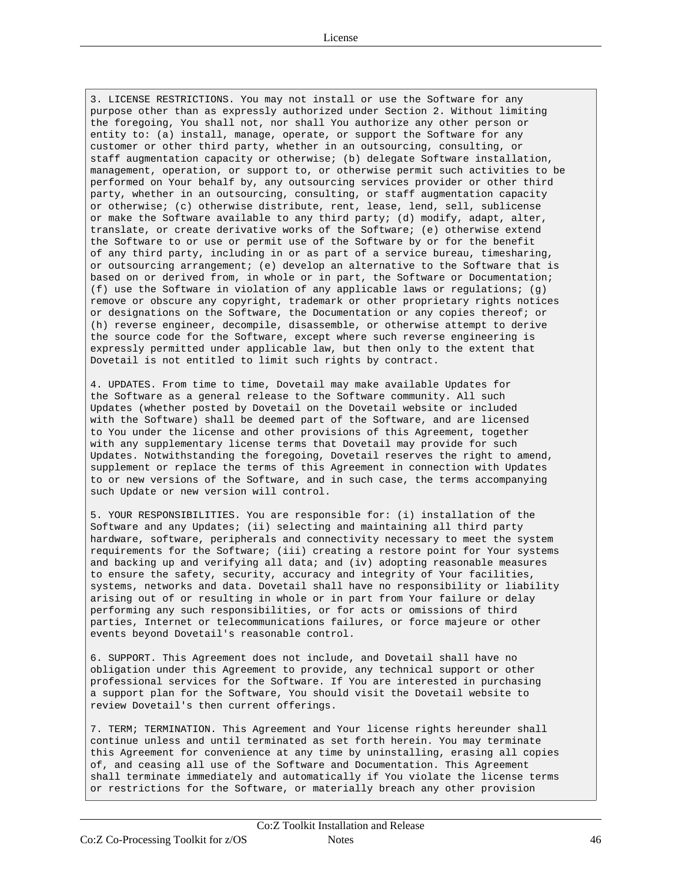```
3. LICENSE RESTRICTIONS. You may not install or use the Software for any
purpose other than as expressly authorized under Section 2. Without limiting
the foregoing, You shall not, nor shall You authorize any other person or
entity to: (a) install, manage, operate, or support the Software for any
customer or other third party, whether in an outsourcing, consulting, or
staff augmentation capacity or otherwise; (b) delegate Software installation,
management, operation, or support to, or otherwise permit such activities to be
performed on Your behalf by, any outsourcing services provider or other third
party, whether in an outsourcing, consulting, or staff augmentation capacity
or otherwise; (c) otherwise distribute, rent, lease, lend, sell, sublicense
or make the Software available to any third party; (d) modify, adapt, alter,
translate, or create derivative works of the Software; (e) otherwise extend
the Software to or use or permit use of the Software by or for the benefit
of any third party, including in or as part of a service bureau, timesharing,
or outsourcing arrangement; (e) develop an alternative to the Software that is
based on or derived from, in whole or in part, the Software or Documentation;
(f) use the Software in violation of any applicable laws or regulations; (g)
remove or obscure any copyright, trademark or other proprietary rights notices
or designations on the Software, the Documentation or any copies thereof; or
(h) reverse engineer, decompile, disassemble, or otherwise attempt to derive
the source code for the Software, except where such reverse engineering is
expressly permitted under applicable law, but then only to the extent that
Dovetail is not entitled to limit such rights by contract.

4. UPDATES. From time to time, Dovetail may make available Updates for
the Software as a general release to the Software community. All such
Updates (whether posted by Dovetail on the Dovetail website or included
with the Software) shall be deemed part of the Software, and are licensed
to You under the license and other provisions of this Agreement, together
with any supplementary license terms that Dovetail may provide for such
Updates. Notwithstanding the foregoing, Dovetail reserves the right to amend,
supplement or replace the terms of this Agreement in connection with Updates
to or new versions of the Software, and in such case, the terms accompanying
such Update or new version will control.

5. YOUR RESPONSIBILITIES. You are responsible for: (i) installation of the
Software and any Updates; (ii) selecting and maintaining all third party
hardware, software, peripherals and connectivity necessary to meet the system
requirements for the Software; (iii) creating a restore point for Your systems
and backing up and verifying all data; and (iv) adopting reasonable measures
to ensure the safety, security, accuracy and integrity of Your facilities,
systems, networks and data. Dovetail shall have no responsibility or liability
arising out of or resulting in whole or in part from Your failure or delay
performing any such responsibilities, or for acts or omissions of third
parties, Internet or telecommunications failures, or force majeure or other
events beyond Dovetail's reasonable control.

6. SUPPORT. This Agreement does not include, and Dovetail shall have no
obligation under this Agreement to provide, any technical support or other
professional services for the Software. If You are interested in purchasing
a support plan for the Software, You should visit the Dovetail website to
review Dovetail's then current offerings.

7. TERM; TERMINATION. This Agreement and Your license rights hereunder shall
continue unless and until terminated as set forth herein. You may terminate
this Agreement for convenience at any time by uninstalling, erasing all copies
of, and ceasing all use of the Software and Documentation. This Agreement
shall terminate immediately and automatically if You violate the license terms
or restrictions for the Software, or materially breach any other provision
```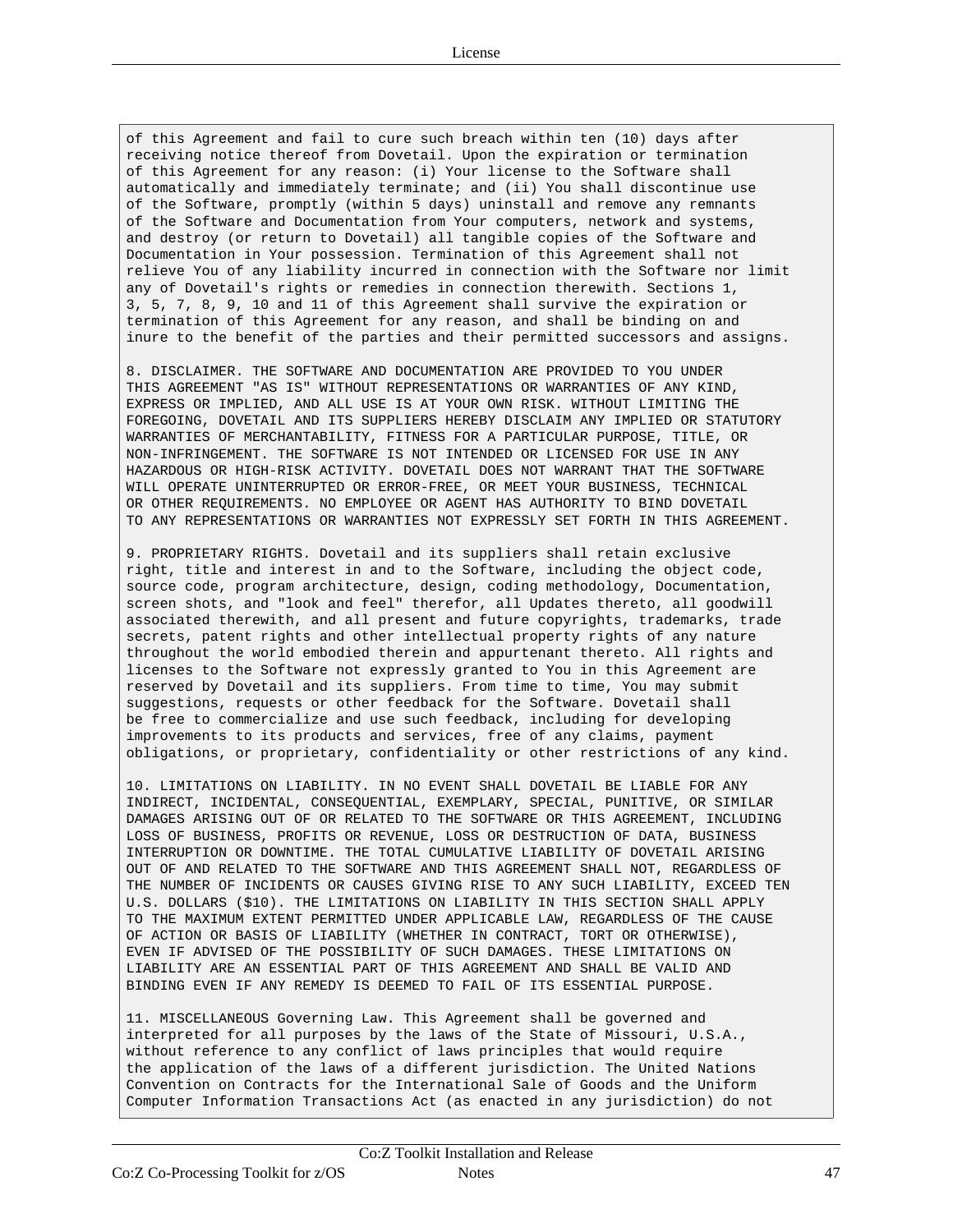```
of this Agreement and fail to cure such breach within ten (10) days after
receiving notice thereof from Dovetail. Upon the expiration or termination
of this Agreement for any reason: (i) Your license to the Software shall
automatically and immediately terminate; and (ii) You shall discontinue use
of the Software, promptly (within 5 days) uninstall and remove any remnants
of the Software and Documentation from Your computers, network and systems,
and destroy (or return to Dovetail) all tangible copies of the Software and
Documentation in Your possession. Termination of this Agreement shall not
relieve You of any liability incurred in connection with the Software nor limit
any of Dovetail's rights or remedies in connection therewith. Sections 1,
3, 5, 7, 8, 9, 10 and 11 of this Agreement shall survive the expiration or
termination of this Agreement for any reason, and shall be binding on and
inure to the benefit of the parties and their permitted successors and assigns.

8. DISCLAIMER. THE SOFTWARE AND DOCUMENTATION ARE PROVIDED TO YOU UNDER
THIS AGREEMENT "AS IS" WITHOUT REPRESENTATIONS OR WARRANTIES OF ANY KIND,
EXPRESS OR IMPLIED, AND ALL USE IS AT YOUR OWN RISK. WITHOUT LIMITING THE
FOREGOING, DOVETAIL AND ITS SUPPLIERS HEREBY DISCLAIM ANY IMPLIED OR STATUTORY
WARRANTIES OF MERCHANTABILITY, FITNESS FOR A PARTICULAR PURPOSE, TITLE, OR
NON-INFRINGEMENT. THE SOFTWARE IS NOT INTENDED OR LICENSED FOR USE IN ANY
HAZARDOUS OR HIGH-RISK ACTIVITY. DOVETAIL DOES NOT WARRANT THAT THE SOFTWARE
WILL OPERATE UNINTERRUPTED OR ERROR-FREE, OR MEET YOUR BUSINESS, TECHNICAL
OR OTHER REQUIREMENTS. NO EMPLOYEE OR AGENT HAS AUTHORITY TO BIND DOVETAIL
TO ANY REPRESENTATIONS OR WARRANTIES NOT EXPRESSLY SET FORTH IN THIS AGREEMENT.

9. PROPRIETARY RIGHTS. Dovetail and its suppliers shall retain exclusive
right, title and interest in and to the Software, including the object code,
source code, program architecture, design, coding methodology, Documentation,
screen shots, and "look and feel" therefor, all Updates thereto, all goodwill
associated therewith, and all present and future copyrights, trademarks, trade
secrets, patent rights and other intellectual property rights of any nature
throughout the world embodied therein and appurtenant thereto. All rights and
licenses to the Software not expressly granted to You in this Agreement are
reserved by Dovetail and its suppliers. From time to time, You may submit
suggestions, requests or other feedback for the Software. Dovetail shall
be free to commercialize and use such feedback, including for developing
improvements to its products and services, free of any claims, payment
obligations, or proprietary, confidentiality or other restrictions of any kind.

10. LIMITATIONS ON LIABILITY. IN NO EVENT SHALL DOVETAIL BE LIABLE FOR ANY
INDIRECT, INCIDENTAL, CONSEQUENTIAL, EXEMPLARY, SPECIAL, PUNITIVE, OR SIMILAR
DAMAGES ARISING OUT OF OR RELATED TO THE SOFTWARE OR THIS AGREEMENT, INCLUDING
LOSS OF BUSINESS, PROFITS OR REVENUE, LOSS OR DESTRUCTION OF DATA, BUSINESS
INTERRUPTION OR DOWNTIME. THE TOTAL CUMULATIVE LIABILITY OF DOVETAIL ARISING
OUT OF AND RELATED TO THE SOFTWARE AND THIS AGREEMENT SHALL NOT, REGARDLESS OF
THE NUMBER OF INCIDENTS OR CAUSES GIVING RISE TO ANY SUCH LIABILITY, EXCEED TEN
U.S. DOLLARS ($10). THE LIMITATIONS ON LIABILITY IN THIS SECTION SHALL APPLY
TO THE MAXIMUM EXTENT PERMITTED UNDER APPLICABLE LAW, REGARDLESS OF THE CAUSE
OF ACTION OR BASIS OF LIABILITY (WHETHER IN CONTRACT, TORT OR OTHERWISE),
EVEN IF ADVISED OF THE POSSIBILITY OF SUCH DAMAGES. THESE LIMITATIONS ON
LIABILITY ARE AN ESSENTIAL PART OF THIS AGREEMENT AND SHALL BE VALID AND
BINDING EVEN IF ANY REMEDY IS DEEMED TO FAIL OF ITS ESSENTIAL PURPOSE.

11. MISCELLANEOUS Governing Law. This Agreement shall be governed and
interpreted for all purposes by the laws of the State of Missouri, U.S.A.,
without reference to any conflict of laws principles that would require
the application of the laws of a different jurisdiction. The United Nations
Convention on Contracts for the International Sale of Goods and the Uniform
Computer Information Transactions Act (as enacted in any jurisdiction) do not
```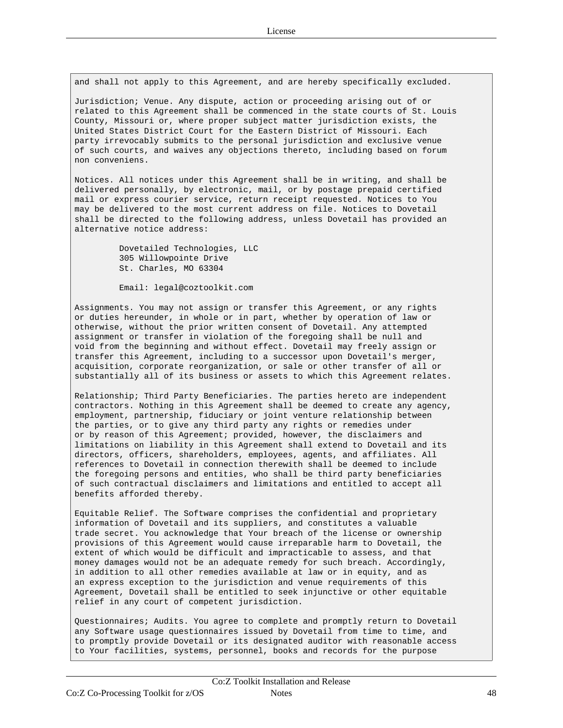```
and shall not apply to this Agreement, and are hereby specifically excluded.

Jurisdiction; Venue. Any dispute, action or proceeding arising out of or
related to this Agreement shall be commenced in the state courts of St. Louis
County, Missouri or, where proper subject matter jurisdiction exists, the
United States District Court for the Eastern District of Missouri. Each
party irrevocably submits to the personal jurisdiction and exclusive venue
of such courts, and waives any objections thereto, including based on forum
non conveniens.

Notices. All notices under this Agreement shall be in writing, and shall be
delivered personally, by electronic, mail, or by postage prepaid certified
mail or express courier service, return receipt requested. Notices to You
may be delivered to the most current address on file. Notices to Dovetail
shall be directed to the following address, unless Dovetail has provided an
alternative notice address:

         Dovetailed Technologies, LLC
         305 Willowpointe Drive
         St. Charles, MO 63304

         Email: legal@coztoolkit.com

Assignments. You may not assign or transfer this Agreement, or any rights
or duties hereunder, in whole or in part, whether by operation of law or
otherwise, without the prior written consent of Dovetail. Any attempted
assignment or transfer in violation of the foregoing shall be null and
void from the beginning and without effect. Dovetail may freely assign or
transfer this Agreement, including to a successor upon Dovetail's merger,
acquisition, corporate reorganization, or sale or other transfer of all or
substantially all of its business or assets to which this Agreement relates.

Relationship; Third Party Beneficiaries. The parties hereto are independent
contractors. Nothing in this Agreement shall be deemed to create any agency,
employment, partnership, fiduciary or joint venture relationship between
the parties, or to give any third party any rights or remedies under
or by reason of this Agreement; provided, however, the disclaimers and
limitations on liability in this Agreement shall extend to Dovetail and its
directors, officers, shareholders, employees, agents, and affiliates. All
references to Dovetail in connection therewith shall be deemed to include
the foregoing persons and entities, who shall be third party beneficiaries
of such contractual disclaimers and limitations and entitled to accept all
benefits afforded thereby.

Equitable Relief. The Software comprises the confidential and proprietary
information of Dovetail and its suppliers, and constitutes a valuable
trade secret. You acknowledge that Your breach of the license or ownership
provisions of this Agreement would cause irreparable harm to Dovetail, the
extent of which would be difficult and impracticable to assess, and that
money damages would not be an adequate remedy for such breach. Accordingly,
in addition to all other remedies available at law or in equity, and as
an express exception to the jurisdiction and venue requirements of this
Agreement, Dovetail shall be entitled to seek injunctive or other equitable
relief in any court of competent jurisdiction.

Questionnaires; Audits. You agree to complete and promptly return to Dovetail
any Software usage questionnaires issued by Dovetail from time to time, and
to promptly provide Dovetail or its designated auditor with reasonable access
to Your facilities, systems, personnel, books and records for the purpose
```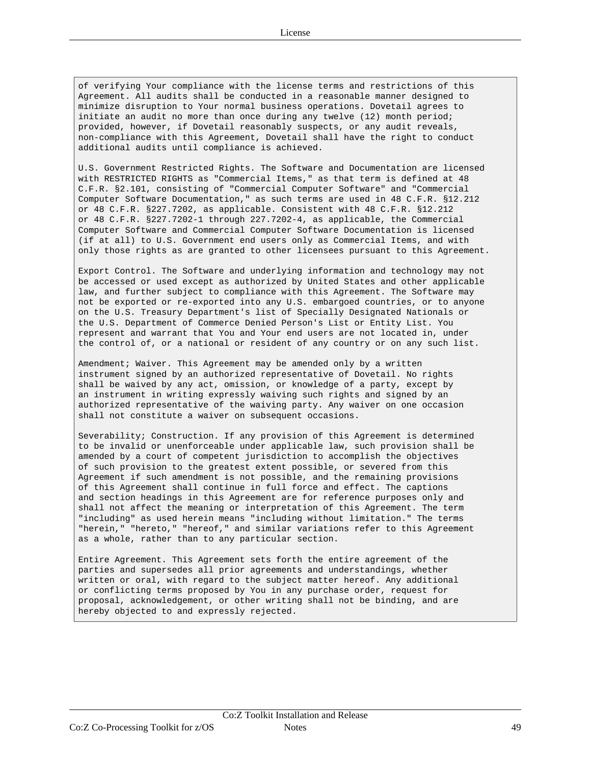```
of verifying Your compliance with the license terms and restrictions of this
Agreement. All audits shall be conducted in a reasonable manner designed to
minimize disruption to Your normal business operations. Dovetail agrees to
initiate an audit no more than once during any twelve (12) month period;
provided, however, if Dovetail reasonably suspects, or any audit reveals,
non-compliance with this Agreement, Dovetail shall have the right to conduct
additional audits until compliance is achieved.

U.S. Government Restricted Rights. The Software and Documentation are licensed
with RESTRICTED RIGHTS as "Commercial Items," as that term is defined at 48
C.F.R. §2.101, consisting of "Commercial Computer Software" and "Commercial
Computer Software Documentation," as such terms are used in 48 C.F.R. §12.212
or 48 C.F.R. §227.7202, as applicable. Consistent with 48 C.F.R. §12.212
or 48 C.F.R. §227.7202-1 through 227.7202-4, as applicable, the Commercial
Computer Software and Commercial Computer Software Documentation is licensed
(if at all) to U.S. Government end users only as Commercial Items, and with
only those rights as are granted to other licensees pursuant to this Agreement.

Export Control. The Software and underlying information and technology may not
be accessed or used except as authorized by United States and other applicable
law, and further subject to compliance with this Agreement. The Software may
not be exported or re-exported into any U.S. embargoed countries, or to anyone
on the U.S. Treasury Department's list of Specially Designated Nationals or
the U.S. Department of Commerce Denied Person's List or Entity List. You
represent and warrant that You and Your end users are not located in, under
the control of, or a national or resident of any country or on any such list.

Amendment; Waiver. This Agreement may be amended only by a written
instrument signed by an authorized representative of Dovetail. No rights
shall be waived by any act, omission, or knowledge of a party, except by
an instrument in writing expressly waiving such rights and signed by an
authorized representative of the waiving party. Any waiver on one occasion
shall not constitute a waiver on subsequent occasions.

Severability; Construction. If any provision of this Agreement is determined
to be invalid or unenforceable under applicable law, such provision shall be
amended by a court of competent jurisdiction to accomplish the objectives
of such provision to the greatest extent possible, or severed from this
Agreement if such amendment is not possible, and the remaining provisions
of this Agreement shall continue in full force and effect. The captions
and section headings in this Agreement are for reference purposes only and
shall not affect the meaning or interpretation of this Agreement. The term
"including" as used herein means "including without limitation." The terms
"herein," "hereto," "hereof," and similar variations refer to this Agreement
as a whole, rather than to any particular section.

Entire Agreement. This Agreement sets forth the entire agreement of the
parties and supersedes all prior agreements and understandings, whether
written or oral, with regard to the subject matter hereof. Any additional
or conflicting terms proposed by You in any purchase order, request for
proposal, acknowledgement, or other writing shall not be binding, and are
hereby objected to and expressly rejected.
```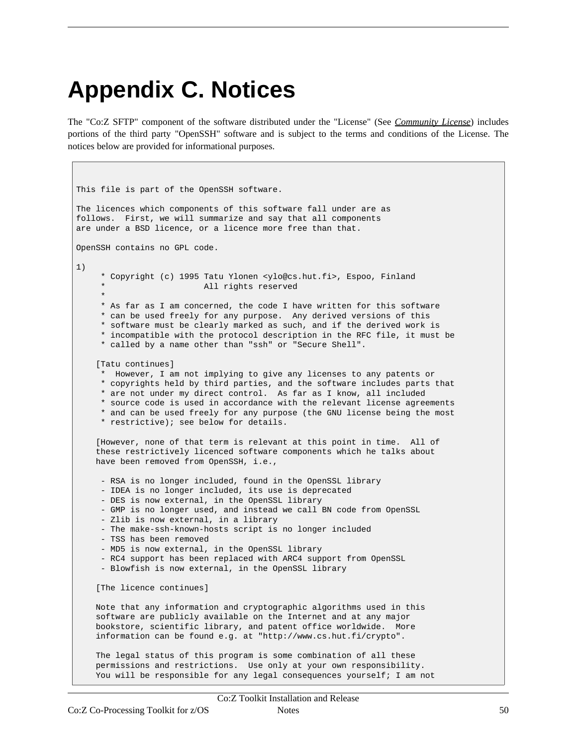# Appendix C. Notices

The "Co:Z SFTP" component of the software distributed under the "License" (See *Community License*) includes portions of the third party "OpenSSH" software and is subject to the terms and conditions of the License. The notices below are provided for informational purposes.

```
This file is part of the OpenSSH software.

The licences which components of this software fall under are as
follows.  First, we will summarize and say that all components
are under a BSD licence, or a licence more free than that.

OpenSSH contains no GPL code.

1)
     * Copyright (c) 1995 Tatu Ylonen <ylo@cs.hut.fi>, Espoo, Finland
     *                    All rights reserved
     *
     * As far as I am concerned, the code I have written for this software
     * can be used freely for any purpose.  Any derived versions of this
     * software must be clearly marked as such, and if the derived work is
     * incompatible with the protocol description in the RFC file, it must be
     * called by a name other than "ssh" or "Secure Shell".

    [Tatu continues]
     *  However, I am not implying to give any licenses to any patents or
     * copyrights held by third parties, and the software includes parts that
     * are not under my direct control.  As far as I know, all included
     * source code is used in accordance with the relevant license agreements
     * and can be used freely for any purpose (the GNU license being the most
     * restrictive); see below for details.

    [However, none of that term is relevant at this point in time.  All of
    these restrictively licenced software components which he talks about
    have been removed from OpenSSH, i.e.,

     - RSA is no longer included, found in the OpenSSL library
     - IDEA is no longer included, its use is deprecated
     - DES is now external, in the OpenSSL library
     - GMP is no longer used, and instead we call BN code from OpenSSL
     - Zlib is now external, in a library
     - The make-ssh-known-hosts script is no longer included
     - TSS has been removed
     - MD5 is now external, in the OpenSSL library
     - RC4 support has been replaced with ARC4 support from OpenSSL
     - Blowfish is now external, in the OpenSSL library

    [The licence continues]

    Note that any information and cryptographic algorithms used in this
    software are publicly available on the Internet and at any major
    bookstore, scientific library, and patent office worldwide.  More
    information can be found e.g. at "http://www.cs.hut.fi/crypto".

    The legal status of this program is some combination of all these
    permissions and restrictions.  Use only at your own responsibility.
    You will be responsible for any legal consequences yourself; I am not
```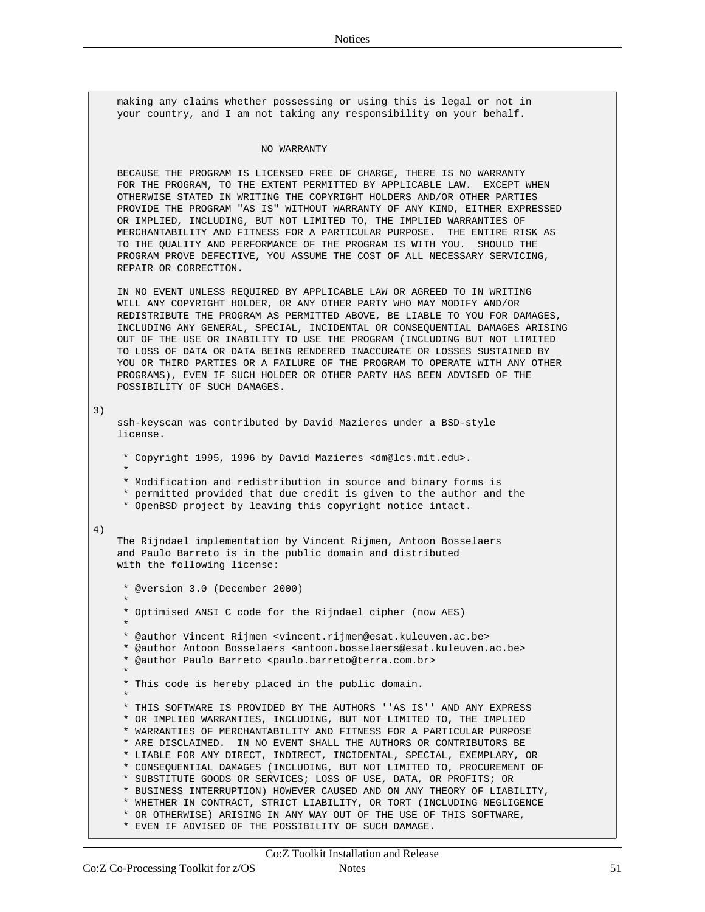```
    making any claims whether possessing or using this is legal or not in
    your country, and I am not taking any responsibility on your behalf.


                            NO WARRANTY

    BECAUSE THE PROGRAM IS LICENSED FREE OF CHARGE, THERE IS NO WARRANTY
    FOR THE PROGRAM, TO THE EXTENT PERMITTED BY APPLICABLE LAW.  EXCEPT WHEN
    OTHERWISE STATED IN WRITING THE COPYRIGHT HOLDERS AND/OR OTHER PARTIES
    PROVIDE THE PROGRAM "AS IS" WITHOUT WARRANTY OF ANY KIND, EITHER EXPRESSED
    OR IMPLIED, INCLUDING, BUT NOT LIMITED TO, THE IMPLIED WARRANTIES OF
    MERCHANTABILITY AND FITNESS FOR A PARTICULAR PURPOSE.  THE ENTIRE RISK AS
    TO THE QUALITY AND PERFORMANCE OF THE PROGRAM IS WITH YOU.  SHOULD THE
    PROGRAM PROVE DEFECTIVE, YOU ASSUME THE COST OF ALL NECESSARY SERVICING,
    REPAIR OR CORRECTION.

    IN NO EVENT UNLESS REQUIRED BY APPLICABLE LAW OR AGREED TO IN WRITING
    WILL ANY COPYRIGHT HOLDER, OR ANY OTHER PARTY WHO MAY MODIFY AND/OR
    REDISTRIBUTE THE PROGRAM AS PERMITTED ABOVE, BE LIABLE TO YOU FOR DAMAGES,
    INCLUDING ANY GENERAL, SPECIAL, INCIDENTAL OR CONSEQUENTIAL DAMAGES ARISING
    OUT OF THE USE OR INABILITY TO USE THE PROGRAM (INCLUDING BUT NOT LIMITED
    TO LOSS OF DATA OR DATA BEING RENDERED INACCURATE OR LOSSES SUSTAINED BY
    YOU OR THIRD PARTIES OR A FAILURE OF THE PROGRAM TO OPERATE WITH ANY OTHER
    PROGRAMS), EVEN IF SUCH HOLDER OR OTHER PARTY HAS BEEN ADVISED OF THE
    POSSIBILITY OF SUCH DAMAGES.

3)
    ssh-keyscan was contributed by David Mazieres under a BSD-style
    license.

     * Copyright 1995, 1996 by David Mazieres <dm@lcs.mit.edu>.
     *
     * Modification and redistribution in source and binary forms is
     * permitted provided that due credit is given to the author and the
     * OpenBSD project by leaving this copyright notice intact.

4)
    The Rijndael implementation by Vincent Rijmen, Antoon Bosselaers
    and Paulo Barreto is in the public domain and distributed
    with the following license:

     * @version 3.0 (December 2000)
     *
     * Optimised ANSI C code for the Rijndael cipher (now AES)
     *
     * @author Vincent Rijmen <vincent.rijmen@esat.kuleuven.ac.be>
     * @author Antoon Bosselaers <antoon.bosselaers@esat.kuleuven.ac.be>
     * @author Paulo Barreto <paulo.barreto@terra.com.br>
     *
     * This code is hereby placed in the public domain.
     *
     * THIS SOFTWARE IS PROVIDED BY THE AUTHORS ''AS IS'' AND ANY EXPRESS
     * OR IMPLIED WARRANTIES, INCLUDING, BUT NOT LIMITED TO, THE IMPLIED
     * WARRANTIES OF MERCHANTABILITY AND FITNESS FOR A PARTICULAR PURPOSE
     * ARE DISCLAIMED.  IN NO EVENT SHALL THE AUTHORS OR CONTRIBUTORS BE
     * LIABLE FOR ANY DIRECT, INDIRECT, INCIDENTAL, SPECIAL, EXEMPLARY, OR
     * CONSEQUENTIAL DAMAGES (INCLUDING, BUT NOT LIMITED TO, PROCUREMENT OF
     * SUBSTITUTE GOODS OR SERVICES; LOSS OF USE, DATA, OR PROFITS; OR
     * BUSINESS INTERRUPTION) HOWEVER CAUSED AND ON ANY THEORY OF LIABILITY,
     * WHETHER IN CONTRACT, STRICT LIABILITY, OR TORT (INCLUDING NEGLIGENCE
     * OR OTHERWISE) ARISING IN ANY WAY OUT OF THE USE OF THIS SOFTWARE,
     * EVEN IF ADVISED OF THE POSSIBILITY OF SUCH DAMAGE.
```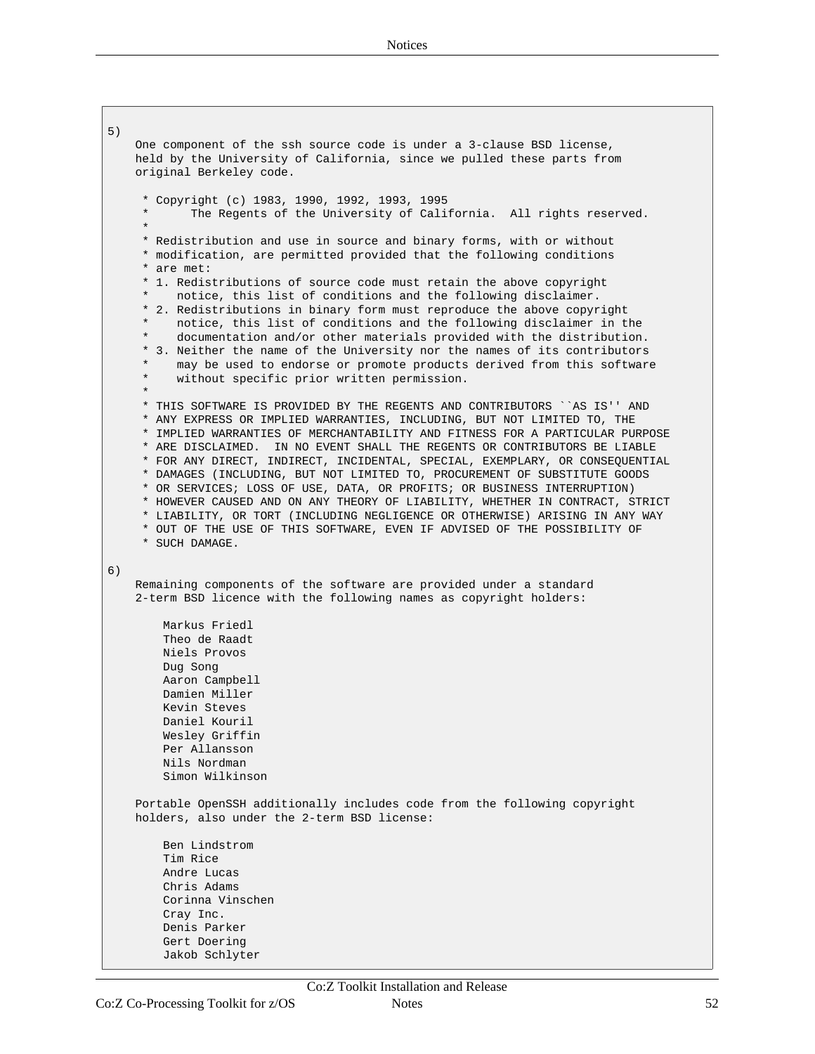```
5)
    One component of the ssh source code is under a 3-clause BSD license,
    held by the University of California, since we pulled these parts from
    original Berkeley code.

     * Copyright (c) 1983, 1990, 1992, 1993, 1995
     *      The Regents of the University of California.  All rights reserved.
     *
     * Redistribution and use in source and binary forms, with or without
     * modification, are permitted provided that the following conditions
     * are met:
     * 1. Redistributions of source code must retain the above copyright
     *    notice, this list of conditions and the following disclaimer.
     * 2. Redistributions in binary form must reproduce the above copyright
     *    notice, this list of conditions and the following disclaimer in the
     *    documentation and/or other materials provided with the distribution.
     * 3. Neither the name of the University nor the names of its contributors
     *    may be used to endorse or promote products derived from this software
     *    without specific prior written permission.
     *
     * THIS SOFTWARE IS PROVIDED BY THE REGENTS AND CONTRIBUTORS ``AS IS'' AND
     * ANY EXPRESS OR IMPLIED WARRANTIES, INCLUDING, BUT NOT LIMITED TO, THE
     * IMPLIED WARRANTIES OF MERCHANTABILITY AND FITNESS FOR A PARTICULAR PURPOSE
     * ARE DISCLAIMED.  IN NO EVENT SHALL THE REGENTS OR CONTRIBUTORS BE LIABLE
     * FOR ANY DIRECT, INDIRECT, INCIDENTAL, SPECIAL, EXEMPLARY, OR CONSEQUENTIAL
     * DAMAGES (INCLUDING, BUT NOT LIMITED TO, PROCUREMENT OF SUBSTITUTE GOODS
     * OR SERVICES; LOSS OF USE, DATA, OR PROFITS; OR BUSINESS INTERRUPTION)
     * HOWEVER CAUSED AND ON ANY THEORY OF LIABILITY, WHETHER IN CONTRACT, STRICT
     * LIABILITY, OR TORT (INCLUDING NEGLIGENCE OR OTHERWISE) ARISING IN ANY WAY
     * OUT OF THE USE OF THIS SOFTWARE, EVEN IF ADVISED OF THE POSSIBILITY OF
     * SUCH DAMAGE.

6)
    Remaining components of the software are provided under a standard
    2-term BSD licence with the following names as copyright holders:

        Markus Friedl
        Theo de Raadt
        Niels Provos
        Dug Song
        Aaron Campbell
        Damien Miller
        Kevin Steves
        Daniel Kouril
        Wesley Griffin
        Per Allansson
        Nils Nordman
        Simon Wilkinson

    Portable OpenSSH additionally includes code from the following copyright
    holders, also under the 2-term BSD license:

        Ben Lindstrom
        Tim Rice
        Andre Lucas
        Chris Adams
        Corinna Vinschen
        Cray Inc.
        Denis Parker
        Gert Doering
        Jakob Schlyter
```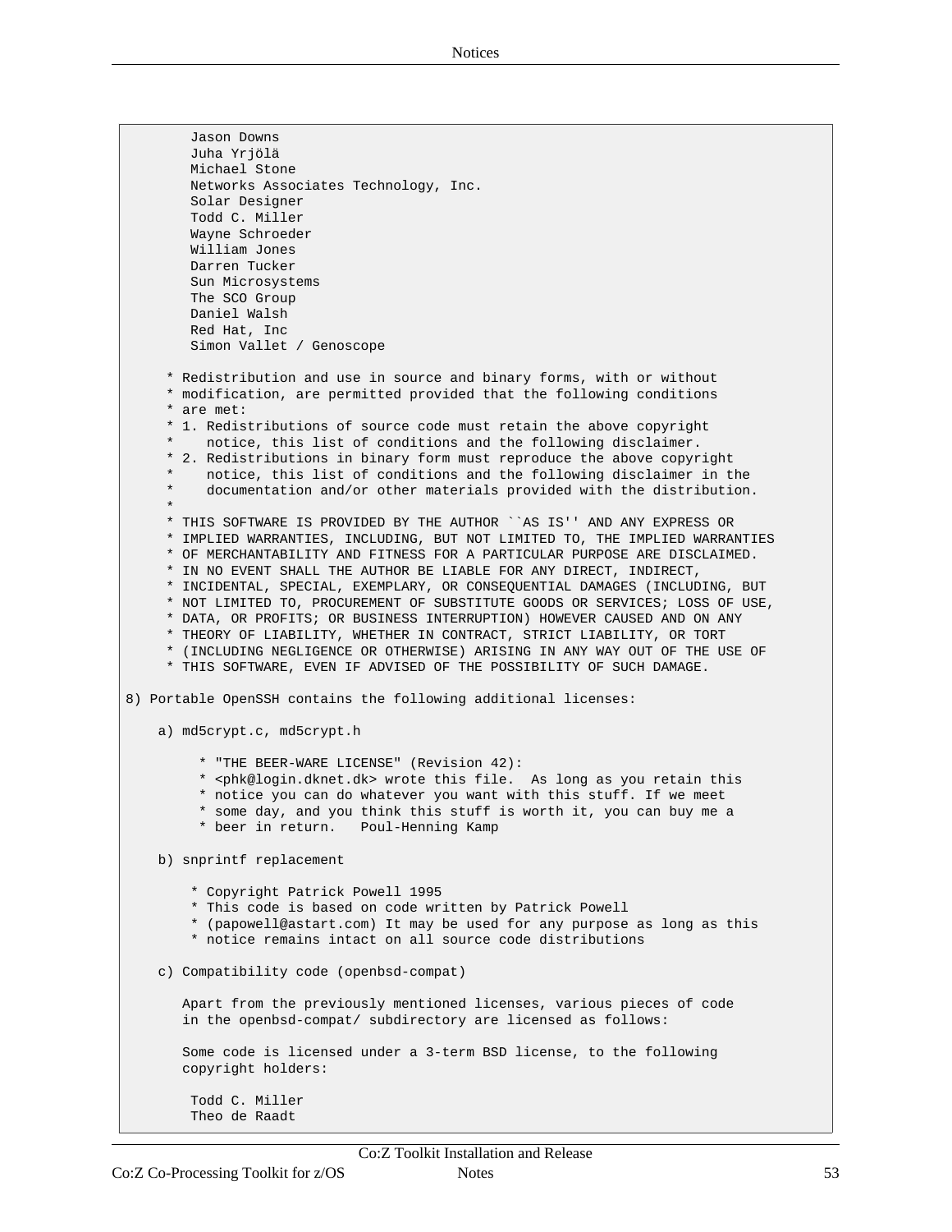```
        Jason Downs
        Juha Yrjölä
        Michael Stone
        Networks Associates Technology, Inc.
        Solar Designer
        Todd C. Miller
        Wayne Schroeder
        William Jones
        Darren Tucker
        Sun Microsystems
        The SCO Group
        Daniel Walsh
        Red Hat, Inc
        Simon Vallet / Genoscope

     * Redistribution and use in source and binary forms, with or without
     * modification, are permitted provided that the following conditions
     * are met:
     * 1. Redistributions of source code must retain the above copyright
     *    notice, this list of conditions and the following disclaimer.
     * 2. Redistributions in binary form must reproduce the above copyright
     *    notice, this list of conditions and the following disclaimer in the
     *    documentation and/or other materials provided with the distribution.
     *
     * THIS SOFTWARE IS PROVIDED BY THE AUTHOR ``AS IS'' AND ANY EXPRESS OR
     * IMPLIED WARRANTIES, INCLUDING, BUT NOT LIMITED TO, THE IMPLIED WARRANTIES
     * OF MERCHANTABILITY AND FITNESS FOR A PARTICULAR PURPOSE ARE DISCLAIMED.
     * IN NO EVENT SHALL THE AUTHOR BE LIABLE FOR ANY DIRECT, INDIRECT,
     * INCIDENTAL, SPECIAL, EXEMPLARY, OR CONSEQUENTIAL DAMAGES (INCLUDING, BUT
     * NOT LIMITED TO, PROCUREMENT OF SUBSTITUTE GOODS OR SERVICES; LOSS OF USE,
     * DATA, OR PROFITS; OR BUSINESS INTERRUPTION) HOWEVER CAUSED AND ON ANY
     * THEORY OF LIABILITY, WHETHER IN CONTRACT, STRICT LIABILITY, OR TORT
     * (INCLUDING NEGLIGENCE OR OTHERWISE) ARISING IN ANY WAY OUT OF THE USE OF
     * THIS SOFTWARE, EVEN IF ADVISED OF THE POSSIBILITY OF SUCH DAMAGE.

8) Portable OpenSSH contains the following additional licenses:

    a) md5crypt.c, md5crypt.h

         * "THE BEER-WARE LICENSE" (Revision 42):
         * <phk@login.dknet.dk> wrote this file.  As long as you retain this
         * notice you can do whatever you want with this stuff. If we meet
         * some day, and you think this stuff is worth it, you can buy me a
         * beer in return.   Poul-Henning Kamp

    b) snprintf replacement

        * Copyright Patrick Powell 1995
        * This code is based on code written by Patrick Powell
        * (papowell@astart.com) It may be used for any purpose as long as this
        * notice remains intact on all source code distributions

    c) Compatibility code (openbsd-compat)

       Apart from the previously mentioned licenses, various pieces of code
       in the openbsd-compat/ subdirectory are licensed as follows:

       Some code is licensed under a 3-term BSD license, to the following
       copyright holders:

        Todd C. Miller
        Theo de Raadt
```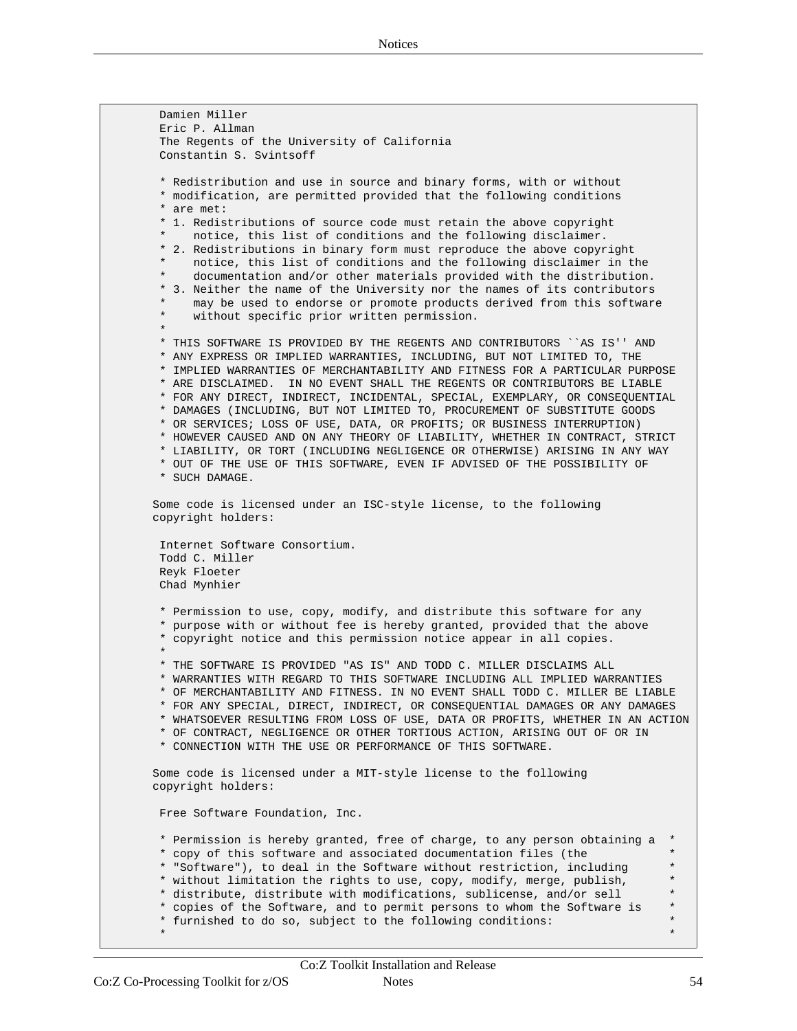```
 Damien Miller
 Eric P. Allman
 The Regents of the University of California
 Constantin S. Svintsoff

 * Redistribution and use in source and binary forms, with or without
 * modification, are permitted provided that the following conditions
 * are met:
 * 1. Redistributions of source code must retain the above copyright
 *    notice, this list of conditions and the following disclaimer.
 * 2. Redistributions in binary form must reproduce the above copyright
 *    notice, this list of conditions and the following disclaimer in the
 *    documentation and/or other materials provided with the distribution.
 * 3. Neither the name of the University nor the names of its contributors
 *    may be used to endorse or promote products derived from this software
 *    without specific prior written permission.
 *
 * THIS SOFTWARE IS PROVIDED BY THE REGENTS AND CONTRIBUTORS ``AS IS'' AND
 * ANY EXPRESS OR IMPLIED WARRANTIES, INCLUDING, BUT NOT LIMITED TO, THE
 * IMPLIED WARRANTIES OF MERCHANTABILITY AND FITNESS FOR A PARTICULAR PURPOSE
 * ARE DISCLAIMED.  IN NO EVENT SHALL THE REGENTS OR CONTRIBUTORS BE LIABLE
 * FOR ANY DIRECT, INDIRECT, INCIDENTAL, SPECIAL, EXEMPLARY, OR CONSEQUENTIAL
 * DAMAGES (INCLUDING, BUT NOT LIMITED TO, PROCUREMENT OF SUBSTITUTE GOODS
 * OR SERVICES; LOSS OF USE, DATA, OR PROFITS; OR BUSINESS INTERRUPTION)
 * HOWEVER CAUSED AND ON ANY THEORY OF LIABILITY, WHETHER IN CONTRACT, STRICT
 * LIABILITY, OR TORT (INCLUDING NEGLIGENCE OR OTHERWISE) ARISING IN ANY WAY
 * OUT OF THE USE OF THIS SOFTWARE, EVEN IF ADVISED OF THE POSSIBILITY OF
 * SUCH DAMAGE.

Some code is licensed under an ISC-style license, to the following
copyright holders:

 Internet Software Consortium.
 Todd C. Miller
 Reyk Floeter
 Chad Mynhier

 * Permission to use, copy, modify, and distribute this software for any
 * purpose with or without fee is hereby granted, provided that the above
 * copyright notice and this permission notice appear in all copies.
 *
 * THE SOFTWARE IS PROVIDED "AS IS" AND TODD C. MILLER DISCLAIMS ALL
 * WARRANTIES WITH REGARD TO THIS SOFTWARE INCLUDING ALL IMPLIED WARRANTIES
 * OF MERCHANTABILITY AND FITNESS. IN NO EVENT SHALL TODD C. MILLER BE LIABLE
 * FOR ANY SPECIAL, DIRECT, INDIRECT, OR CONSEQUENTIAL DAMAGES OR ANY DAMAGES
 * WHATSOEVER RESULTING FROM LOSS OF USE, DATA OR PROFITS, WHETHER IN AN ACTION
 * OF CONTRACT, NEGLIGENCE OR OTHER TORTIOUS ACTION, ARISING OUT OF OR IN
 * CONNECTION WITH THE USE OR PERFORMANCE OF THIS SOFTWARE.

Some code is licensed under a MIT-style license to the following
copyright holders:

 Free Software Foundation, Inc.

 * Permission is hereby granted, free of charge, to any person obtaining a  *
 * copy of this software and associated documentation files (the           *
 * "Software"), to deal in the Software without restriction, including      *
 * without limitation the rights to use, copy, modify, merge, publish,      *
 * distribute, distribute with modifications, sublicense, and/or sell       *
 * copies of the Software, and to permit persons to whom the Software is    *
 * furnished to do so, subject to the following conditions:                 *
 *                                                                          *
```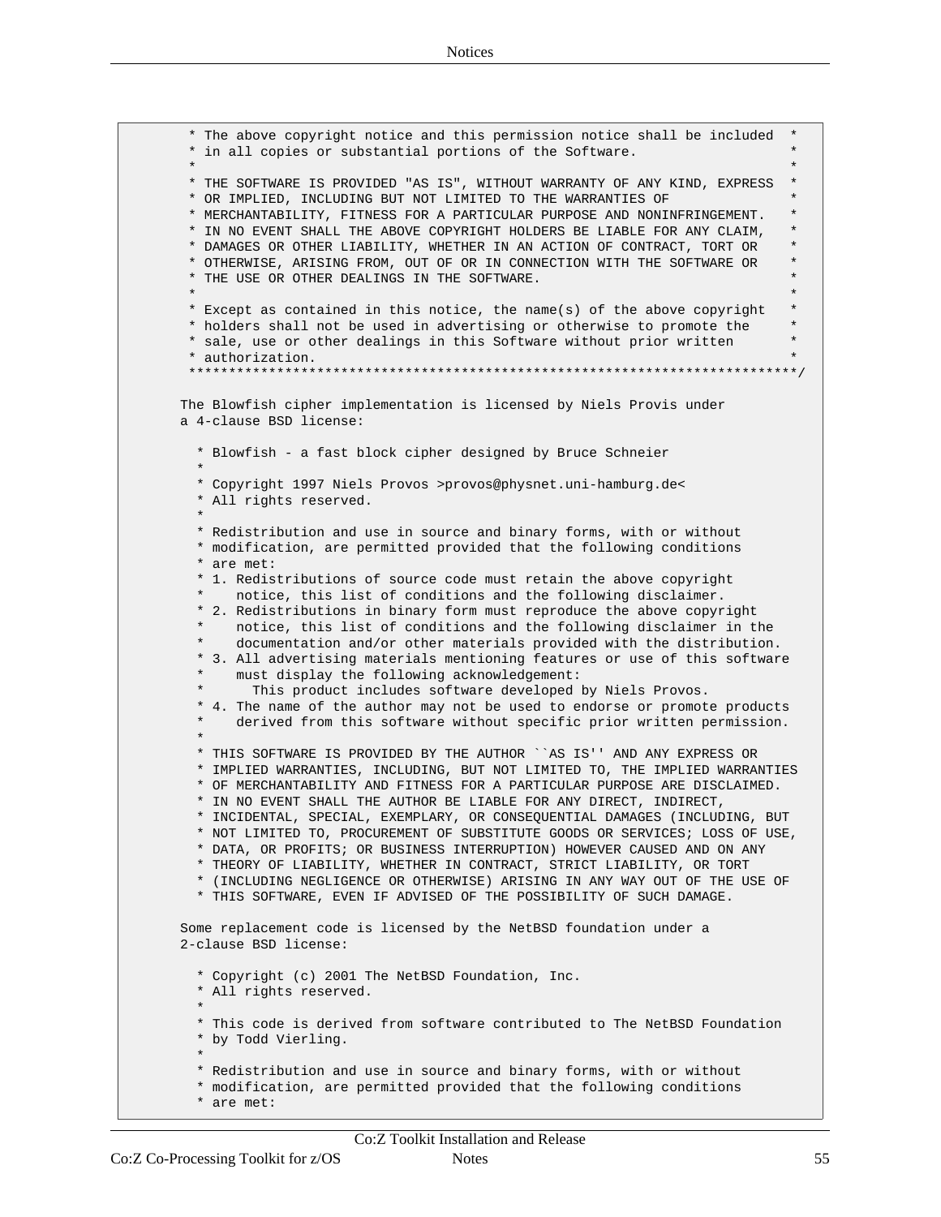```
 * The above copyright notice and this permission notice shall be included  *
 * in all copies or substantial portions of the Software.                   *
 *                                                                          *
 * THE SOFTWARE IS PROVIDED "AS IS", WITHOUT WARRANTY OF ANY KIND, EXPRESS  *
 * OR IMPLIED, INCLUDING BUT NOT LIMITED TO THE WARRANTIES OF               *
 * MERCHANTABILITY, FITNESS FOR A PARTICULAR PURPOSE AND NONINFRINGEMENT.   *
 * IN NO EVENT SHALL THE ABOVE COPYRIGHT HOLDERS BE LIABLE FOR ANY CLAIM,   *
 * DAMAGES OR OTHER LIABILITY, WHETHER IN AN ACTION OF CONTRACT, TORT OR    *
 * OTHERWISE, ARISING FROM, OUT OF OR IN CONNECTION WITH THE SOFTWARE OR    *
 * THE USE OR OTHER DEALINGS IN THE SOFTWARE.                               *
 *                                                                          *
 * Except as contained in this notice, the name(s) of the above copyright   *
 * holders shall not be used in advertising or otherwise to promote the     *
 * sale, use or other dealings in this Software without prior written       *
 * authorization.                                                           *
 ****************************************************************************/

The Blowfish cipher implementation is licensed by Niels Provis under
a 4-clause BSD license:

  * Blowfish - a fast block cipher designed by Bruce Schneier
  *
  * Copyright 1997 Niels Provos >provos@physnet.uni-hamburg.de<
  * All rights reserved.
  *
  * Redistribution and use in source and binary forms, with or without
  * modification, are permitted provided that the following conditions
  * are met:
  * 1. Redistributions of source code must retain the above copyright
  *    notice, this list of conditions and the following disclaimer.
  * 2. Redistributions in binary form must reproduce the above copyright
  *    notice, this list of conditions and the following disclaimer in the
  *    documentation and/or other materials provided with the distribution.
  * 3. All advertising materials mentioning features or use of this software
  *    must display the following acknowledgement:
  *      This product includes software developed by Niels Provos.
  * 4. The name of the author may not be used to endorse or promote products
  *    derived from this software without specific prior written permission.
  *
  * THIS SOFTWARE IS PROVIDED BY THE AUTHOR ``AS IS'' AND ANY EXPRESS OR
  * IMPLIED WARRANTIES, INCLUDING, BUT NOT LIMITED TO, THE IMPLIED WARRANTIES
  * OF MERCHANTABILITY AND FITNESS FOR A PARTICULAR PURPOSE ARE DISCLAIMED.
  * IN NO EVENT SHALL THE AUTHOR BE LIABLE FOR ANY DIRECT, INDIRECT,
  * INCIDENTAL, SPECIAL, EXEMPLARY, OR CONSEQUENTIAL DAMAGES (INCLUDING, BUT
  * NOT LIMITED TO, PROCUREMENT OF SUBSTITUTE GOODS OR SERVICES; LOSS OF USE,
  * DATA, OR PROFITS; OR BUSINESS INTERRUPTION) HOWEVER CAUSED AND ON ANY
  * THEORY OF LIABILITY, WHETHER IN CONTRACT, STRICT LIABILITY, OR TORT
  * (INCLUDING NEGLIGENCE OR OTHERWISE) ARISING IN ANY WAY OUT OF THE USE OF
  * THIS SOFTWARE, EVEN IF ADVISED OF THE POSSIBILITY OF SUCH DAMAGE.

Some replacement code is licensed by the NetBSD foundation under a
2-clause BSD license:

  * Copyright (c) 2001 The NetBSD Foundation, Inc.
  * All rights reserved.
  *
  * This code is derived from software contributed to The NetBSD Foundation
  * by Todd Vierling.
  *
  * Redistribution and use in source and binary forms, with or without
  * modification, are permitted provided that the following conditions
  * are met:
```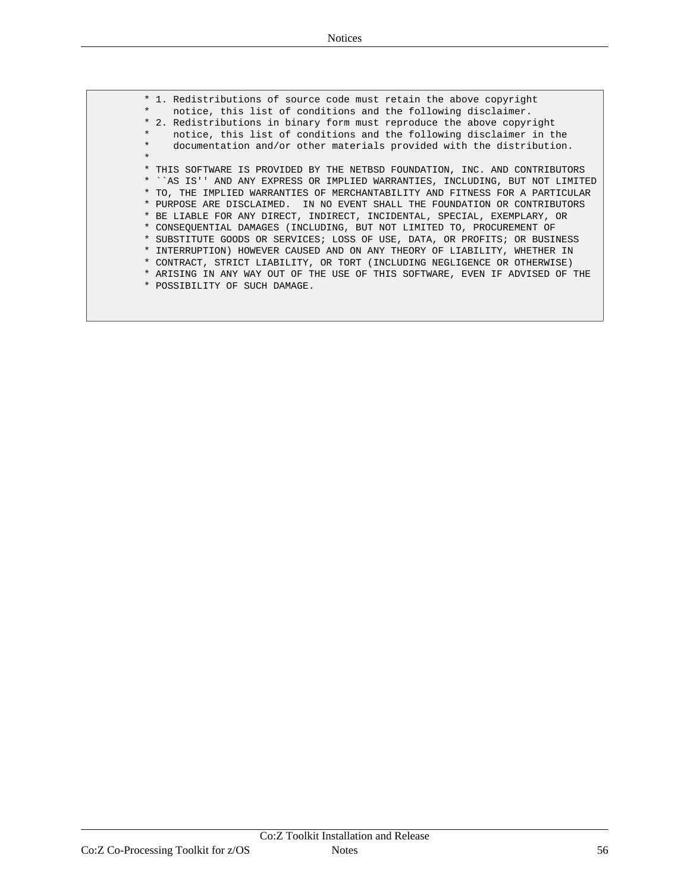```
 * 1. Redistributions of source code must retain the above copyright
 *    notice, this list of conditions and the following disclaimer.
 * 2. Redistributions in binary form must reproduce the above copyright
 *    notice, this list of conditions and the following disclaimer in the
 *    documentation and/or other materials provided with the distribution.
 *
 * THIS SOFTWARE IS PROVIDED BY THE NETBSD FOUNDATION, INC. AND CONTRIBUTORS
 * ``AS IS'' AND ANY EXPRESS OR IMPLIED WARRANTIES, INCLUDING, BUT NOT LIMITED
 * TO, THE IMPLIED WARRANTIES OF MERCHANTABILITY AND FITNESS FOR A PARTICULAR
 * PURPOSE ARE DISCLAIMED.  IN NO EVENT SHALL THE FOUNDATION OR CONTRIBUTORS
 * BE LIABLE FOR ANY DIRECT, INDIRECT, INCIDENTAL, SPECIAL, EXEMPLARY, OR
 * CONSEQUENTIAL DAMAGES (INCLUDING, BUT NOT LIMITED TO, PROCUREMENT OF
 * SUBSTITUTE GOODS OR SERVICES; LOSS OF USE, DATA, OR PROFITS; OR BUSINESS
 * INTERRUPTION) HOWEVER CAUSED AND ON ANY THEORY OF LIABILITY, WHETHER IN
 * CONTRACT, STRICT LIABILITY, OR TORT (INCLUDING NEGLIGENCE OR OTHERWISE)
 * ARISING IN ANY WAY OUT OF THE USE OF THIS SOFTWARE, EVEN IF ADVISED OF THE
 * POSSIBILITY OF SUCH DAMAGE.
```